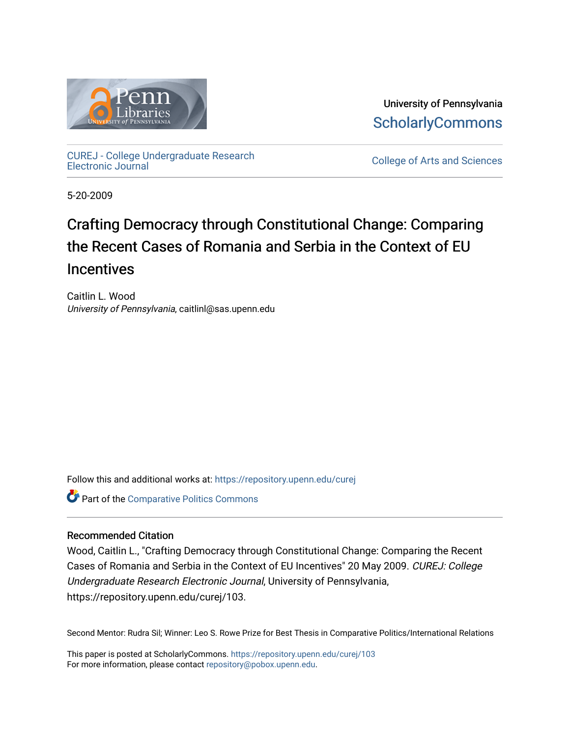University of Pennsylvania
ScholarlyCommons

CUREJ - College Undergraduate Research Electronic Journal

College of Arts and Sciences

5-20-2009

# Crafting Democracy through Constitutional Change: Comparing the Recent Cases of Romania and Serbia in the Context of EU Incentives

Caitlin L. Wood
*University of Pennsylvania*, caitlinl@sas.upenn.edu

Follow this and additional works at: https://repository.upenn.edu/curej

Part of the Comparative Politics Commons

## Recommended Citation

Wood, Caitlin L., "Crafting Democracy through Constitutional Change: Comparing the Recent Cases of Romania and Serbia in the Context of EU Incentives" 20 May 2009. *CUREJ: College Undergraduate Research Electronic Journal*, University of Pennsylvania, https://repository.upenn.edu/curej/103.

Second Mentor: Rudra Sil; Winner: Leo S. Rowe Prize for Best Thesis in Comparative Politics/International Relations

This paper is posted at ScholarlyCommons. https://repository.upenn.edu/curej/103
For more information, please contact repository@pobox.upenn.edu.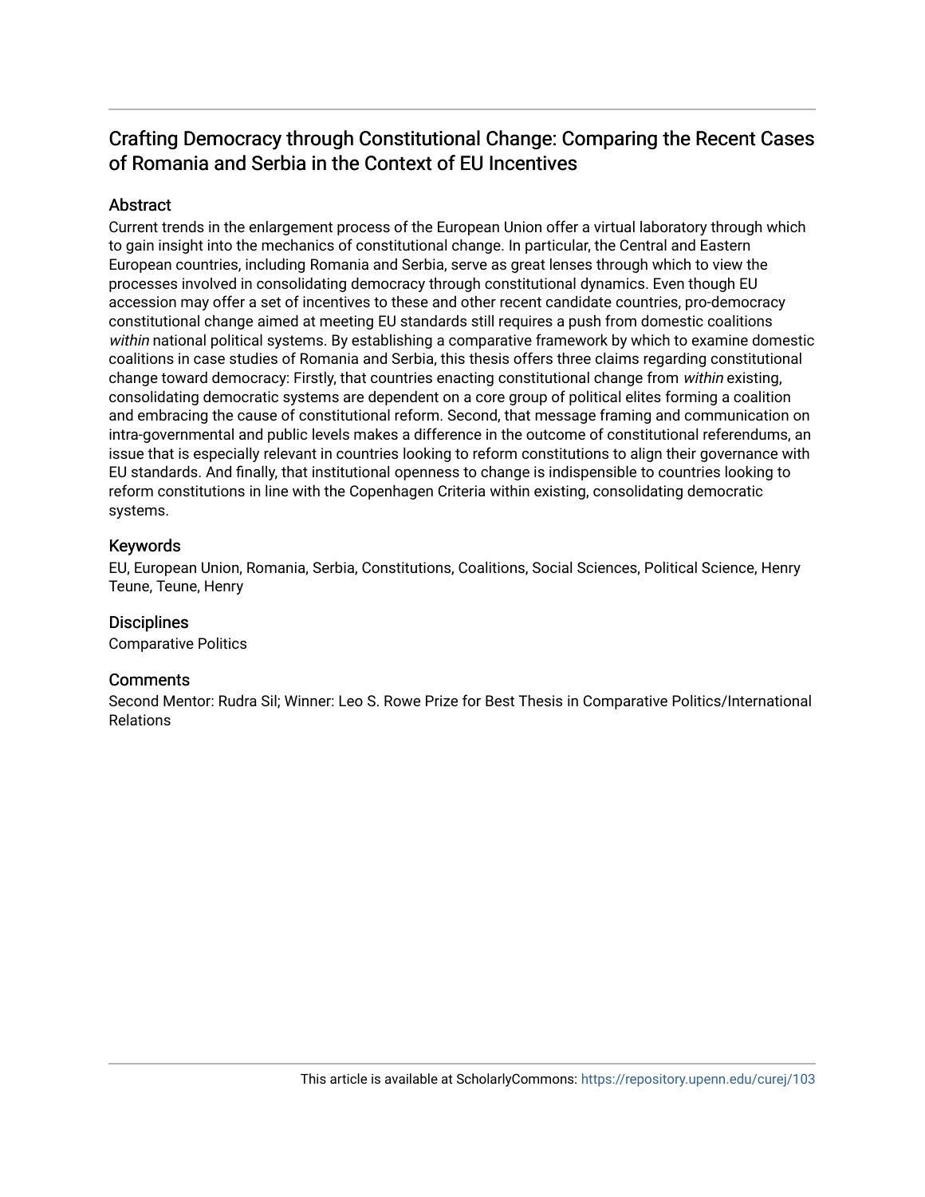# Crafting Democracy through Constitutional Change: Comparing the Recent Cases of Romania and Serbia in the Context of EU Incentives

## Abstract

Current trends in the enlargement process of the European Union offer a virtual laboratory through which to gain insight into the mechanics of constitutional change. In particular, the Central and Eastern European countries, including Romania and Serbia, serve as great lenses through which to view the processes involved in consolidating democracy through constitutional dynamics. Even though EU accession may offer a set of incentives to these and other recent candidate countries, pro-democracy constitutional change aimed at meeting EU standards still requires a push from domestic coalitions *within* national political systems. By establishing a comparative framework by which to examine domestic coalitions in case studies of Romania and Serbia, this thesis offers three claims regarding constitutional change toward democracy: Firstly, that countries enacting constitutional change from *within* existing, consolidating democratic systems are dependent on a core group of political elites forming a coalition and embracing the cause of constitutional reform. Second, that message framing and communication on intra-governmental and public levels makes a difference in the outcome of constitutional referendums, an issue that is especially relevant in countries looking to reform constitutions to align their governance with EU standards. And finally, that institutional openness to change is indispensable to countries looking to reform constitutions in line with the Copenhagen Criteria within existing, consolidating democratic systems.

## Keywords

EU, European Union, Romania, Serbia, Constitutions, Coalitions, Social Sciences, Political Science, Henry Teune, Teune, Henry

## Disciplines

Comparative Politics

## Comments

Second Mentor: Rudra Sil; Winner: Leo S. Rowe Prize for Best Thesis in Comparative Politics/International Relations

This article is available at ScholarlyCommons: https://repository.upenn.edu/curej/103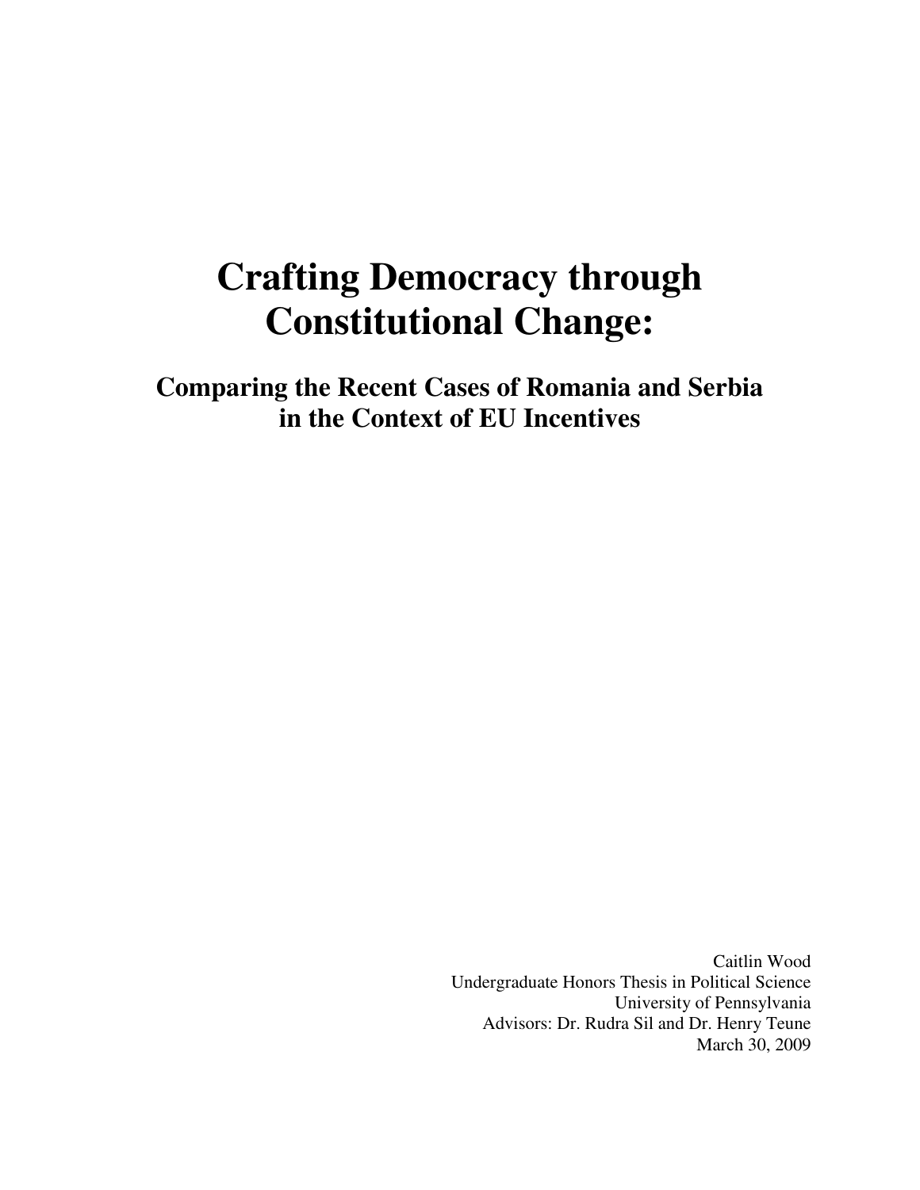# Crafting Democracy through Constitutional Change:

## Comparing the Recent Cases of Romania and Serbia in the Context of EU Incentives

Caitlin Wood
Undergraduate Honors Thesis in Political Science
University of Pennsylvania
Advisors: Dr. Rudra Sil and Dr. Henry Teune
March 30, 2009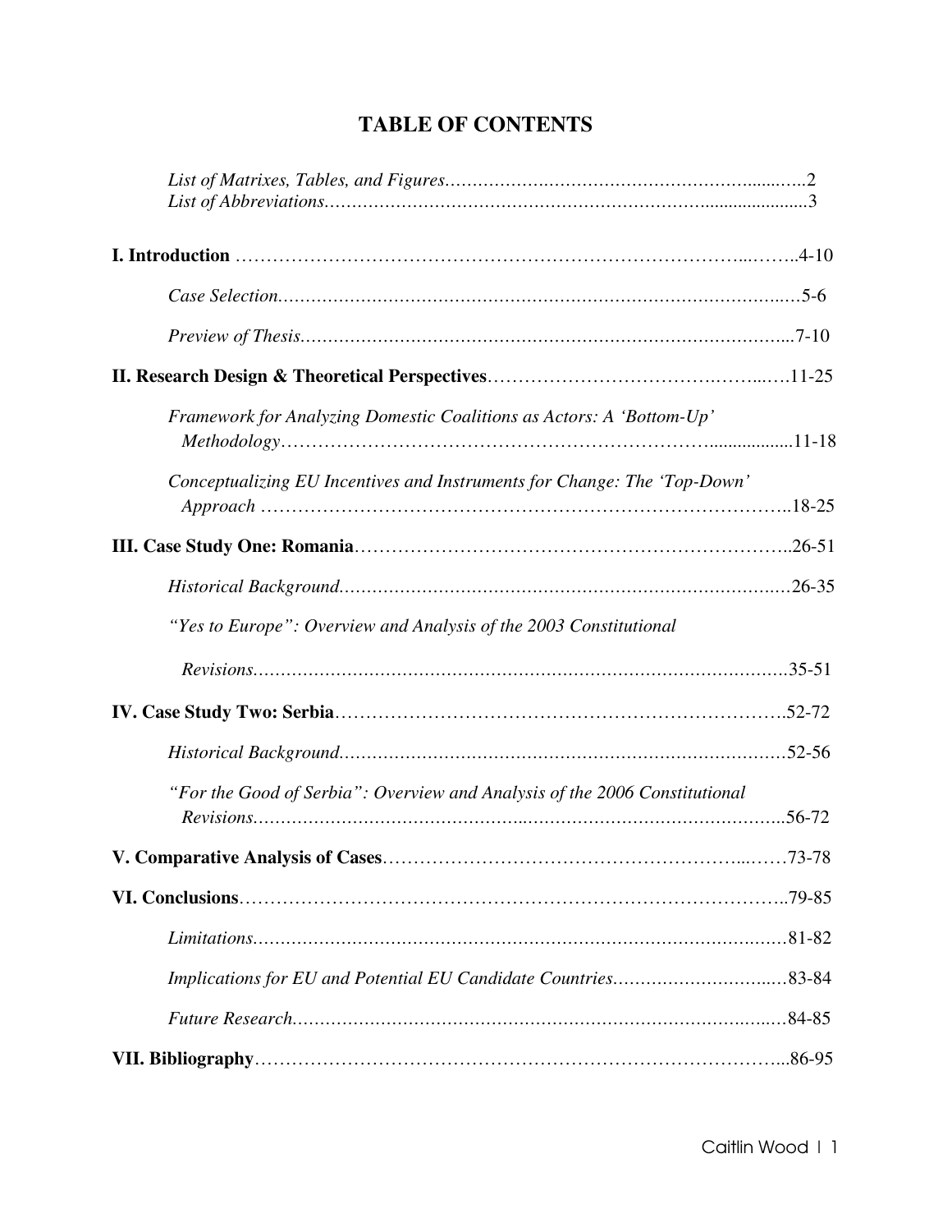# TABLE OF CONTENTS

*List of Matrixes, Tables, and Figures*……………………………………………………..2
*List of Abbreviations*……………………………………………………………………3

**I. Introduction** ……………………………………………………………………4-10

*Case Selection*……………………………………………………………………5-6

*Preview of Thesis*…………………………………………………………………7-10

**II. Research Design & Theoretical Perspectives**…………………………………11-25

*Framework for Analyzing Domestic Coalitions as Actors: A 'Bottom-Up' Methodology*……………………………………………………………………11-18

*Conceptualizing EU Incentives and Instruments for Change: The 'Top-Down' Approach* ……………………………………………………………………18-25

**III. Case Study One: Romania**…………………………………………………26-51

*Historical Background*……………………………………………………………26-35

*"Yes to Europe": Overview and Analysis of the 2003 Constitutional Revisions*……………………………………………………………………35-51

**IV. Case Study Two: Serbia**……………………………………………………52-72

*Historical Background*……………………………………………………………52-56

*"For the Good of Serbia": Overview and Analysis of the 2006 Constitutional Revisions*……………………………………………………………………56-72

**V. Comparative Analysis of Cases**……………………………………………73-78

**VI. Conclusions**……………………………………………………………………79-85

*Limitations*………………………………………………………………………81-82

*Implications for EU and Potential EU Candidate Countries*……………………83-84

*Future Research*…………………………………………………………………84-85

**VII. Bibliography**…………………………………………………………………86-95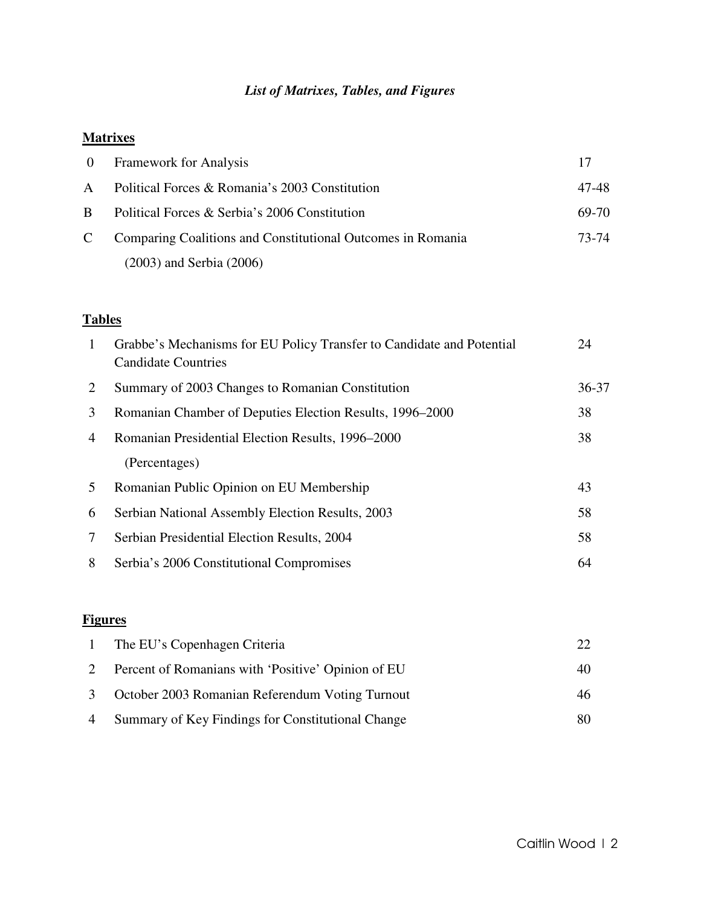# *List of Matrixes, Tables, and Figures*

## Matrixes

| | | |
|---|---|---|
| 0 | Framework for Analysis | 17 |
| A | Political Forces & Romania's 2003 Constitution | 47-48 |
| B | Political Forces & Serbia's 2006 Constitution | 69-70 |
| C | Comparing Coalitions and Constitutional Outcomes in Romania (2003) and Serbia (2006) | 73-74 |

## Tables

| | | |
|---|---|---|
| 1 | Grabbe's Mechanisms for EU Policy Transfer to Candidate and Potential Candidate Countries | 24 |
| 2 | Summary of 2003 Changes to Romanian Constitution | 36-37 |
| 3 | Romanian Chamber of Deputies Election Results, 1996–2000 | 38 |
| 4 | Romanian Presidential Election Results, 1996–2000 (Percentages) | 38 |
| 5 | Romanian Public Opinion on EU Membership | 43 |
| 6 | Serbian National Assembly Election Results, 2003 | 58 |
| 7 | Serbian Presidential Election Results, 2004 | 58 |
| 8 | Serbia's 2006 Constitutional Compromises | 64 |

## Figures

| | | |
|---|---|---|
| 1 | The EU's Copenhagen Criteria | 22 |
| 2 | Percent of Romanians with 'Positive' Opinion of EU | 40 |
| 3 | October 2003 Romanian Referendum Voting Turnout | 46 |
| 4 | Summary of Key Findings for Constitutional Change | 80 |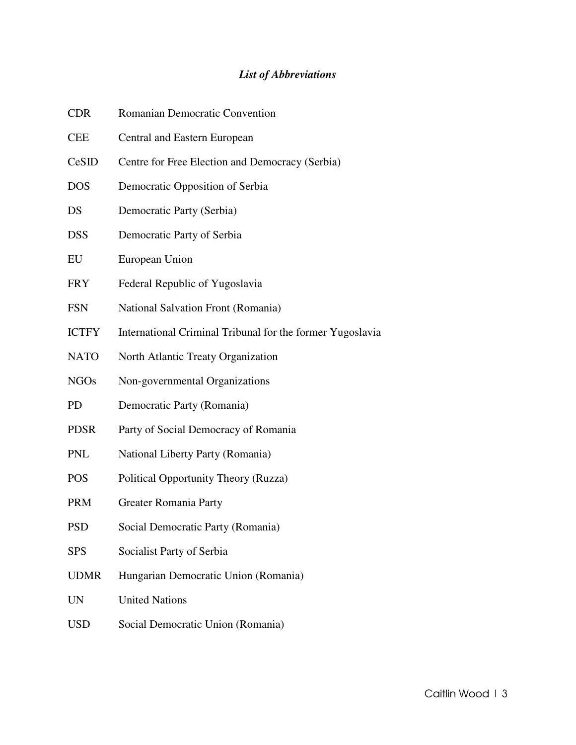### *List of Abbreviations*

| | |
|---|---|
| CDR | Romanian Democratic Convention |
| CEE | Central and Eastern European |
| CeSID | Centre for Free Election and Democracy (Serbia) |
| DOS | Democratic Opposition of Serbia |
| DS | Democratic Party (Serbia) |
| DSS | Democratic Party of Serbia |
| EU | European Union |
| FRY | Federal Republic of Yugoslavia |
| FSN | National Salvation Front (Romania) |
| ICTFY | International Criminal Tribunal for the former Yugoslavia |
| NATO | North Atlantic Treaty Organization |
| NGOs | Non-governmental Organizations |
| PD | Democratic Party (Romania) |
| PDSR | Party of Social Democracy of Romania |
| PNL | National Liberty Party (Romania) |
| POS | Political Opportunity Theory (Ruzza) |
| PRM | Greater Romania Party |
| PSD | Social Democratic Party (Romania) |
| SPS | Socialist Party of Serbia |
| UDMR | Hungarian Democratic Union (Romania) |
| UN | United Nations |
| USD | Social Democratic Union (Romania) |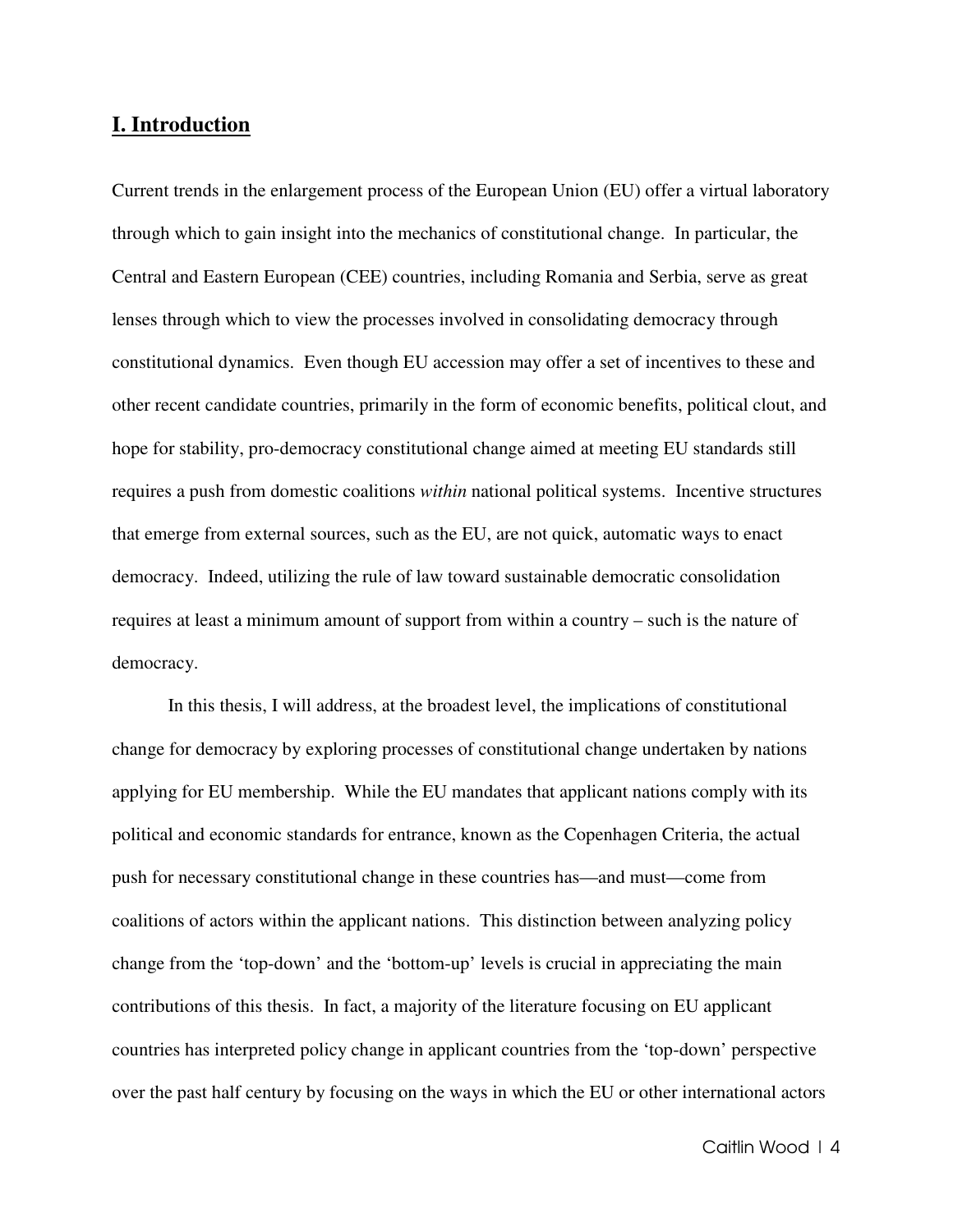## I. Introduction

Current trends in the enlargement process of the European Union (EU) offer a virtual laboratory through which to gain insight into the mechanics of constitutional change. In particular, the Central and Eastern European (CEE) countries, including Romania and Serbia, serve as great lenses through which to view the processes involved in consolidating democracy through constitutional dynamics. Even though EU accession may offer a set of incentives to these and other recent candidate countries, primarily in the form of economic benefits, political clout, and hope for stability, pro-democracy constitutional change aimed at meeting EU standards still requires a push from domestic coalitions *within* national political systems. Incentive structures that emerge from external sources, such as the EU, are not quick, automatic ways to enact democracy. Indeed, utilizing the rule of law toward sustainable democratic consolidation requires at least a minimum amount of support from within a country – such is the nature of democracy.

In this thesis, I will address, at the broadest level, the implications of constitutional change for democracy by exploring processes of constitutional change undertaken by nations applying for EU membership. While the EU mandates that applicant nations comply with its political and economic standards for entrance, known as the Copenhagen Criteria, the actual push for necessary constitutional change in these countries has—and must—come from coalitions of actors within the applicant nations. This distinction between analyzing policy change from the 'top-down' and the 'bottom-up' levels is crucial in appreciating the main contributions of this thesis. In fact, a majority of the literature focusing on EU applicant countries has interpreted policy change in applicant countries from the 'top-down' perspective over the past half century by focusing on the ways in which the EU or other international actors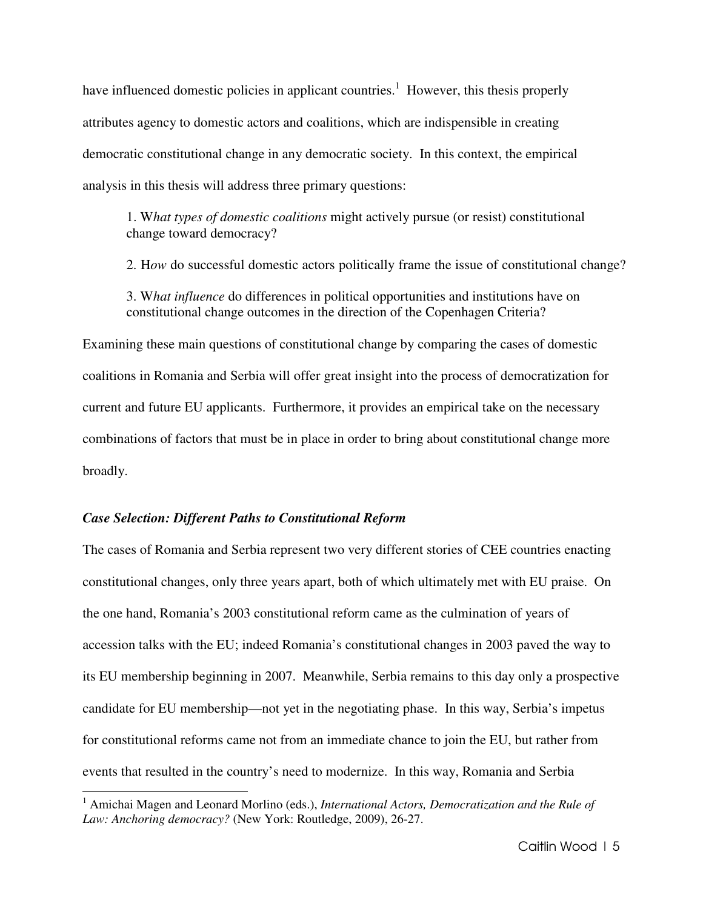have influenced domestic policies in applicant countries.[1] However, this thesis properly attributes agency to domestic actors and coalitions, which are indispensible in creating democratic constitutional change in any democratic society. In this context, the empirical analysis in this thesis will address three primary questions:

> 1. W*hat types of domestic coalitions* might actively pursue (or resist) constitutional change toward democracy?
>
> 2. H*ow* do successful domestic actors politically frame the issue of constitutional change?
>
> 3. W*hat influence* do differences in political opportunities and institutions have on constitutional change outcomes in the direction of the Copenhagen Criteria?

Examining these main questions of constitutional change by comparing the cases of domestic coalitions in Romania and Serbia will offer great insight into the process of democratization for current and future EU applicants. Furthermore, it provides an empirical take on the necessary combinations of factors that must be in place in order to bring about constitutional change more broadly.

### *Case Selection: Different Paths to Constitutional Reform*

The cases of Romania and Serbia represent two very different stories of CEE countries enacting constitutional changes, only three years apart, both of which ultimately met with EU praise. On the one hand, Romania's 2003 constitutional reform came as the culmination of years of accession talks with the EU; indeed Romania's constitutional changes in 2003 paved the way to its EU membership beginning in 2007. Meanwhile, Serbia remains to this day only a prospective candidate for EU membership—not yet in the negotiating phase. In this way, Serbia's impetus for constitutional reforms came not from an immediate chance to join the EU, but rather from events that resulted in the country's need to modernize. In this way, Romania and Serbia

---

[1] Amichai Magen and Leonard Morlino (eds.), *International Actors, Democratization and the Rule of Law: Anchoring democracy?* (New York: Routledge, 2009), 26-27.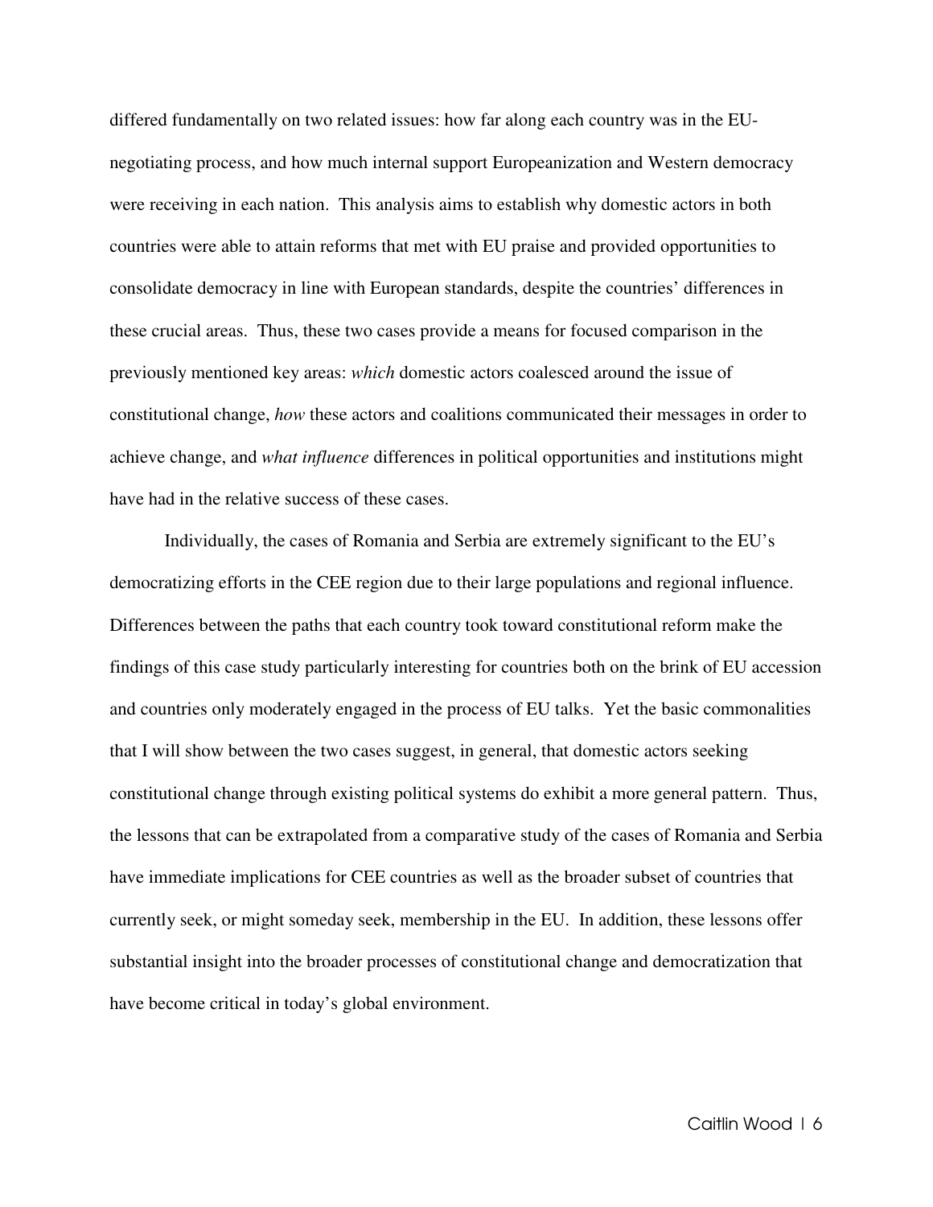differed fundamentally on two related issues: how far along each country was in the EU-negotiating process, and how much internal support Europeanization and Western democracy were receiving in each nation. This analysis aims to establish why domestic actors in both countries were able to attain reforms that met with EU praise and provided opportunities to consolidate democracy in line with European standards, despite the countries' differences in these crucial areas. Thus, these two cases provide a means for focused comparison in the previously mentioned key areas: *which* domestic actors coalesced around the issue of constitutional change, *how* these actors and coalitions communicated their messages in order to achieve change, and *what influence* differences in political opportunities and institutions might have had in the relative success of these cases.

Individually, the cases of Romania and Serbia are extremely significant to the EU's democratizing efforts in the CEE region due to their large populations and regional influence. Differences between the paths that each country took toward constitutional reform make the findings of this case study particularly interesting for countries both on the brink of EU accession and countries only moderately engaged in the process of EU talks. Yet the basic commonalities that I will show between the two cases suggest, in general, that domestic actors seeking constitutional change through existing political systems do exhibit a more general pattern. Thus, the lessons that can be extrapolated from a comparative study of the cases of Romania and Serbia have immediate implications for CEE countries as well as the broader subset of countries that currently seek, or might someday seek, membership in the EU. In addition, these lessons offer substantial insight into the broader processes of constitutional change and democratization that have become critical in today's global environment.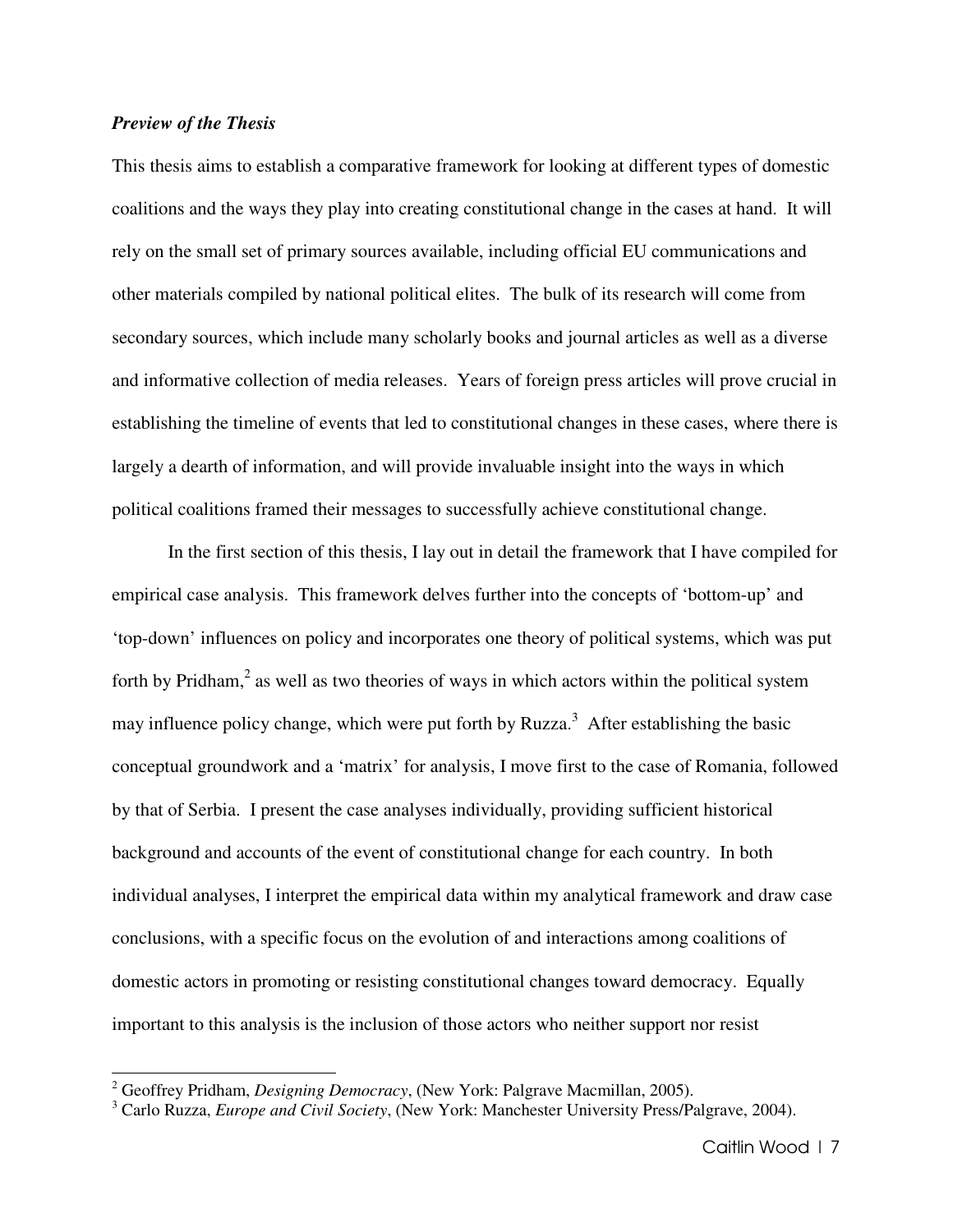***Preview of the Thesis***

This thesis aims to establish a comparative framework for looking at different types of domestic coalitions and the ways they play into creating constitutional change in the cases at hand. It will rely on the small set of primary sources available, including official EU communications and other materials compiled by national political elites. The bulk of its research will come from secondary sources, which include many scholarly books and journal articles as well as a diverse and informative collection of media releases. Years of foreign press articles will prove crucial in establishing the timeline of events that led to constitutional changes in these cases, where there is largely a dearth of information, and will provide invaluable insight into the ways in which political coalitions framed their messages to successfully achieve constitutional change.

In the first section of this thesis, I lay out in detail the framework that I have compiled for empirical case analysis. This framework delves further into the concepts of 'bottom-up' and 'top-down' influences on policy and incorporates one theory of political systems, which was put forth by Pridham,[2] as well as two theories of ways in which actors within the political system may influence policy change, which were put forth by Ruzza.[3] After establishing the basic conceptual groundwork and a 'matrix' for analysis, I move first to the case of Romania, followed by that of Serbia. I present the case analyses individually, providing sufficient historical background and accounts of the event of constitutional change for each country. In both individual analyses, I interpret the empirical data within my analytical framework and draw case conclusions, with a specific focus on the evolution of and interactions among coalitions of domestic actors in promoting or resisting constitutional changes toward democracy. Equally important to this analysis is the inclusion of those actors who neither support nor resist

[2] Geoffrey Pridham, *Designing Democracy*, (New York: Palgrave Macmillan, 2005).

[3] Carlo Ruzza, *Europe and Civil Society*, (New York: Manchester University Press/Palgrave, 2004).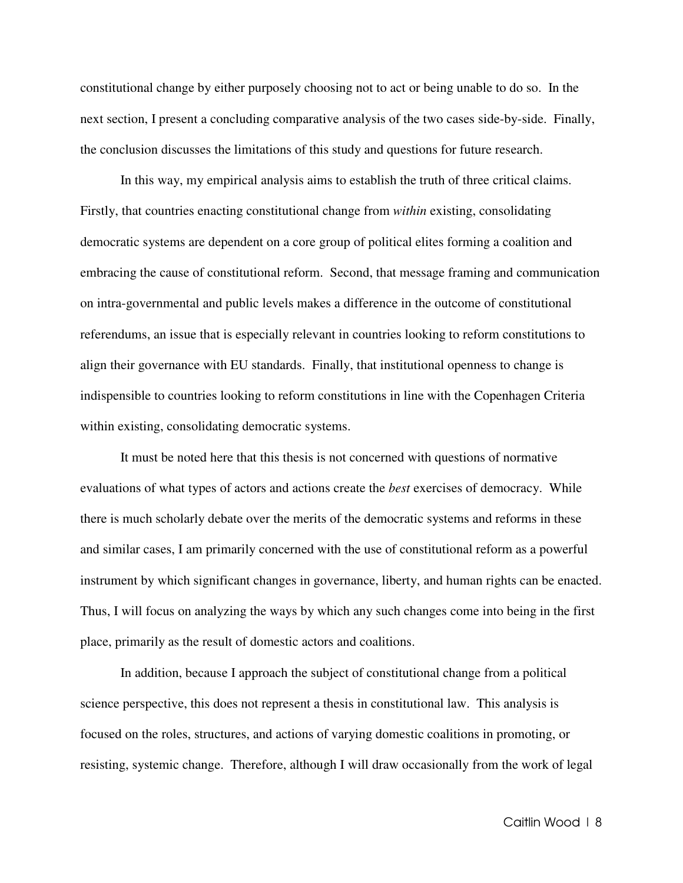constitutional change by either purposely choosing not to act or being unable to do so. In the next section, I present a concluding comparative analysis of the two cases side-by-side. Finally, the conclusion discusses the limitations of this study and questions for future research.

In this way, my empirical analysis aims to establish the truth of three critical claims. Firstly, that countries enacting constitutional change from *within* existing, consolidating democratic systems are dependent on a core group of political elites forming a coalition and embracing the cause of constitutional reform. Second, that message framing and communication on intra-governmental and public levels makes a difference in the outcome of constitutional referendums, an issue that is especially relevant in countries looking to reform constitutions to align their governance with EU standards. Finally, that institutional openness to change is indispensible to countries looking to reform constitutions in line with the Copenhagen Criteria within existing, consolidating democratic systems.

It must be noted here that this thesis is not concerned with questions of normative evaluations of what types of actors and actions create the *best* exercises of democracy. While there is much scholarly debate over the merits of the democratic systems and reforms in these and similar cases, I am primarily concerned with the use of constitutional reform as a powerful instrument by which significant changes in governance, liberty, and human rights can be enacted. Thus, I will focus on analyzing the ways by which any such changes come into being in the first place, primarily as the result of domestic actors and coalitions.

In addition, because I approach the subject of constitutional change from a political science perspective, this does not represent a thesis in constitutional law. This analysis is focused on the roles, structures, and actions of varying domestic coalitions in promoting, or resisting, systemic change. Therefore, although I will draw occasionally from the work of legal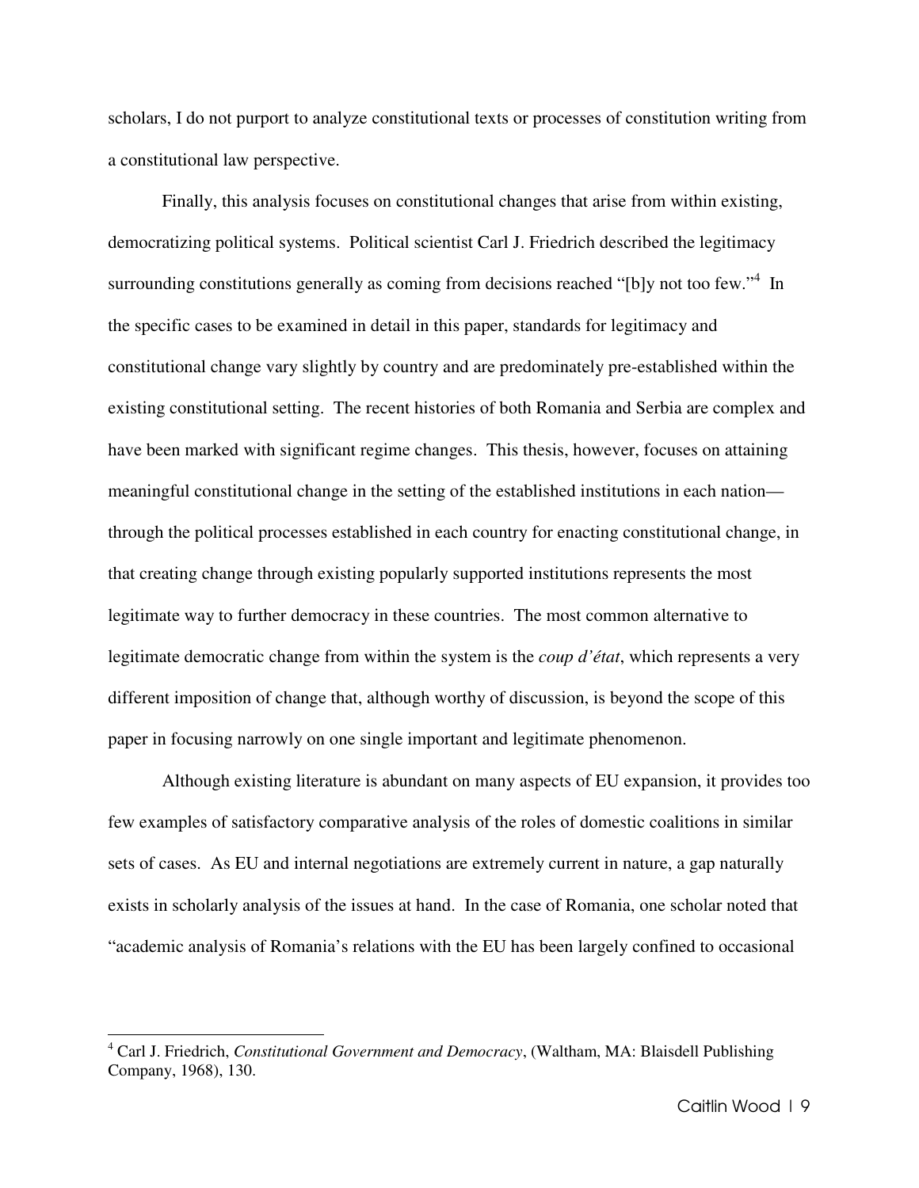scholars, I do not purport to analyze constitutional texts or processes of constitution writing from a constitutional law perspective.

Finally, this analysis focuses on constitutional changes that arise from within existing, democratizing political systems. Political scientist Carl J. Friedrich described the legitimacy surrounding constitutions generally as coming from decisions reached "[b]y not too few."[4] In the specific cases to be examined in detail in this paper, standards for legitimacy and constitutional change vary slightly by country and are predominately pre-established within the existing constitutional setting. The recent histories of both Romania and Serbia are complex and have been marked with significant regime changes. This thesis, however, focuses on attaining meaningful constitutional change in the setting of the established institutions in each nation—through the political processes established in each country for enacting constitutional change, in that creating change through existing popularly supported institutions represents the most legitimate way to further democracy in these countries. The most common alternative to legitimate democratic change from within the system is the *coup d'état*, which represents a very different imposition of change that, although worthy of discussion, is beyond the scope of this paper in focusing narrowly on one single important and legitimate phenomenon.

Although existing literature is abundant on many aspects of EU expansion, it provides too few examples of satisfactory comparative analysis of the roles of domestic coalitions in similar sets of cases. As EU and internal negotiations are extremely current in nature, a gap naturally exists in scholarly analysis of the issues at hand. In the case of Romania, one scholar noted that "academic analysis of Romania's relations with the EU has been largely confined to occasional

---

[4] Carl J. Friedrich, *Constitutional Government and Democracy*, (Waltham, MA: Blaisdell Publishing Company, 1968), 130.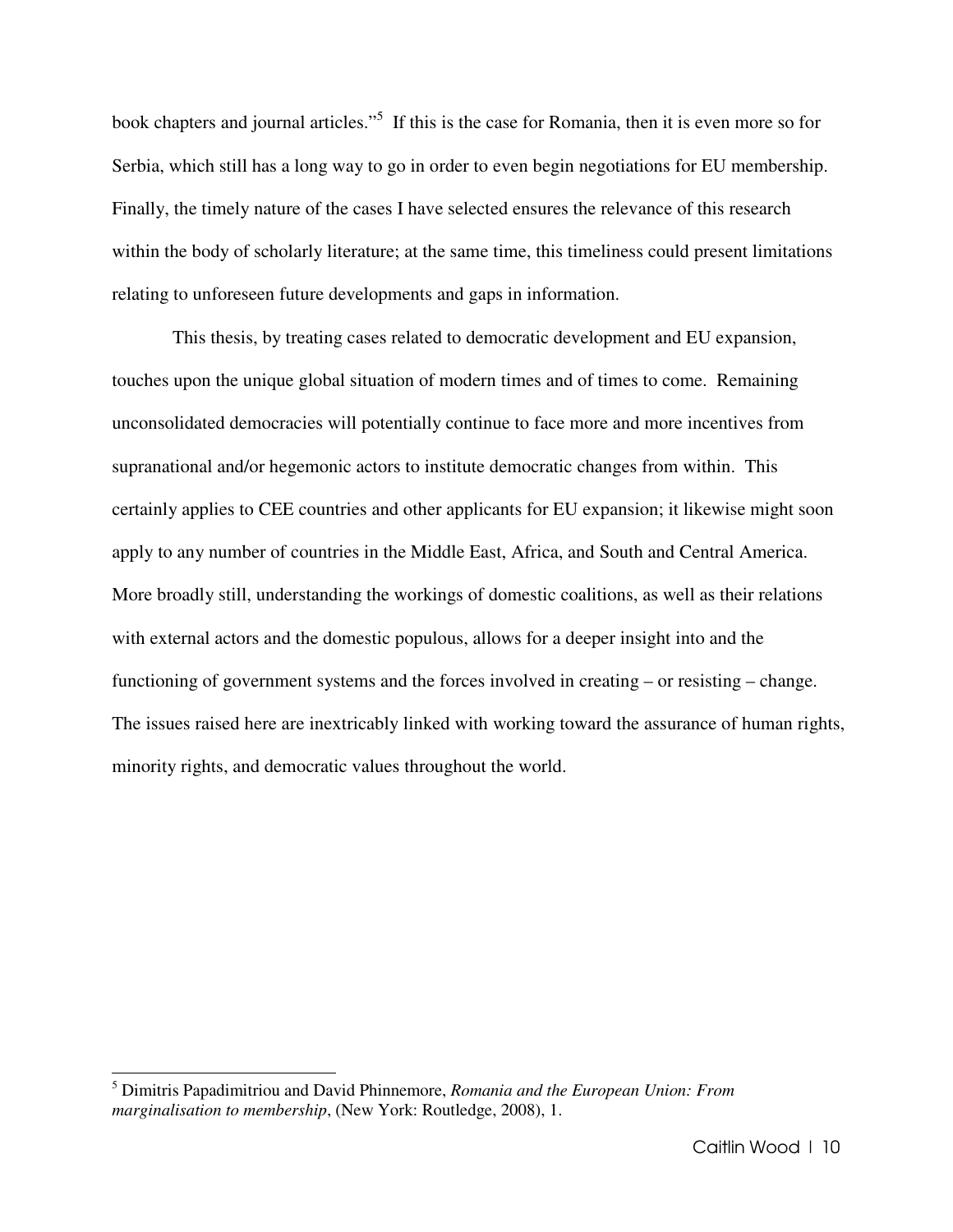book chapters and journal articles."[5] If this is the case for Romania, then it is even more so for Serbia, which still has a long way to go in order to even begin negotiations for EU membership. Finally, the timely nature of the cases I have selected ensures the relevance of this research within the body of scholarly literature; at the same time, this timeliness could present limitations relating to unforeseen future developments and gaps in information.

This thesis, by treating cases related to democratic development and EU expansion, touches upon the unique global situation of modern times and of times to come. Remaining unconsolidated democracies will potentially continue to face more and more incentives from supranational and/or hegemonic actors to institute democratic changes from within. This certainly applies to CEE countries and other applicants for EU expansion; it likewise might soon apply to any number of countries in the Middle East, Africa, and South and Central America. More broadly still, understanding the workings of domestic coalitions, as well as their relations with external actors and the domestic populous, allows for a deeper insight into and the functioning of government systems and the forces involved in creating – or resisting – change. The issues raised here are inextricably linked with working toward the assurance of human rights, minority rights, and democratic values throughout the world.

---

[5] Dimitris Papadimitriou and David Phinnemore, *Romania and the European Union: From marginalisation to membership*, (New York: Routledge, 2008), 1.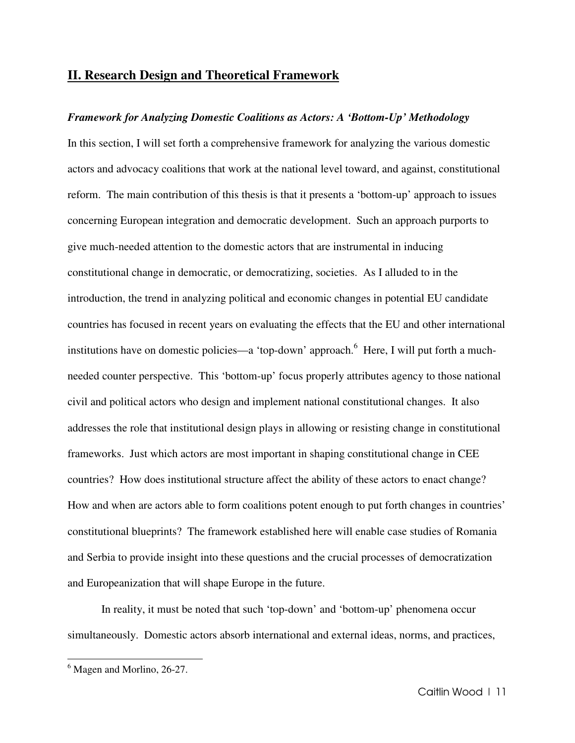## II. Research Design and Theoretical Framework

***Framework for Analyzing Domestic Coalitions as Actors: A 'Bottom-Up' Methodology***

In this section, I will set forth a comprehensive framework for analyzing the various domestic actors and advocacy coalitions that work at the national level toward, and against, constitutional reform. The main contribution of this thesis is that it presents a 'bottom-up' approach to issues concerning European integration and democratic development. Such an approach purports to give much-needed attention to the domestic actors that are instrumental in inducing constitutional change in democratic, or democratizing, societies. As I alluded to in the introduction, the trend in analyzing political and economic changes in potential EU candidate countries has focused in recent years on evaluating the effects that the EU and other international institutions have on domestic policies—a 'top-down' approach.[6] Here, I will put forth a much-needed counter perspective. This 'bottom-up' focus properly attributes agency to those national civil and political actors who design and implement national constitutional changes. It also addresses the role that institutional design plays in allowing or resisting change in constitutional frameworks. Just which actors are most important in shaping constitutional change in CEE countries? How does institutional structure affect the ability of these actors to enact change? How and when are actors able to form coalitions potent enough to put forth changes in countries' constitutional blueprints? The framework established here will enable case studies of Romania and Serbia to provide insight into these questions and the crucial processes of democratization and Europeanization that will shape Europe in the future.

In reality, it must be noted that such 'top-down' and 'bottom-up' phenomena occur simultaneously. Domestic actors absorb international and external ideas, norms, and practices,

[6] Magen and Morlino, 26-27.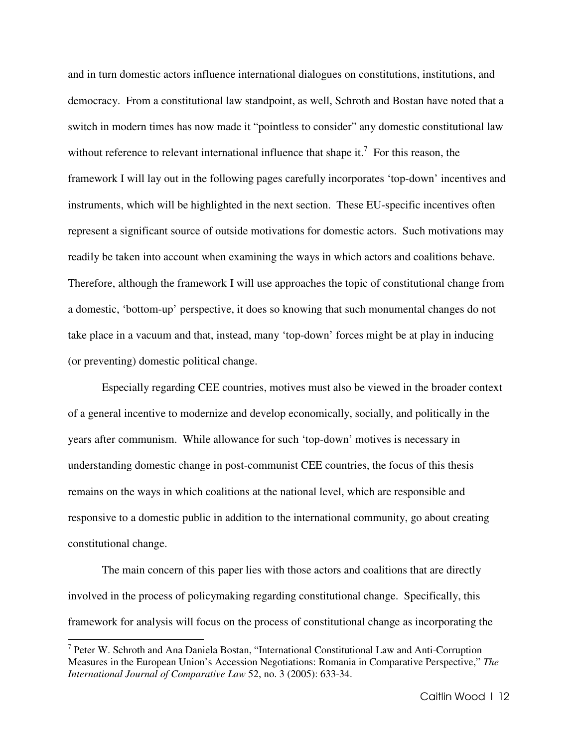and in turn domestic actors influence international dialogues on constitutions, institutions, and democracy. From a constitutional law standpoint, as well, Schroth and Bostan have noted that a switch in modern times has now made it "pointless to consider" any domestic constitutional law without reference to relevant international influence that shape it.[7] For this reason, the framework I will lay out in the following pages carefully incorporates 'top-down' incentives and instruments, which will be highlighted in the next section. These EU-specific incentives often represent a significant source of outside motivations for domestic actors. Such motivations may readily be taken into account when examining the ways in which actors and coalitions behave. Therefore, although the framework I will use approaches the topic of constitutional change from a domestic, 'bottom-up' perspective, it does so knowing that such monumental changes do not take place in a vacuum and that, instead, many 'top-down' forces might be at play in inducing (or preventing) domestic political change.

Especially regarding CEE countries, motives must also be viewed in the broader context of a general incentive to modernize and develop economically, socially, and politically in the years after communism. While allowance for such 'top-down' motives is necessary in understanding domestic change in post-communist CEE countries, the focus of this thesis remains on the ways in which coalitions at the national level, which are responsible and responsive to a domestic public in addition to the international community, go about creating constitutional change.

The main concern of this paper lies with those actors and coalitions that are directly involved in the process of policymaking regarding constitutional change. Specifically, this framework for analysis will focus on the process of constitutional change as incorporating the

---

[7] Peter W. Schroth and Ana Daniela Bostan, "International Constitutional Law and Anti-Corruption Measures in the European Union's Accession Negotiations: Romania in Comparative Perspective," *The International Journal of Comparative Law* 52, no. 3 (2005): 633-34.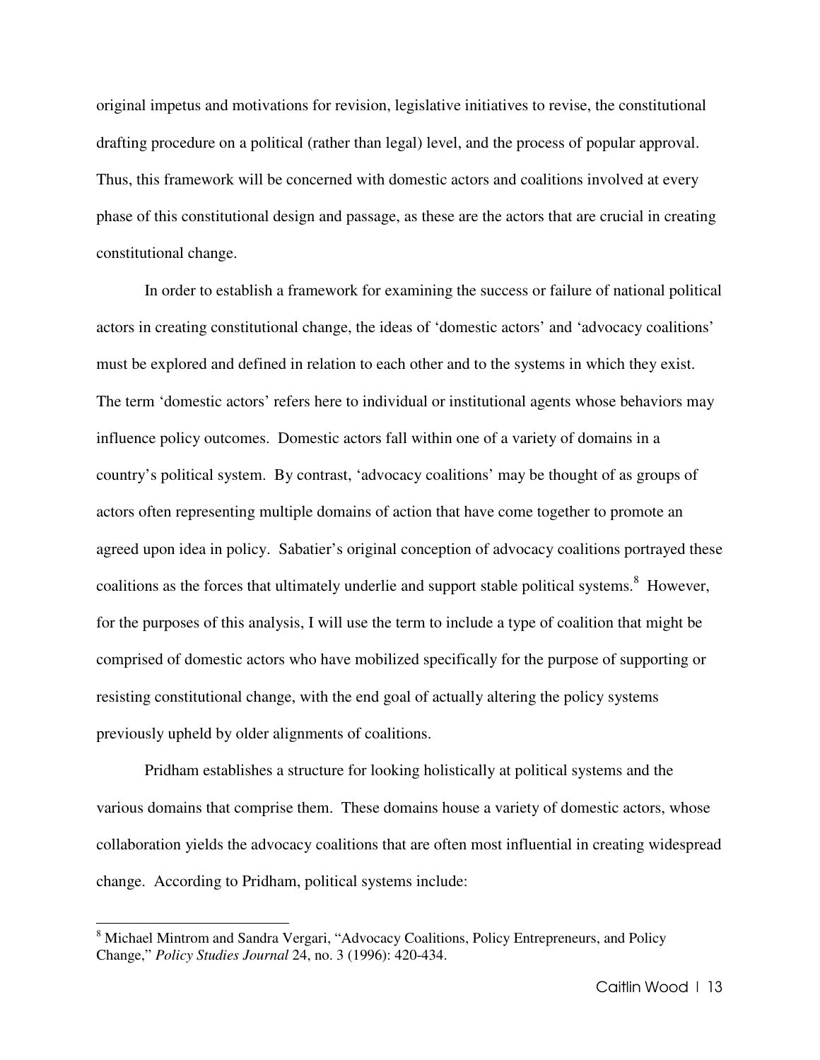original impetus and motivations for revision, legislative initiatives to revise, the constitutional drafting procedure on a political (rather than legal) level, and the process of popular approval. Thus, this framework will be concerned with domestic actors and coalitions involved at every phase of this constitutional design and passage, as these are the actors that are crucial in creating constitutional change.

In order to establish a framework for examining the success or failure of national political actors in creating constitutional change, the ideas of 'domestic actors' and 'advocacy coalitions' must be explored and defined in relation to each other and to the systems in which they exist. The term 'domestic actors' refers here to individual or institutional agents whose behaviors may influence policy outcomes. Domestic actors fall within one of a variety of domains in a country's political system. By contrast, 'advocacy coalitions' may be thought of as groups of actors often representing multiple domains of action that have come together to promote an agreed upon idea in policy. Sabatier's original conception of advocacy coalitions portrayed these coalitions as the forces that ultimately underlie and support stable political systems.[8] However, for the purposes of this analysis, I will use the term to include a type of coalition that might be comprised of domestic actors who have mobilized specifically for the purpose of supporting or resisting constitutional change, with the end goal of actually altering the policy systems previously upheld by older alignments of coalitions.

Pridham establishes a structure for looking holistically at political systems and the various domains that comprise them. These domains house a variety of domestic actors, whose collaboration yields the advocacy coalitions that are often most influential in creating widespread change. According to Pridham, political systems include:

---

[8] Michael Mintrom and Sandra Vergari, "Advocacy Coalitions, Policy Entrepreneurs, and Policy Change," *Policy Studies Journal* 24, no. 3 (1996): 420-434.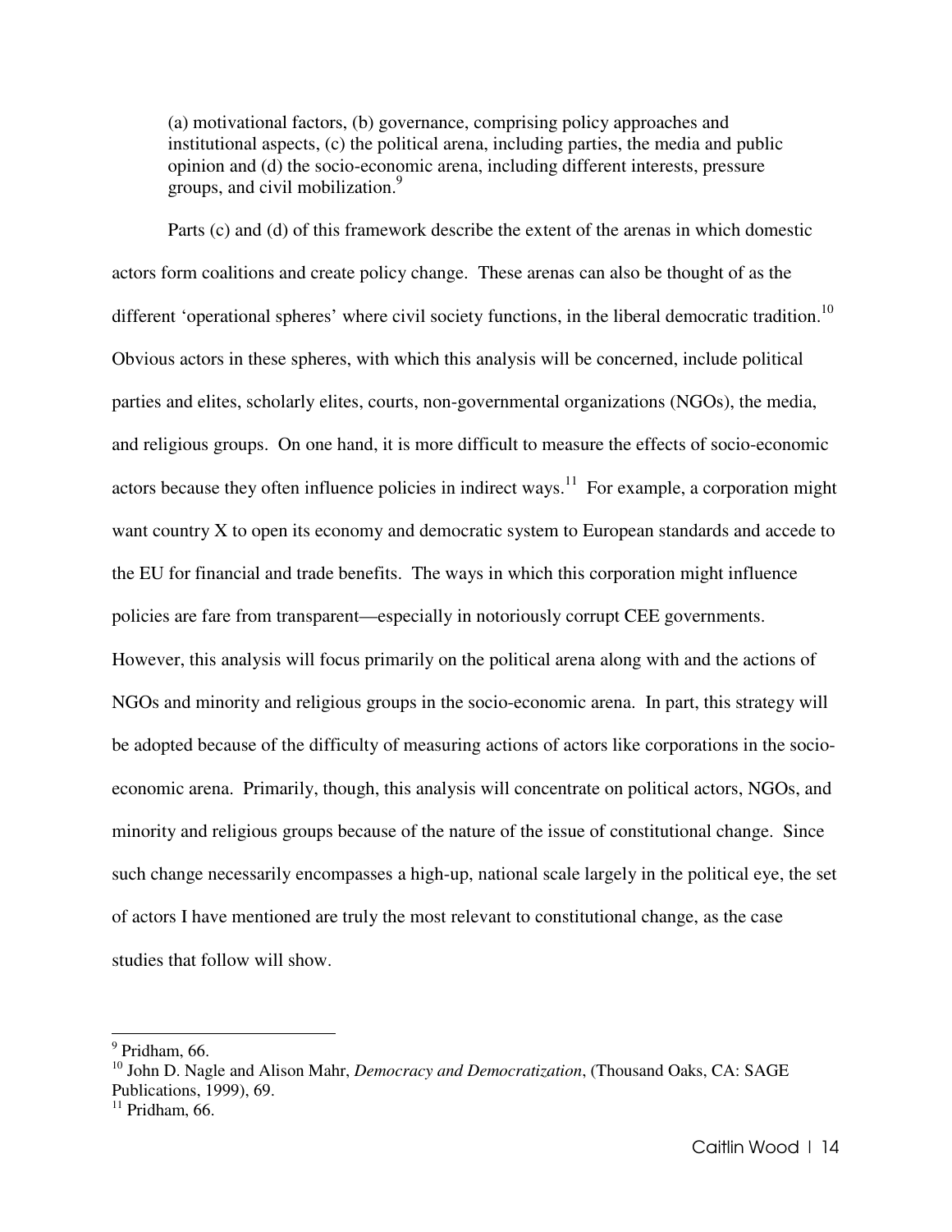> (a) motivational factors, (b) governance, comprising policy approaches and institutional aspects, (c) the political arena, including parties, the media and public opinion and (d) the socio-economic arena, including different interests, pressure groups, and civil mobilization.[9]

Parts (c) and (d) of this framework describe the extent of the arenas in which domestic actors form coalitions and create policy change. These arenas can also be thought of as the different 'operational spheres' where civil society functions, in the liberal democratic tradition.[10] Obvious actors in these spheres, with which this analysis will be concerned, include political parties and elites, scholarly elites, courts, non-governmental organizations (NGOs), the media, and religious groups. On one hand, it is more difficult to measure the effects of socio-economic actors because they often influence policies in indirect ways.[11] For example, a corporation might want country X to open its economy and democratic system to European standards and accede to the EU for financial and trade benefits. The ways in which this corporation might influence policies are fare from transparent—especially in notoriously corrupt CEE governments. However, this analysis will focus primarily on the political arena along with and the actions of NGOs and minority and religious groups in the socio-economic arena. In part, this strategy will be adopted because of the difficulty of measuring actions of actors like corporations in the socio-economic arena. Primarily, though, this analysis will concentrate on political actors, NGOs, and minority and religious groups because of the nature of the issue of constitutional change. Since such change necessarily encompasses a high-up, national scale largely in the political eye, the set of actors I have mentioned are truly the most relevant to constitutional change, as the case studies that follow will show.

---

[9] Pridham, 66.

[10] John D. Nagle and Alison Mahr, *Democracy and Democratization*, (Thousand Oaks, CA: SAGE Publications, 1999), 69.

[11] Pridham, 66.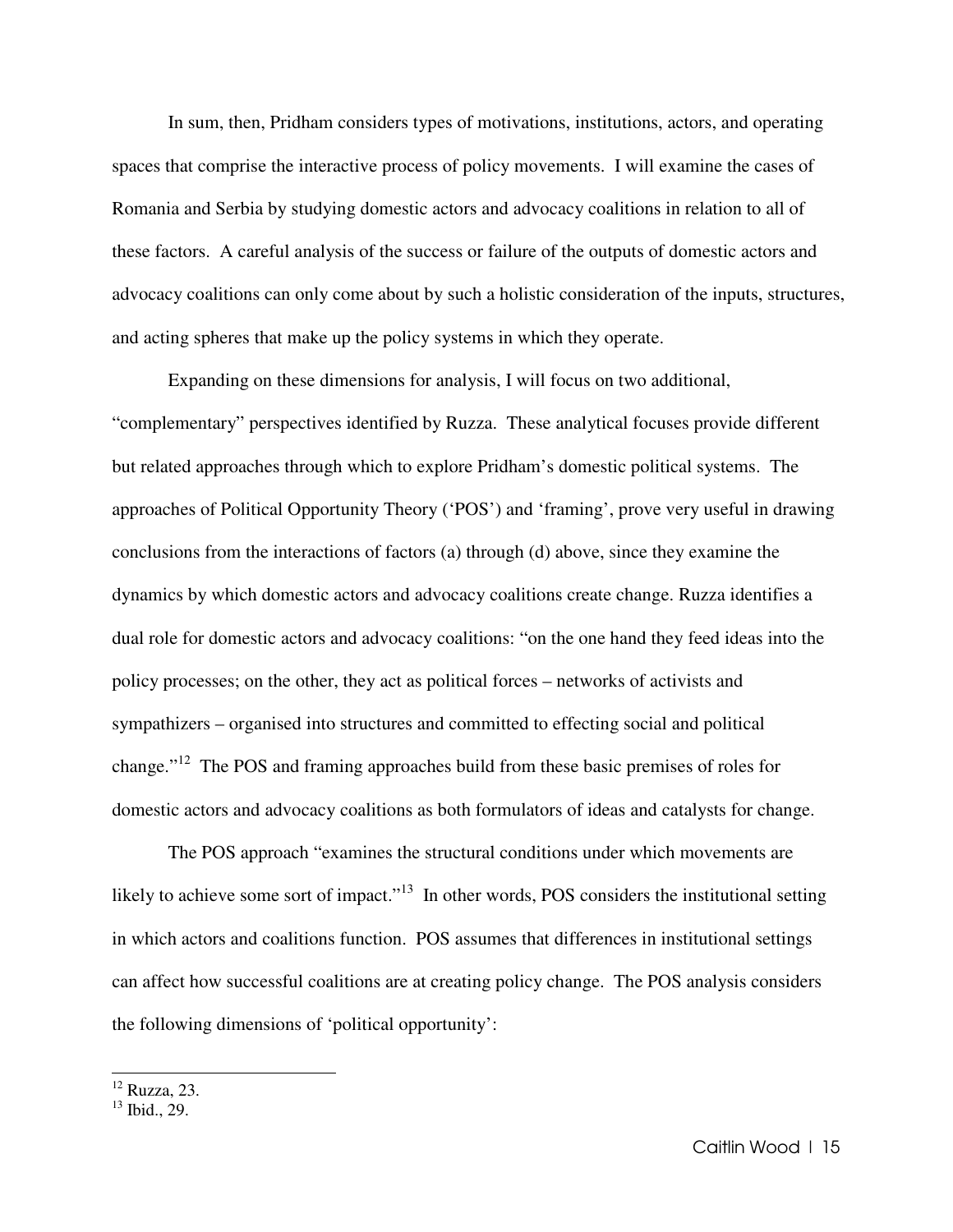In sum, then, Pridham considers types of motivations, institutions, actors, and operating spaces that comprise the interactive process of policy movements. I will examine the cases of Romania and Serbia by studying domestic actors and advocacy coalitions in relation to all of these factors. A careful analysis of the success or failure of the outputs of domestic actors and advocacy coalitions can only come about by such a holistic consideration of the inputs, structures, and acting spheres that make up the policy systems in which they operate.

Expanding on these dimensions for analysis, I will focus on two additional, "complementary" perspectives identified by Ruzza. These analytical focuses provide different but related approaches through which to explore Pridham's domestic political systems. The approaches of Political Opportunity Theory ('POS') and 'framing', prove very useful in drawing conclusions from the interactions of factors (a) through (d) above, since they examine the dynamics by which domestic actors and advocacy coalitions create change. Ruzza identifies a dual role for domestic actors and advocacy coalitions: "on the one hand they feed ideas into the policy processes; on the other, they act as political forces – networks of activists and sympathizers – organised into structures and committed to effecting social and political change."[12] The POS and framing approaches build from these basic premises of roles for domestic actors and advocacy coalitions as both formulators of ideas and catalysts for change.

The POS approach "examines the structural conditions under which movements are likely to achieve some sort of impact."[13] In other words, POS considers the institutional setting in which actors and coalitions function. POS assumes that differences in institutional settings can affect how successful coalitions are at creating policy change. The POS analysis considers the following dimensions of 'political opportunity':

[12] Ruzza, 23.
[13] Ibid., 29.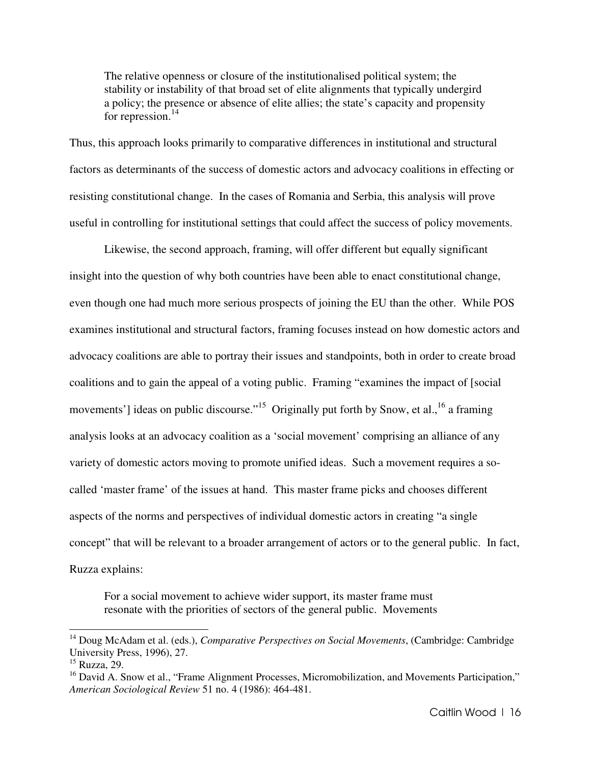> The relative openness or closure of the institutionalised political system; the stability or instability of that broad set of elite alignments that typically undergird a policy; the presence or absence of elite allies; the state's capacity and propensity for repression.[14]

Thus, this approach looks primarily to comparative differences in institutional and structural factors as determinants of the success of domestic actors and advocacy coalitions in effecting or resisting constitutional change. In the cases of Romania and Serbia, this analysis will prove useful in controlling for institutional settings that could affect the success of policy movements.

Likewise, the second approach, framing, will offer different but equally significant insight into the question of why both countries have been able to enact constitutional change, even though one had much more serious prospects of joining the EU than the other. While POS examines institutional and structural factors, framing focuses instead on how domestic actors and advocacy coalitions are able to portray their issues and standpoints, both in order to create broad coalitions and to gain the appeal of a voting public. Framing "examines the impact of [social movements'] ideas on public discourse."[15] Originally put forth by Snow, et al.,[16] a framing analysis looks at an advocacy coalition as a 'social movement' comprising an alliance of any variety of domestic actors moving to promote unified ideas. Such a movement requires a so-called 'master frame' of the issues at hand. This master frame picks and chooses different aspects of the norms and perspectives of individual domestic actors in creating "a single concept" that will be relevant to a broader arrangement of actors or to the general public. In fact, Ruzza explains:

> For a social movement to achieve wider support, its master frame must resonate with the priorities of sectors of the general public. Movements

---

[14] Doug McAdam et al. (eds.), *Comparative Perspectives on Social Movements*, (Cambridge: Cambridge University Press, 1996), 27.

[15] Ruzza, 29.

[16] David A. Snow et al., "Frame Alignment Processes, Micromobilization, and Movements Participation," *American Sociological Review* 51 no. 4 (1986): 464-481.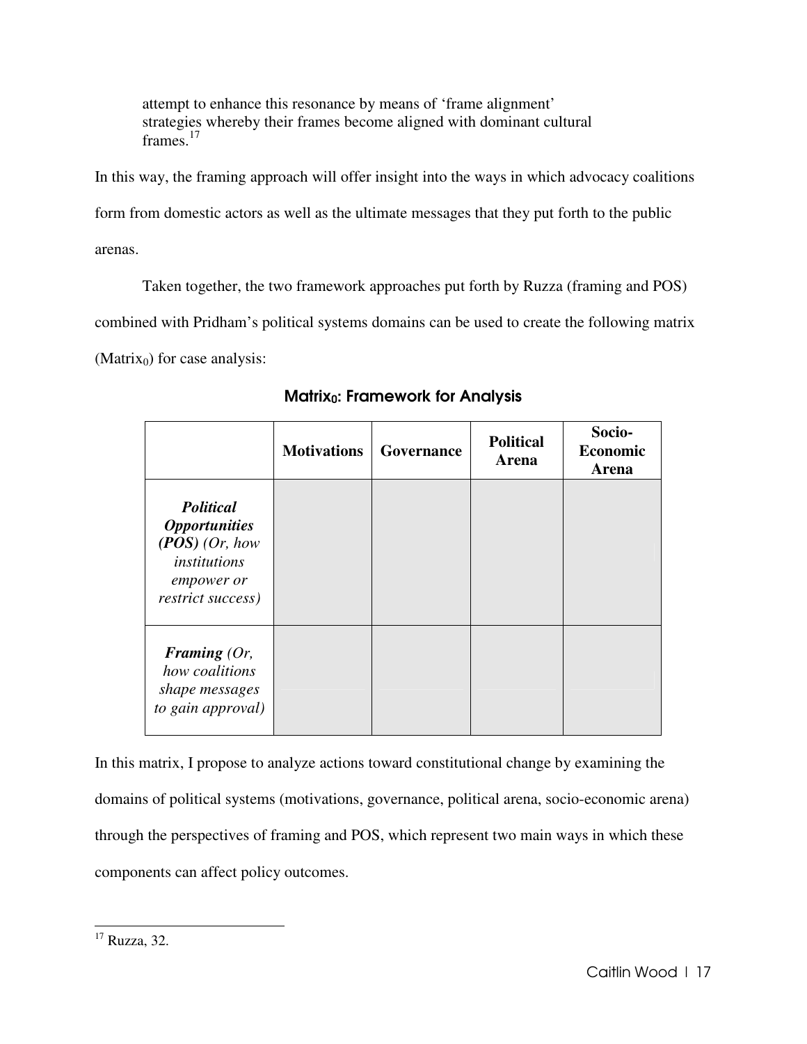> attempt to enhance this resonance by means of 'frame alignment' strategies whereby their frames become aligned with dominant cultural frames.[17]

In this way, the framing approach will offer insight into the ways in which advocacy coalitions form from domestic actors as well as the ultimate messages that they put forth to the public arenas.

Taken together, the two framework approaches put forth by Ruzza (framing and POS) combined with Pridham's political systems domains can be used to create the following matrix ($\text{Matrix}_0$) for case analysis:

**$\text{Matrix}_0$: Framework for Analysis**

| | **Motivations** | **Governance** | **Political Arena** | **Socio-Economic Arena** |
|---|---|---|---|---|
| ***Political Opportunities (POS)*** *(Or, how institutions empower or restrict success)* | | | | |
| ***Framing*** *(Or, how coalitions shape messages to gain approval)* | | | | |

In this matrix, I propose to analyze actions toward constitutional change by examining the domains of political systems (motivations, governance, political arena, socio-economic arena) through the perspectives of framing and POS, which represent two main ways in which these components can affect policy outcomes.

---

[17] Ruzza, 32.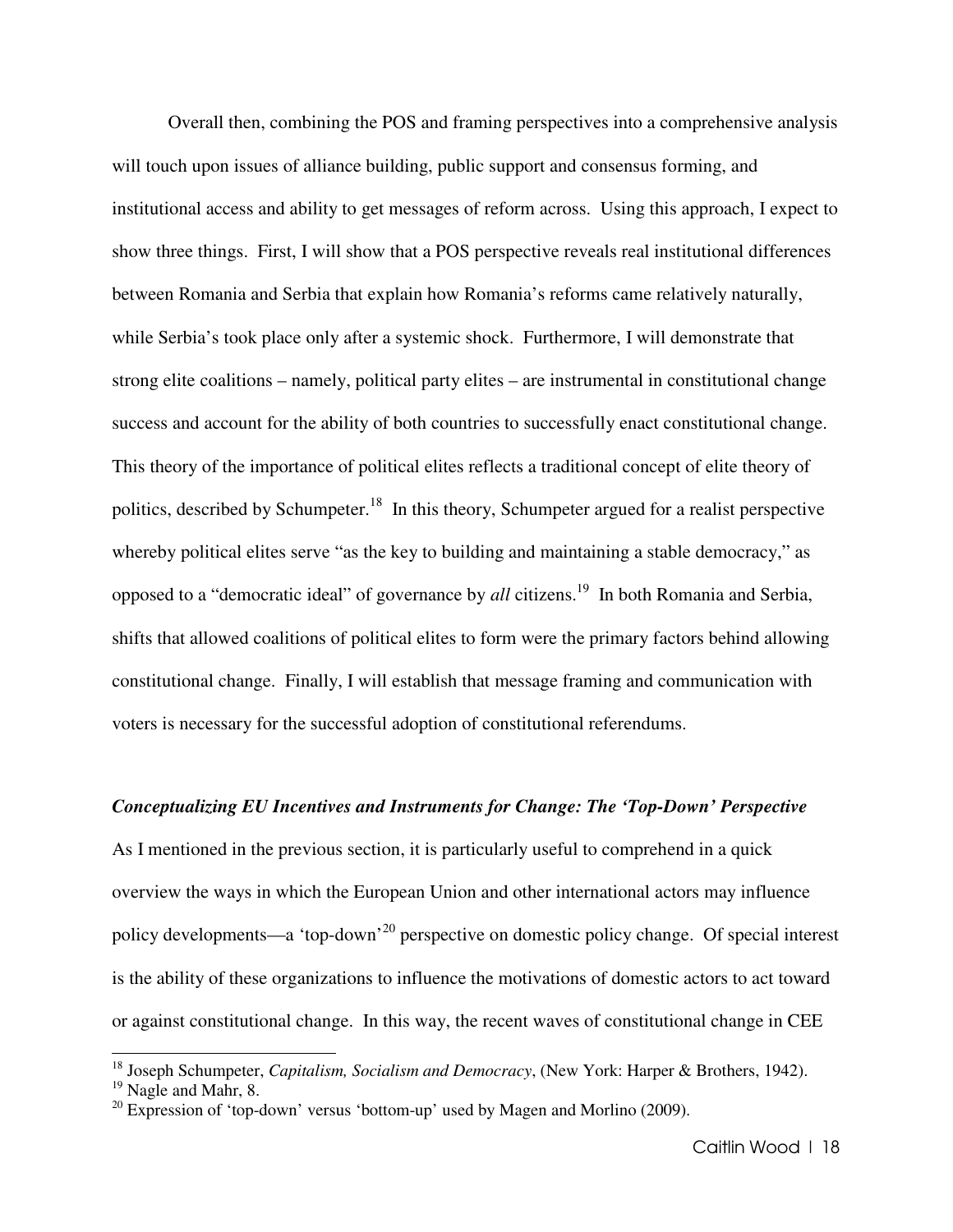Overall then, combining the POS and framing perspectives into a comprehensive analysis will touch upon issues of alliance building, public support and consensus forming, and institutional access and ability to get messages of reform across. Using this approach, I expect to show three things. First, I will show that a POS perspective reveals real institutional differences between Romania and Serbia that explain how Romania's reforms came relatively naturally, while Serbia's took place only after a systemic shock. Furthermore, I will demonstrate that strong elite coalitions – namely, political party elites – are instrumental in constitutional change success and account for the ability of both countries to successfully enact constitutional change. This theory of the importance of political elites reflects a traditional concept of elite theory of politics, described by Schumpeter.[18] In this theory, Schumpeter argued for a realist perspective whereby political elites serve "as the key to building and maintaining a stable democracy," as opposed to a "democratic ideal" of governance by *all* citizens.[19] In both Romania and Serbia, shifts that allowed coalitions of political elites to form were the primary factors behind allowing constitutional change. Finally, I will establish that message framing and communication with voters is necessary for the successful adoption of constitutional referendums.

### *Conceptualizing EU Incentives and Instruments for Change: The 'Top-Down' Perspective*

As I mentioned in the previous section, it is particularly useful to comprehend in a quick overview the ways in which the European Union and other international actors may influence policy developments—a 'top-down'[20] perspective on domestic policy change. Of special interest is the ability of these organizations to influence the motivations of domestic actors to act toward or against constitutional change. In this way, the recent waves of constitutional change in CEE

---

[18] Joseph Schumpeter, *Capitalism, Socialism and Democracy*, (New York: Harper & Brothers, 1942).

[19] Nagle and Mahr, 8.

[20] Expression of 'top-down' versus 'bottom-up' used by Magen and Morlino (2009).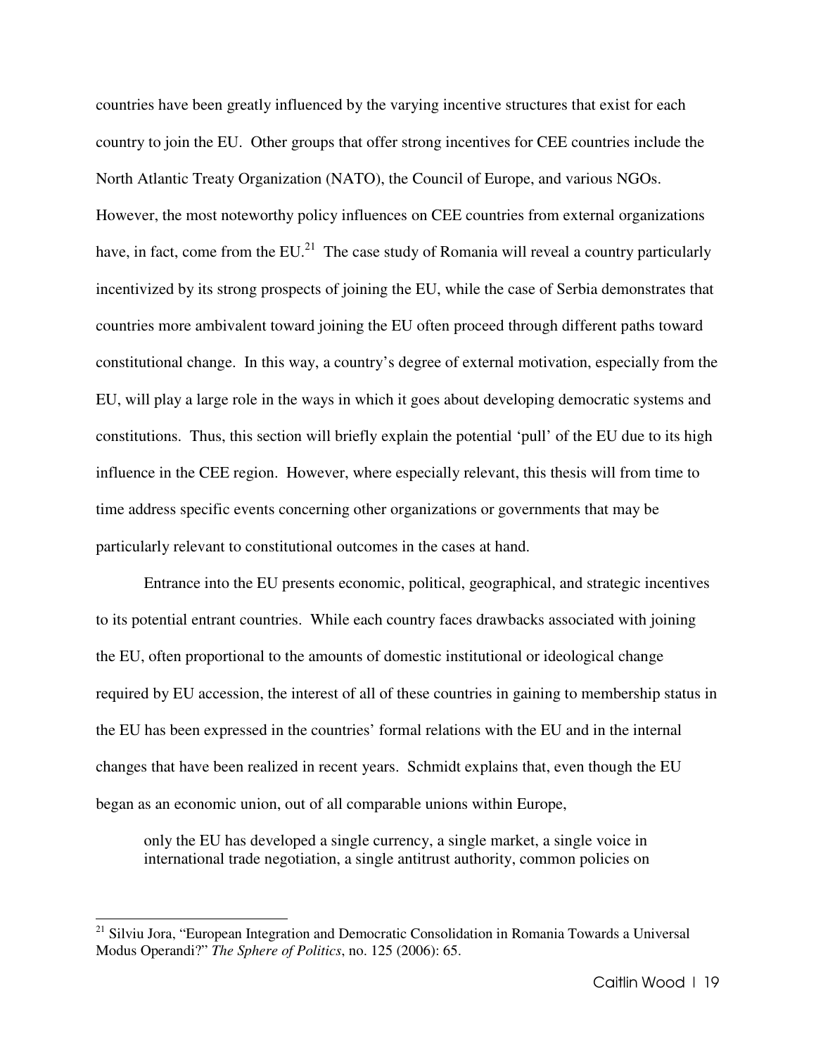countries have been greatly influenced by the varying incentive structures that exist for each country to join the EU. Other groups that offer strong incentives for CEE countries include the North Atlantic Treaty Organization (NATO), the Council of Europe, and various NGOs. However, the most noteworthy policy influences on CEE countries from external organizations have, in fact, come from the EU.[21] The case study of Romania will reveal a country particularly incentivized by its strong prospects of joining the EU, while the case of Serbia demonstrates that countries more ambivalent toward joining the EU often proceed through different paths toward constitutional change. In this way, a country's degree of external motivation, especially from the EU, will play a large role in the ways in which it goes about developing democratic systems and constitutions. Thus, this section will briefly explain the potential 'pull' of the EU due to its high influence in the CEE region. However, where especially relevant, this thesis will from time to time address specific events concerning other organizations or governments that may be particularly relevant to constitutional outcomes in the cases at hand.

Entrance into the EU presents economic, political, geographical, and strategic incentives to its potential entrant countries. While each country faces drawbacks associated with joining the EU, often proportional to the amounts of domestic institutional or ideological change required by EU accession, the interest of all of these countries in gaining to membership status in the EU has been expressed in the countries' formal relations with the EU and in the internal changes that have been realized in recent years. Schmidt explains that, even though the EU began as an economic union, out of all comparable unions within Europe,

> only the EU has developed a single currency, a single market, a single voice in international trade negotiation, a single antitrust authority, common policies on

---

[21] Silviu Jora, "European Integration and Democratic Consolidation in Romania Towards a Universal Modus Operandi?" *The Sphere of Politics*, no. 125 (2006): 65.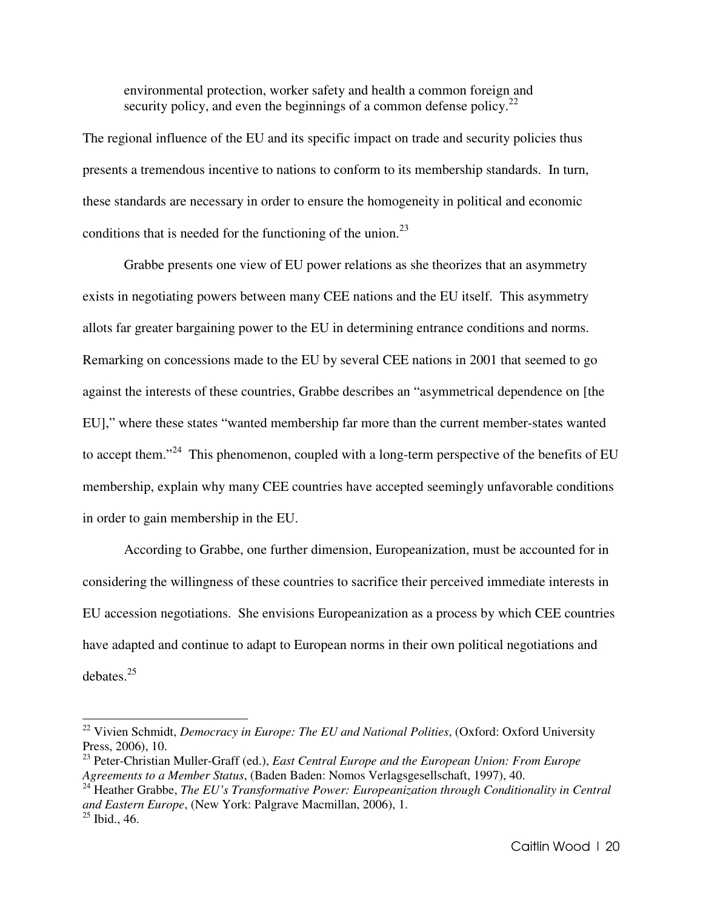> environmental protection, worker safety and health a common foreign and security policy, and even the beginnings of a common defense policy.[22]

The regional influence of the EU and its specific impact on trade and security policies thus presents a tremendous incentive to nations to conform to its membership standards. In turn, these standards are necessary in order to ensure the homogeneity in political and economic conditions that is needed for the functioning of the union.[23]

Grabbe presents one view of EU power relations as she theorizes that an asymmetry exists in negotiating powers between many CEE nations and the EU itself. This asymmetry allots far greater bargaining power to the EU in determining entrance conditions and norms. Remarking on concessions made to the EU by several CEE nations in 2001 that seemed to go against the interests of these countries, Grabbe describes an "asymmetrical dependence on [the EU]," where these states "wanted membership far more than the current member-states wanted to accept them."[24] This phenomenon, coupled with a long-term perspective of the benefits of EU membership, explain why many CEE countries have accepted seemingly unfavorable conditions in order to gain membership in the EU.

According to Grabbe, one further dimension, Europeanization, must be accounted for in considering the willingness of these countries to sacrifice their perceived immediate interests in EU accession negotiations. She envisions Europeanization as a process by which CEE countries have adapted and continue to adapt to European norms in their own political negotiations and debates.[25]

---

[22] Vivien Schmidt, *Democracy in Europe: The EU and National Polities*, (Oxford: Oxford University Press, 2006), 10.

[23] Peter-Christian Muller-Graff (ed.), *East Central Europe and the European Union: From Europe Agreements to a Member Status*, (Baden Baden: Nomos Verlagsgesellschaft, 1997), 40.

[24] Heather Grabbe, *The EU's Transformative Power: Europeanization through Conditionality in Central and Eastern Europe*, (New York: Palgrave Macmillan, 2006), 1.

[25] Ibid., 46.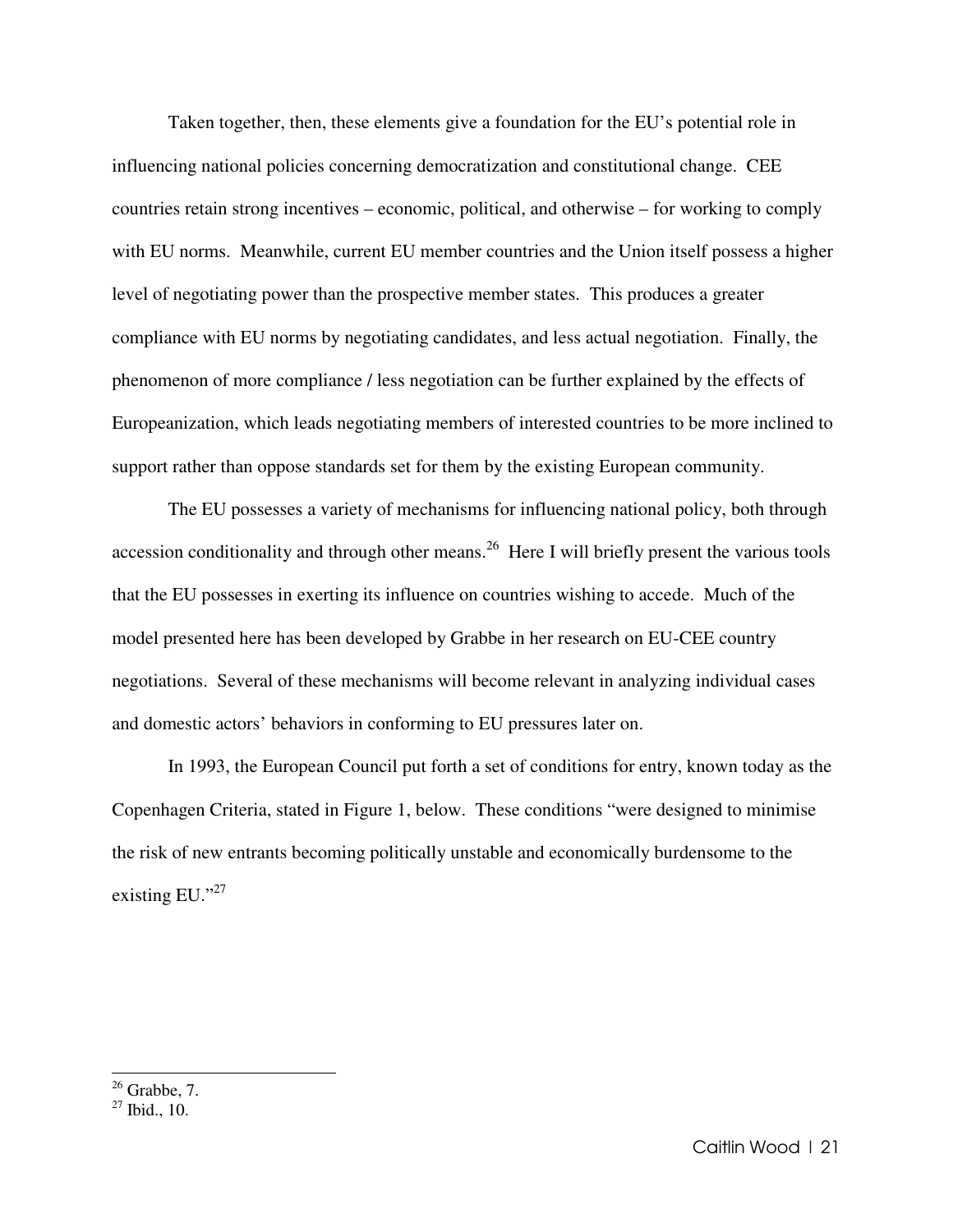Taken together, then, these elements give a foundation for the EU's potential role in influencing national policies concerning democratization and constitutional change. CEE countries retain strong incentives – economic, political, and otherwise – for working to comply with EU norms. Meanwhile, current EU member countries and the Union itself possess a higher level of negotiating power than the prospective member states. This produces a greater compliance with EU norms by negotiating candidates, and less actual negotiation. Finally, the phenomenon of more compliance / less negotiation can be further explained by the effects of Europeanization, which leads negotiating members of interested countries to be more inclined to support rather than oppose standards set for them by the existing European community.

The EU possesses a variety of mechanisms for influencing national policy, both through accession conditionality and through other means.[26] Here I will briefly present the various tools that the EU possesses in exerting its influence on countries wishing to accede. Much of the model presented here has been developed by Grabbe in her research on EU-CEE country negotiations. Several of these mechanisms will become relevant in analyzing individual cases and domestic actors' behaviors in conforming to EU pressures later on.

In 1993, the European Council put forth a set of conditions for entry, known today as the Copenhagen Criteria, stated in Figure 1, below. These conditions "were designed to minimise the risk of new entrants becoming politically unstable and economically burdensome to the existing EU."[27]

---

[26] Grabbe, 7.

[27] Ibid., 10.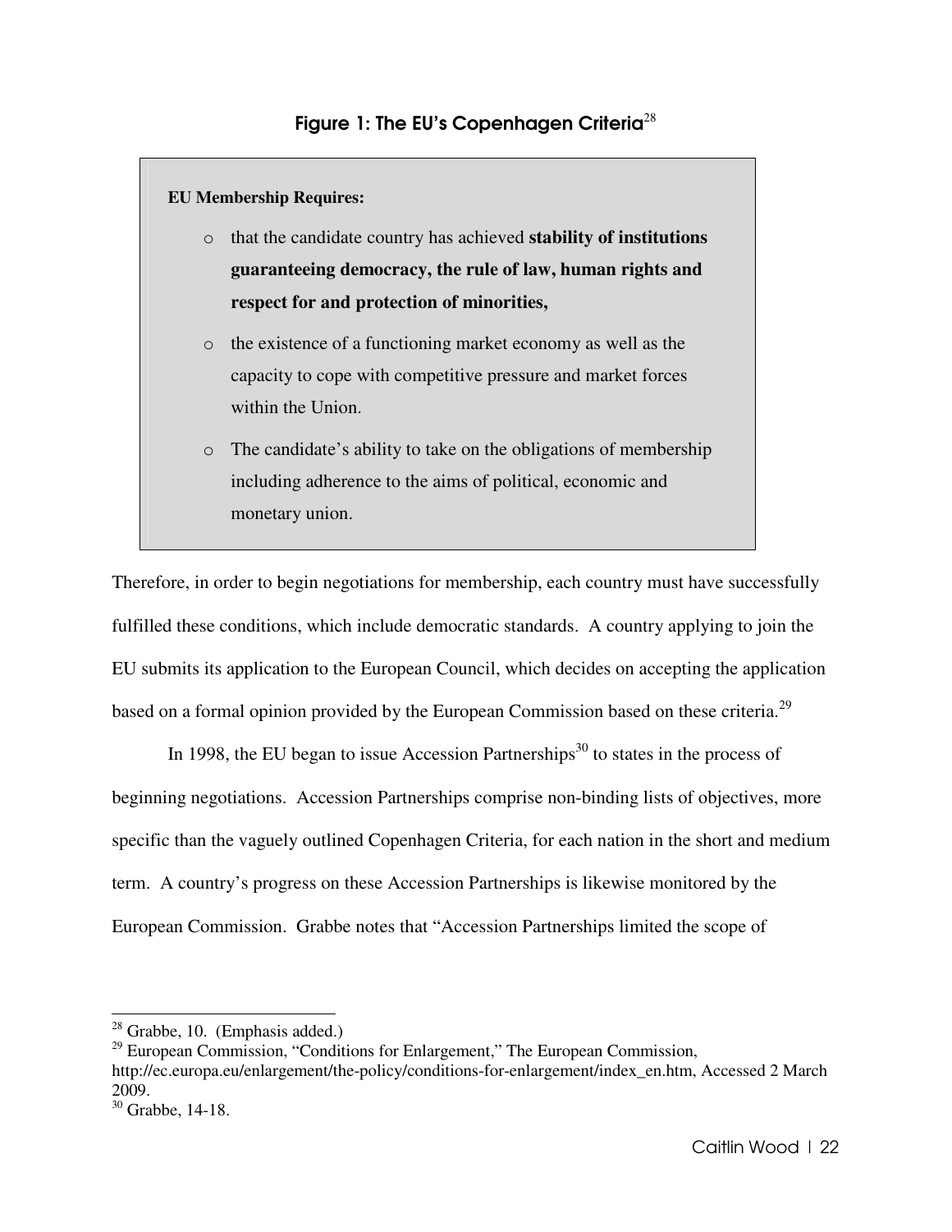**Figure 1: The EU's Copenhagen Criteria**[28]

**EU Membership Requires:**

- that the candidate country has achieved **stability of institutions guaranteeing democracy, the rule of law, human rights and respect for and protection of minorities,**
- the existence of a functioning market economy as well as the capacity to cope with competitive pressure and market forces within the Union.
- The candidate's ability to take on the obligations of membership including adherence to the aims of political, economic and monetary union.

Therefore, in order to begin negotiations for membership, each country must have successfully fulfilled these conditions, which include democratic standards. A country applying to join the EU submits its application to the European Council, which decides on accepting the application based on a formal opinion provided by the European Commission based on these criteria.[29]

In 1998, the EU began to issue Accession Partnerships[30] to states in the process of beginning negotiations. Accession Partnerships comprise non-binding lists of objectives, more specific than the vaguely outlined Copenhagen Criteria, for each nation in the short and medium term. A country's progress on these Accession Partnerships is likewise monitored by the European Commission. Grabbe notes that "Accession Partnerships limited the scope of

---

[28] Grabbe, 10. (Emphasis added.)

[29] European Commission, "Conditions for Enlargement," The European Commission, http://ec.europa.eu/enlargement/the-policy/conditions-for-enlargement/index_en.htm, Accessed 2 March 2009.

[30] Grabbe, 14-18.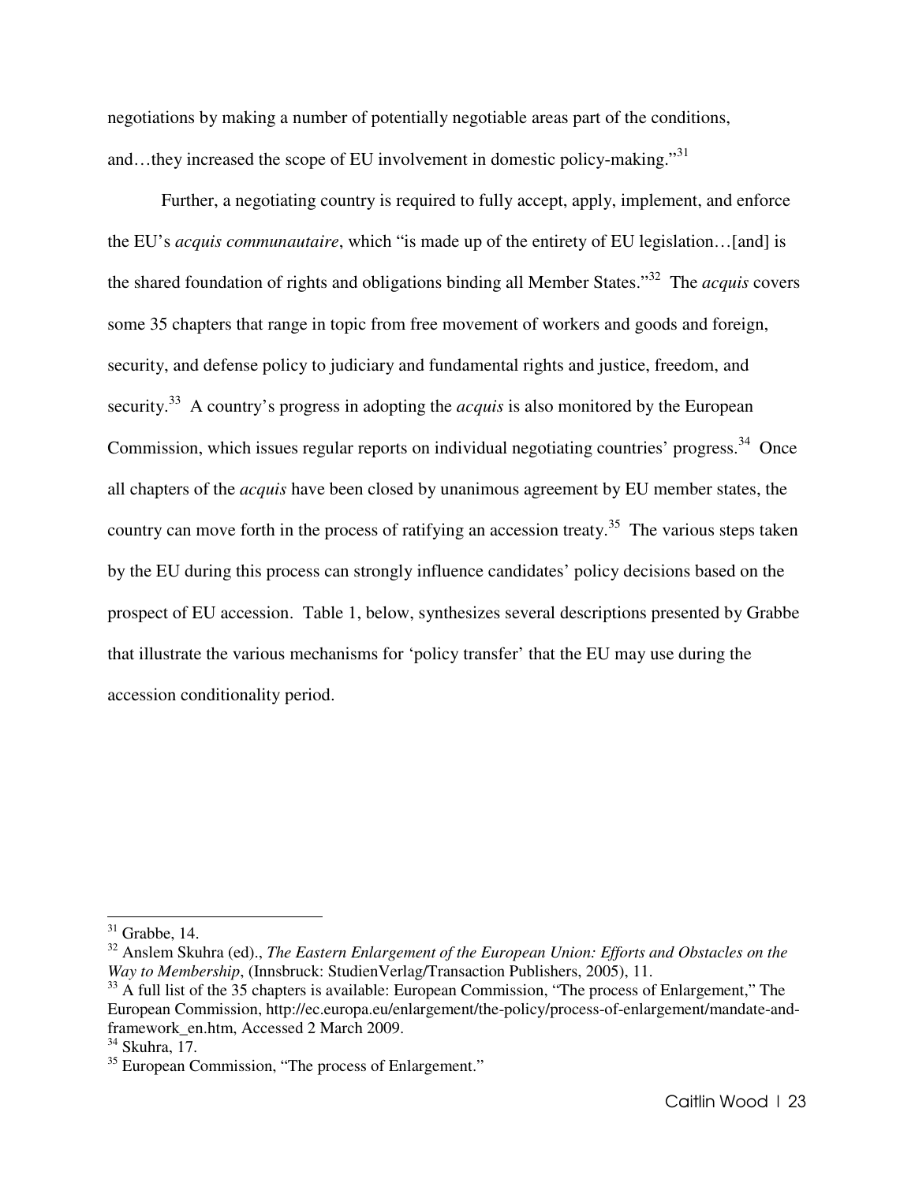negotiations by making a number of potentially negotiable areas part of the conditions, and…they increased the scope of EU involvement in domestic policy-making."[31]

Further, a negotiating country is required to fully accept, apply, implement, and enforce the EU's *acquis communautaire*, which "is made up of the entirety of EU legislation…[and] is the shared foundation of rights and obligations binding all Member States."[32] The *acquis* covers some 35 chapters that range in topic from free movement of workers and goods and foreign, security, and defense policy to judiciary and fundamental rights and justice, freedom, and security.[33] A country's progress in adopting the *acquis* is also monitored by the European Commission, which issues regular reports on individual negotiating countries' progress.[34] Once all chapters of the *acquis* have been closed by unanimous agreement by EU member states, the country can move forth in the process of ratifying an accession treaty.[35] The various steps taken by the EU during this process can strongly influence candidates' policy decisions based on the prospect of EU accession. Table 1, below, synthesizes several descriptions presented by Grabbe that illustrate the various mechanisms for 'policy transfer' that the EU may use during the accession conditionality period.

---

[31] Grabbe, 14.

[32] Anslem Skuhra (ed)., *The Eastern Enlargement of the European Union: Efforts and Obstacles on the Way to Membership*, (Innsbruck: StudienVerlag/Transaction Publishers, 2005), 11.

[33] A full list of the 35 chapters is available: European Commission, "The process of Enlargement," The European Commission, http://ec.europa.eu/enlargement/the-policy/process-of-enlargement/mandate-and-framework_en.htm, Accessed 2 March 2009.

[34] Skuhra, 17.

[35] European Commission, "The process of Enlargement."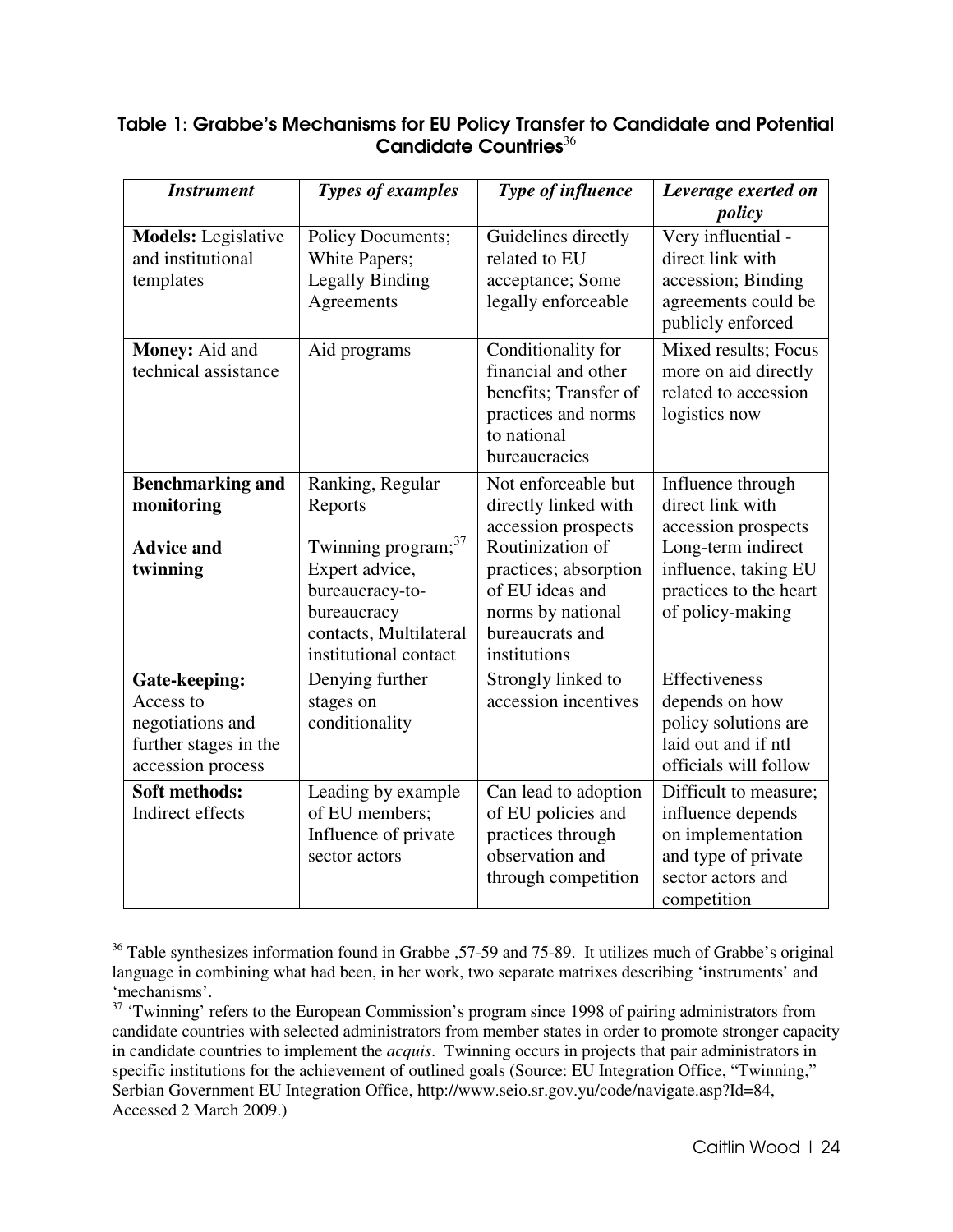**Table 1: Grabbe's Mechanisms for EU Policy Transfer to Candidate and Potential Candidate Countries**[36]

| *Instrument* | *Types of examples* | *Type of influence* | *Leverage exerted on policy* |
|---|---|---|---|
| **Models:** Legislative and institutional templates | Policy Documents; White Papers; Legally Binding Agreements | Guidelines directly related to EU acceptance; Some legally enforceable | Very influential - direct link with accession; Binding agreements could be publicly enforced |
| **Money:** Aid and technical assistance | Aid programs | Conditionality for financial and other benefits; Transfer of practices and norms to national bureaucracies | Mixed results; Focus more on aid directly related to accession logistics now |
| **Benchmarking and monitoring** | Ranking, Regular Reports | Not enforceable but directly linked with accession prospects | Influence through direct link with accession prospects |
| **Advice and twinning** | Twinning program;[37] Expert advice, bureaucracy-to-bureaucracy contacts, Multilateral institutional contact | Routinization of practices; absorption of EU ideas and norms by national bureaucrats and institutions | Long-term indirect influence, taking EU practices to the heart of policy-making |
| **Gate-keeping:** Access to negotiations and further stages in the accession process | Denying further stages on conditionality | Strongly linked to accession incentives | Effectiveness depends on how policy solutions are laid out and if ntl officials will follow |
| **Soft methods:** Indirect effects | Leading by example of EU members; Influence of private sector actors | Can lead to adoption of EU policies and practices through observation and through competition | Difficult to measure; influence depends on implementation and type of private sector actors and competition |

[36] Table synthesizes information found in Grabbe ,57-59 and 75-89. It utilizes much of Grabbe's original language in combining what had been, in her work, two separate matrixes describing 'instruments' and 'mechanisms'.

[37] 'Twinning' refers to the European Commission's program since 1998 of pairing administrators from candidate countries with selected administrators from member states in order to promote stronger capacity in candidate countries to implement the *acquis*. Twinning occurs in projects that pair administrators in specific institutions for the achievement of outlined goals (Source: EU Integration Office, "Twinning," Serbian Government EU Integration Office, http://www.seio.sr.gov.yu/code/navigate.asp?Id=84, Accessed 2 March 2009.)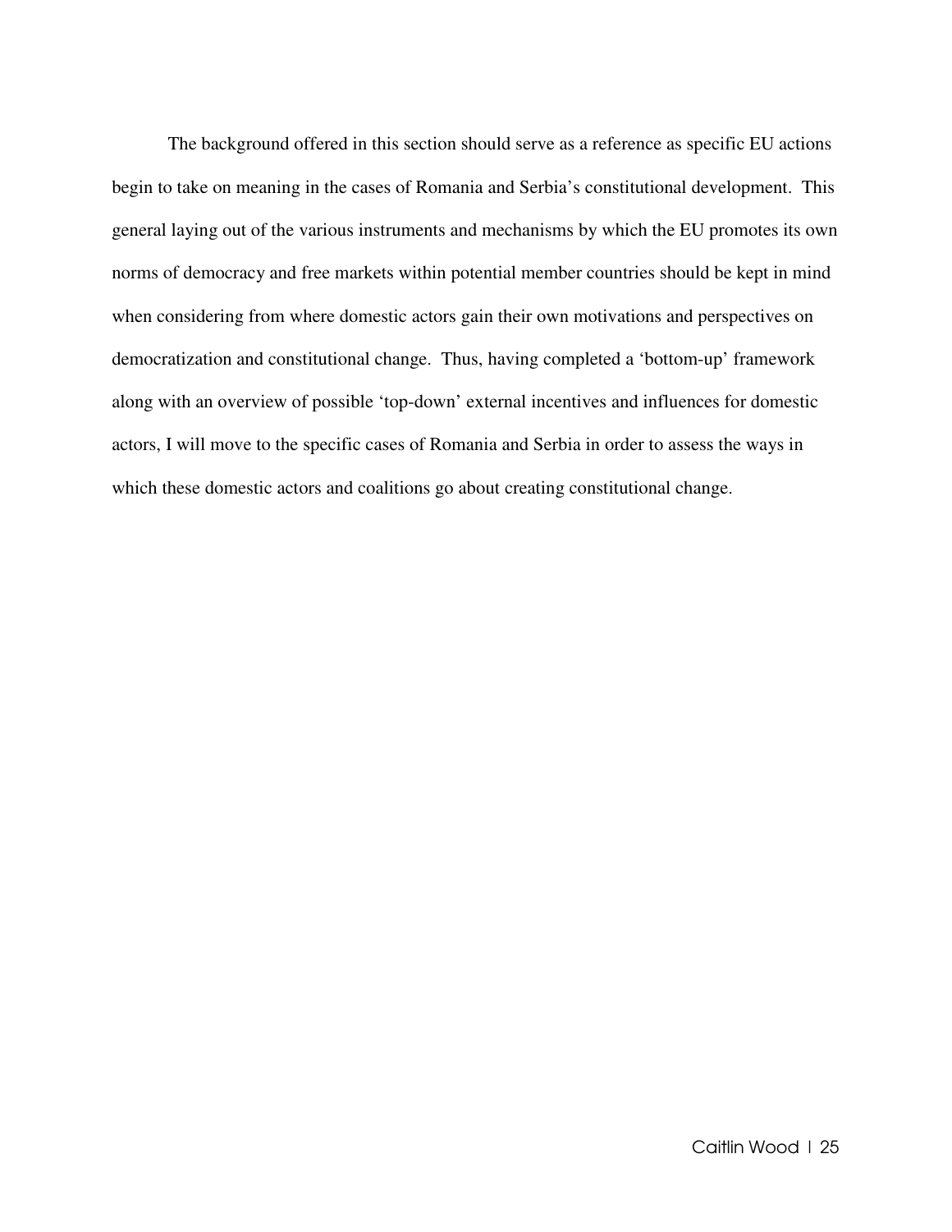The background offered in this section should serve as a reference as specific EU actions begin to take on meaning in the cases of Romania and Serbia's constitutional development. This general laying out of the various instruments and mechanisms by which the EU promotes its own norms of democracy and free markets within potential member countries should be kept in mind when considering from where domestic actors gain their own motivations and perspectives on democratization and constitutional change. Thus, having completed a 'bottom-up' framework along with an overview of possible 'top-down' external incentives and influences for domestic actors, I will move to the specific cases of Romania and Serbia in order to assess the ways in which these domestic actors and coalitions go about creating constitutional change.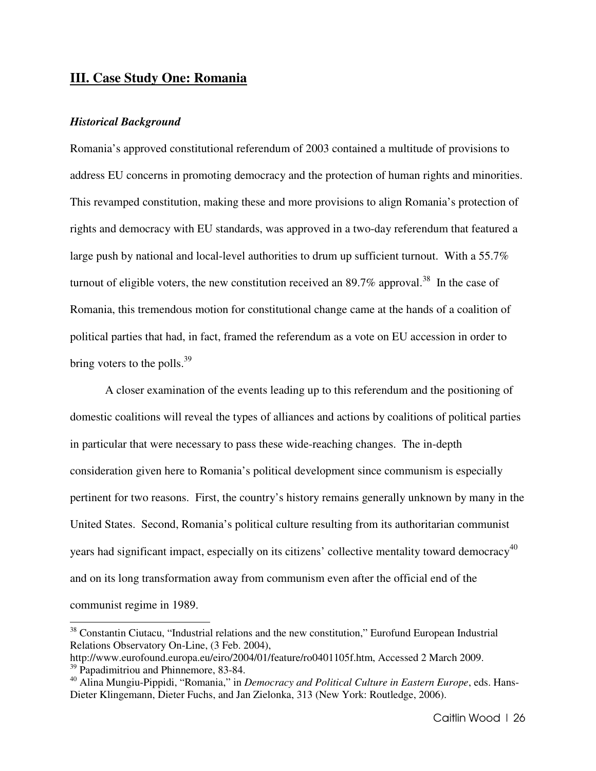## III. Case Study One: Romania

### *Historical Background*

Romania's approved constitutional referendum of 2003 contained a multitude of provisions to address EU concerns in promoting democracy and the protection of human rights and minorities. This revamped constitution, making these and more provisions to align Romania's protection of rights and democracy with EU standards, was approved in a two-day referendum that featured a large push by national and local-level authorities to drum up sufficient turnout. With a 55.7% turnout of eligible voters, the new constitution received an 89.7% approval.[38] In the case of Romania, this tremendous motion for constitutional change came at the hands of a coalition of political parties that had, in fact, framed the referendum as a vote on EU accession in order to bring voters to the polls.[39]

A closer examination of the events leading up to this referendum and the positioning of domestic coalitions will reveal the types of alliances and actions by coalitions of political parties in particular that were necessary to pass these wide-reaching changes. The in-depth consideration given here to Romania's political development since communism is especially pertinent for two reasons. First, the country's history remains generally unknown by many in the United States. Second, Romania's political culture resulting from its authoritarian communist years had significant impact, especially on its citizens' collective mentality toward democracy[40] and on its long transformation away from communism even after the official end of the communist regime in 1989.

---

[38] Constantin Ciutacu, "Industrial relations and the new constitution," Eurofund European Industrial Relations Observatory On-Line, (3 Feb. 2004), http://www.eurofound.europa.eu/eiro/2004/01/feature/ro0401105f.htm, Accessed 2 March 2009.

[39] Papadimitriou and Phinnemore, 83-84.

[40] Alina Mungiu-Pippidi, "Romania," in *Democracy and Political Culture in Eastern Europe*, eds. Hans-Dieter Klingemann, Dieter Fuchs, and Jan Zielonka, 313 (New York: Routledge, 2006).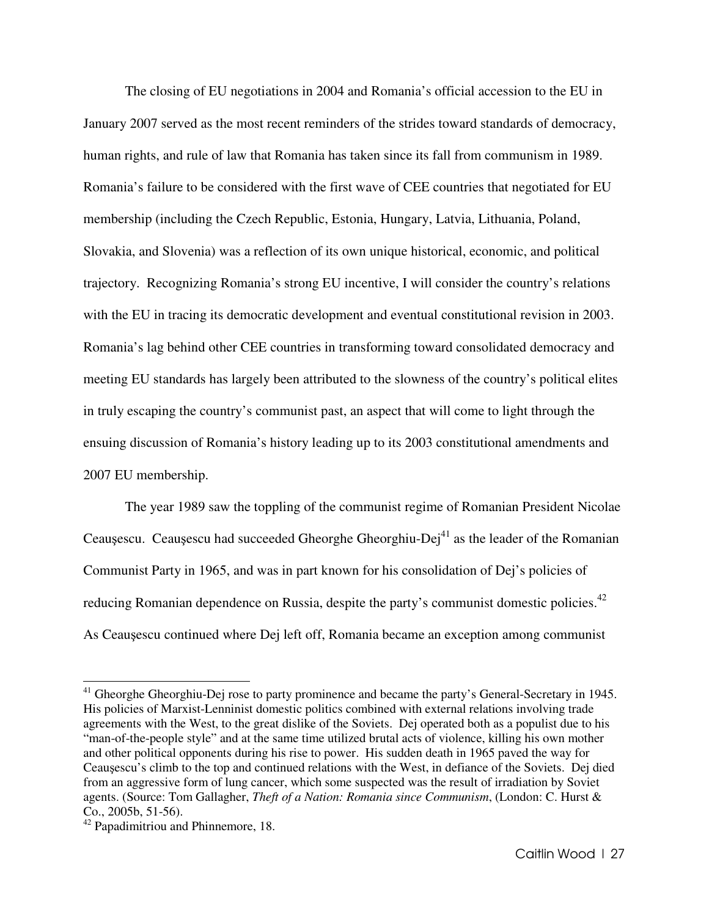The closing of EU negotiations in 2004 and Romania's official accession to the EU in January 2007 served as the most recent reminders of the strides toward standards of democracy, human rights, and rule of law that Romania has taken since its fall from communism in 1989. Romania's failure to be considered with the first wave of CEE countries that negotiated for EU membership (including the Czech Republic, Estonia, Hungary, Latvia, Lithuania, Poland, Slovakia, and Slovenia) was a reflection of its own unique historical, economic, and political trajectory. Recognizing Romania's strong EU incentive, I will consider the country's relations with the EU in tracing its democratic development and eventual constitutional revision in 2003. Romania's lag behind other CEE countries in transforming toward consolidated democracy and meeting EU standards has largely been attributed to the slowness of the country's political elites in truly escaping the country's communist past, an aspect that will come to light through the ensuing discussion of Romania's history leading up to its 2003 constitutional amendments and 2007 EU membership.

The year 1989 saw the toppling of the communist regime of Romanian President Nicolae Ceauşescu. Ceauşescu had succeeded Gheorghe Gheorghiu-Dej[41] as the leader of the Romanian Communist Party in 1965, and was in part known for his consolidation of Dej's policies of reducing Romanian dependence on Russia, despite the party's communist domestic policies.[42] As Ceauşescu continued where Dej left off, Romania became an exception among communist

---

[41] Gheorghe Gheorghiu-Dej rose to party prominence and became the party's General-Secretary in 1945. His policies of Marxist-Lenninist domestic politics combined with external relations involving trade agreements with the West, to the great dislike of the Soviets. Dej operated both as a populist due to his "man-of-the-people style" and at the same time utilized brutal acts of violence, killing his own mother and other political opponents during his rise to power. His sudden death in 1965 paved the way for Ceauşescu's climb to the top and continued relations with the West, in defiance of the Soviets. Dej died from an aggressive form of lung cancer, which some suspected was the result of irradiation by Soviet agents. (Source: Tom Gallagher, *Theft of a Nation: Romania since Communism*, (London: C. Hurst & Co., 2005b, 51-56).

[42] Papadimitriou and Phinnemore, 18.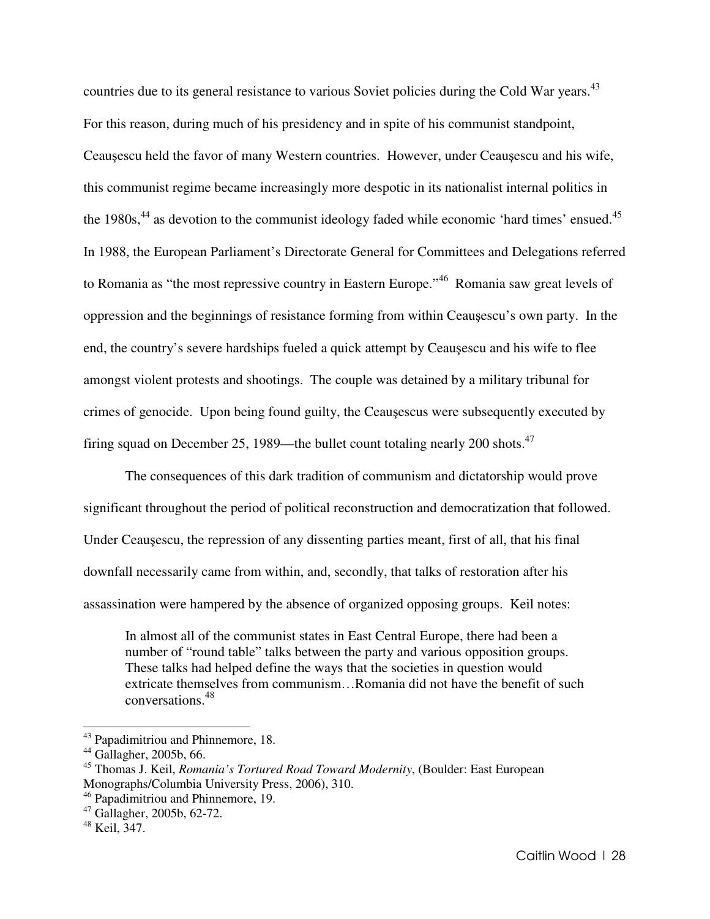countries due to its general resistance to various Soviet policies during the Cold War years.[43] For this reason, during much of his presidency and in spite of his communist standpoint, Ceauşescu held the favor of many Western countries. However, under Ceauşescu and his wife, this communist regime became increasingly more despotic in its nationalist internal politics in the 1980s,[44] as devotion to the communist ideology faded while economic 'hard times' ensued.[45] In 1988, the European Parliament's Directorate General for Committees and Delegations referred to Romania as "the most repressive country in Eastern Europe."[46] Romania saw great levels of oppression and the beginnings of resistance forming from within Ceauşescu's own party. In the end, the country's severe hardships fueled a quick attempt by Ceauşescu and his wife to flee amongst violent protests and shootings. The couple was detained by a military tribunal for crimes of genocide. Upon being found guilty, the Ceauşescus were subsequently executed by firing squad on December 25, 1989—the bullet count totaling nearly 200 shots.[47]

The consequences of this dark tradition of communism and dictatorship would prove significant throughout the period of political reconstruction and democratization that followed. Under Ceauşescu, the repression of any dissenting parties meant, first of all, that his final downfall necessarily came from within, and, secondly, that talks of restoration after his assassination were hampered by the absence of organized opposing groups. Keil notes:

> In almost all of the communist states in East Central Europe, there had been a number of "round table" talks between the party and various opposition groups. These talks had helped define the ways that the societies in question would extricate themselves from communism…Romania did not have the benefit of such conversations.[48]

---

[43] Papadimitriou and Phinnemore, 18.

[44] Gallagher, 2005b, 66.

[45] Thomas J. Keil, *Romania's Tortured Road Toward Modernity*, (Boulder: East European Monographs/Columbia University Press, 2006), 310.

[46] Papadimitriou and Phinnemore, 19.

[47] Gallagher, 2005b, 62-72.

[48] Keil, 347.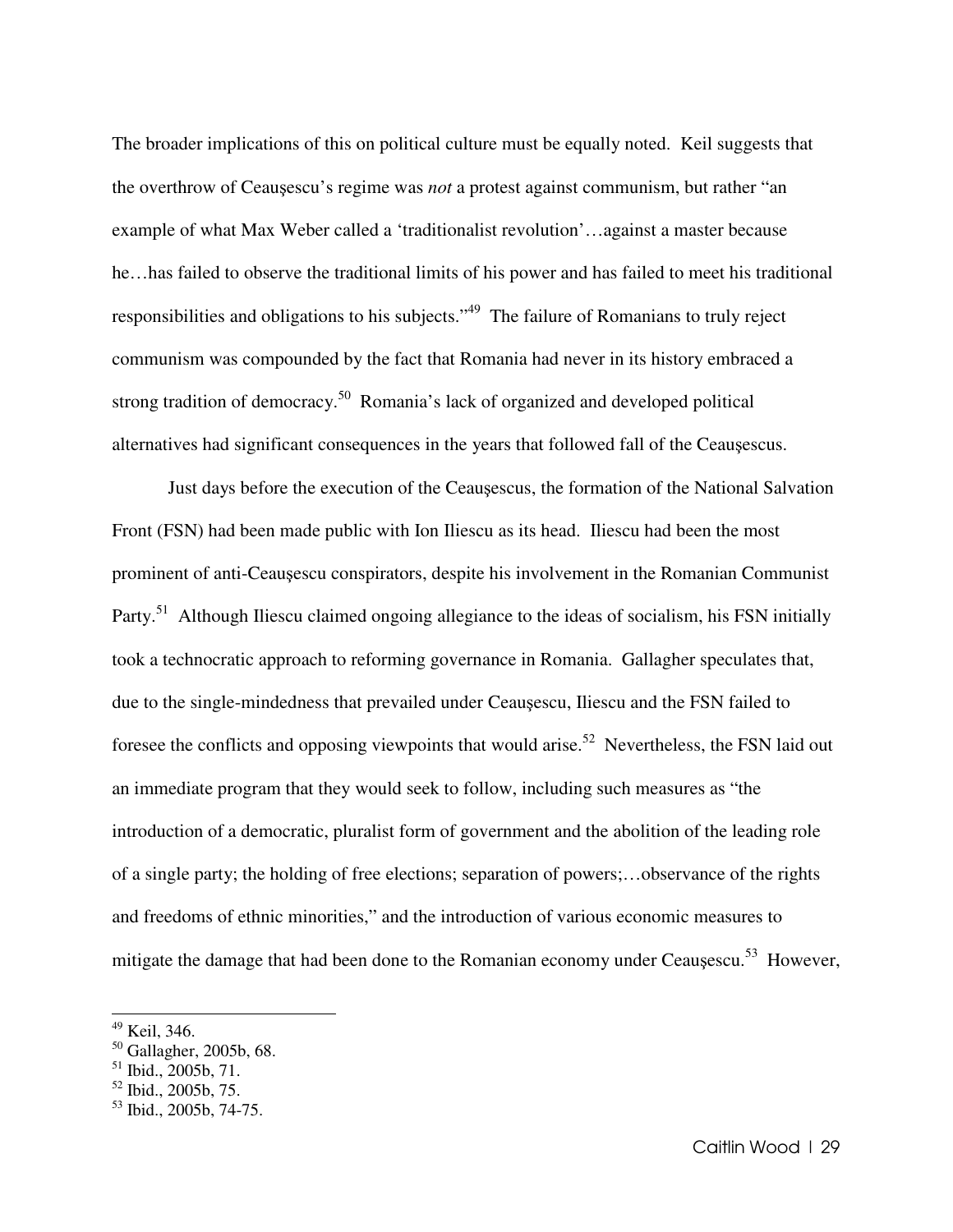The broader implications of this on political culture must be equally noted. Keil suggests that the overthrow of Ceauşescu's regime was *not* a protest against communism, but rather "an example of what Max Weber called a 'traditionalist revolution'…against a master because he…has failed to observe the traditional limits of his power and has failed to meet his traditional responsibilities and obligations to his subjects."[49] The failure of Romanians to truly reject communism was compounded by the fact that Romania had never in its history embraced a strong tradition of democracy.[50] Romania's lack of organized and developed political alternatives had significant consequences in the years that followed fall of the Ceauşescus.

Just days before the execution of the Ceauşescus, the formation of the National Salvation Front (FSN) had been made public with Ion Iliescu as its head. Iliescu had been the most prominent of anti-Ceauşescu conspirators, despite his involvement in the Romanian Communist Party.[51] Although Iliescu claimed ongoing allegiance to the ideas of socialism, his FSN initially took a technocratic approach to reforming governance in Romania. Gallagher speculates that, due to the single-mindedness that prevailed under Ceauşescu, Iliescu and the FSN failed to foresee the conflicts and opposing viewpoints that would arise.[52] Nevertheless, the FSN laid out an immediate program that they would seek to follow, including such measures as "the introduction of a democratic, pluralist form of government and the abolition of the leading role of a single party; the holding of free elections; separation of powers;…observance of the rights and freedoms of ethnic minorities," and the introduction of various economic measures to mitigate the damage that had been done to the Romanian economy under Ceauşescu.[53] However,

[49] Keil, 346.
[50] Gallagher, 2005b, 68.
[51] Ibid., 2005b, 71.
[52] Ibid., 2005b, 75.
[53] Ibid., 2005b, 74-75.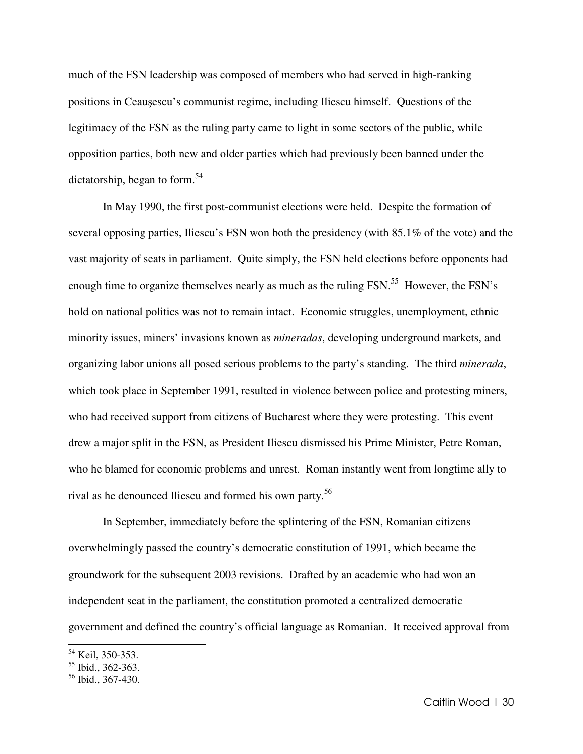much of the FSN leadership was composed of members who had served in high-ranking positions in Ceauşescu's communist regime, including Iliescu himself. Questions of the legitimacy of the FSN as the ruling party came to light in some sectors of the public, while opposition parties, both new and older parties which had previously been banned under the dictatorship, began to form.[54]

In May 1990, the first post-communist elections were held. Despite the formation of several opposing parties, Iliescu's FSN won both the presidency (with 85.1% of the vote) and the vast majority of seats in parliament. Quite simply, the FSN held elections before opponents had enough time to organize themselves nearly as much as the ruling FSN.[55] However, the FSN's hold on national politics was not to remain intact. Economic struggles, unemployment, ethnic minority issues, miners' invasions known as *mineradas*, developing underground markets, and organizing labor unions all posed serious problems to the party's standing. The third *minerada*, which took place in September 1991, resulted in violence between police and protesting miners, who had received support from citizens of Bucharest where they were protesting. This event drew a major split in the FSN, as President Iliescu dismissed his Prime Minister, Petre Roman, who he blamed for economic problems and unrest. Roman instantly went from longtime ally to rival as he denounced Iliescu and formed his own party.[56]

In September, immediately before the splintering of the FSN, Romanian citizens overwhelmingly passed the country's democratic constitution of 1991, which became the groundwork for the subsequent 2003 revisions. Drafted by an academic who had won an independent seat in the parliament, the constitution promoted a centralized democratic government and defined the country's official language as Romanian. It received approval from

---

[54] Keil, 350-353.
[55] Ibid., 362-363.
[56] Ibid., 367-430.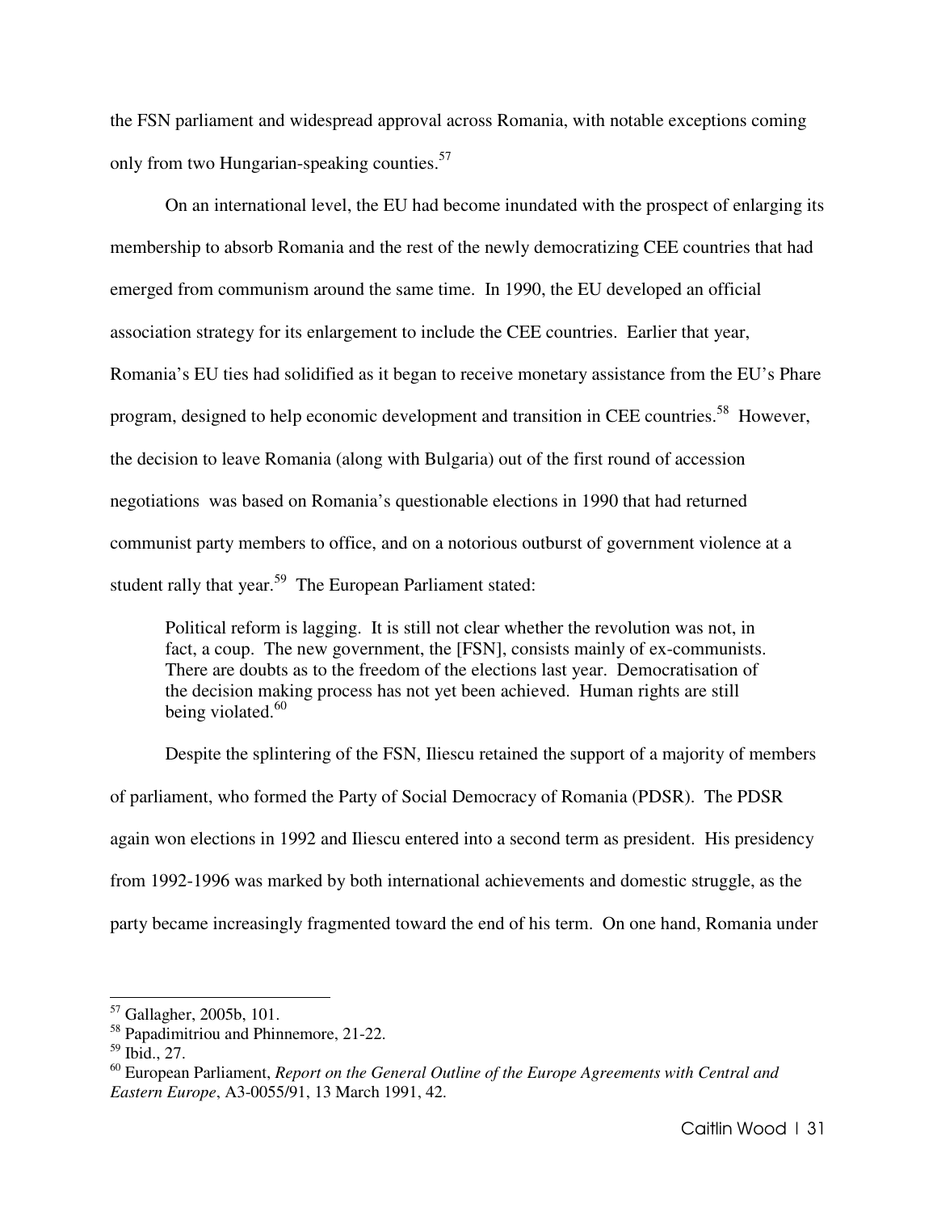the FSN parliament and widespread approval across Romania, with notable exceptions coming only from two Hungarian-speaking counties.[57]

On an international level, the EU had become inundated with the prospect of enlarging its membership to absorb Romania and the rest of the newly democratizing CEE countries that had emerged from communism around the same time. In 1990, the EU developed an official association strategy for its enlargement to include the CEE countries. Earlier that year, Romania's EU ties had solidified as it began to receive monetary assistance from the EU's Phare program, designed to help economic development and transition in CEE countries.[58] However, the decision to leave Romania (along with Bulgaria) out of the first round of accession negotiations was based on Romania's questionable elections in 1990 that had returned communist party members to office, and on a notorious outburst of government violence at a student rally that year.[59] The European Parliament stated:

> Political reform is lagging. It is still not clear whether the revolution was not, in fact, a coup. The new government, the [FSN], consists mainly of ex-communists. There are doubts as to the freedom of the elections last year. Democratisation of the decision making process has not yet been achieved. Human rights are still being violated.[60]

Despite the splintering of the FSN, Iliescu retained the support of a majority of members of parliament, who formed the Party of Social Democracy of Romania (PDSR). The PDSR again won elections in 1992 and Iliescu entered into a second term as president. His presidency from 1992-1996 was marked by both international achievements and domestic struggle, as the party became increasingly fragmented toward the end of his term. On one hand, Romania under

---

[57] Gallagher, 2005b, 101.

[58] Papadimitriou and Phinnemore, 21-22.

[59] Ibid., 27.

[60] European Parliament, *Report on the General Outline of the Europe Agreements with Central and Eastern Europe*, A3-0055/91, 13 March 1991, 42.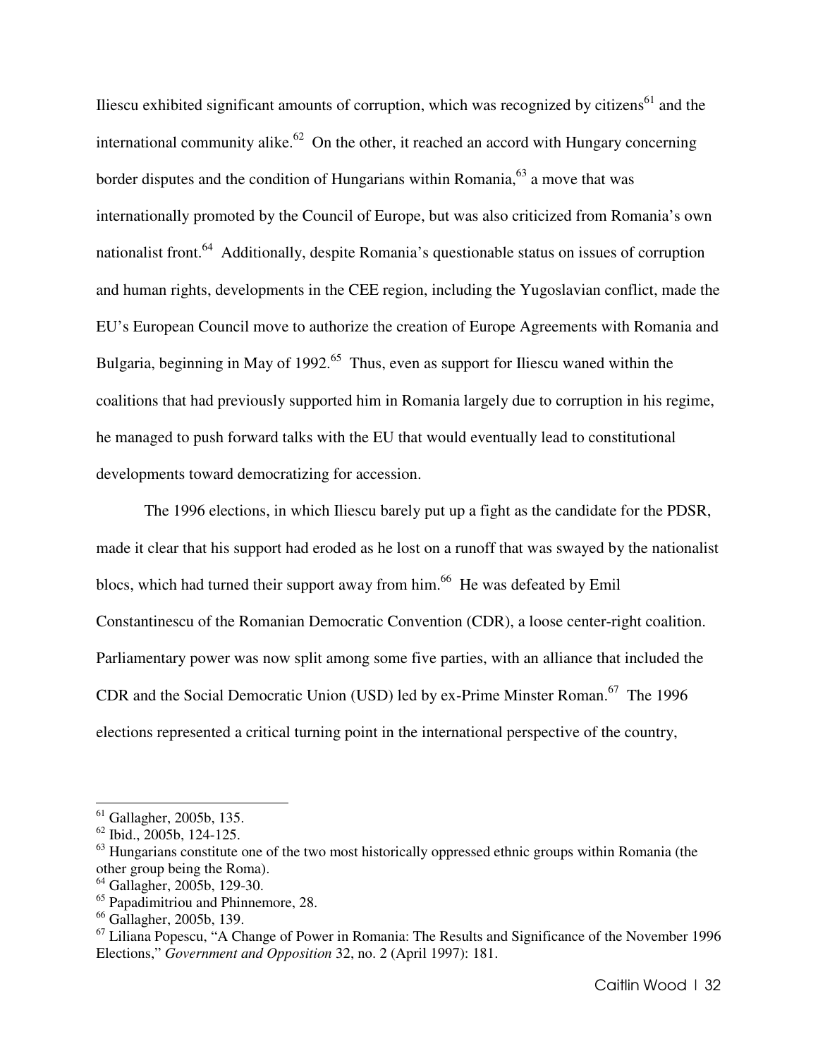Iliescu exhibited significant amounts of corruption, which was recognized by citizens[61] and the international community alike.[62] On the other, it reached an accord with Hungary concerning border disputes and the condition of Hungarians within Romania,[63] a move that was internationally promoted by the Council of Europe, but was also criticized from Romania's own nationalist front.[64] Additionally, despite Romania's questionable status on issues of corruption and human rights, developments in the CEE region, including the Yugoslavian conflict, made the EU's European Council move to authorize the creation of Europe Agreements with Romania and Bulgaria, beginning in May of 1992.[65] Thus, even as support for Iliescu waned within the coalitions that had previously supported him in Romania largely due to corruption in his regime, he managed to push forward talks with the EU that would eventually lead to constitutional developments toward democratizing for accession.

The 1996 elections, in which Iliescu barely put up a fight as the candidate for the PDSR, made it clear that his support had eroded as he lost on a runoff that was swayed by the nationalist blocs, which had turned their support away from him.[66] He was defeated by Emil Constantinescu of the Romanian Democratic Convention (CDR), a loose center-right coalition. Parliamentary power was now split among some five parties, with an alliance that included the CDR and the Social Democratic Union (USD) led by ex-Prime Minster Roman.[67] The 1996 elections represented a critical turning point in the international perspective of the country,

---

[61] Gallagher, 2005b, 135.

[62] Ibid., 2005b, 124-125.

[63] Hungarians constitute one of the two most historically oppressed ethnic groups within Romania (the other group being the Roma).

[64] Gallagher, 2005b, 129-30.

[65] Papadimitriou and Phinnemore, 28.

[66] Gallagher, 2005b, 139.

[67] Liliana Popescu, "A Change of Power in Romania: The Results and Significance of the November 1996 Elections," *Government and Opposition* 32, no. 2 (April 1997): 181.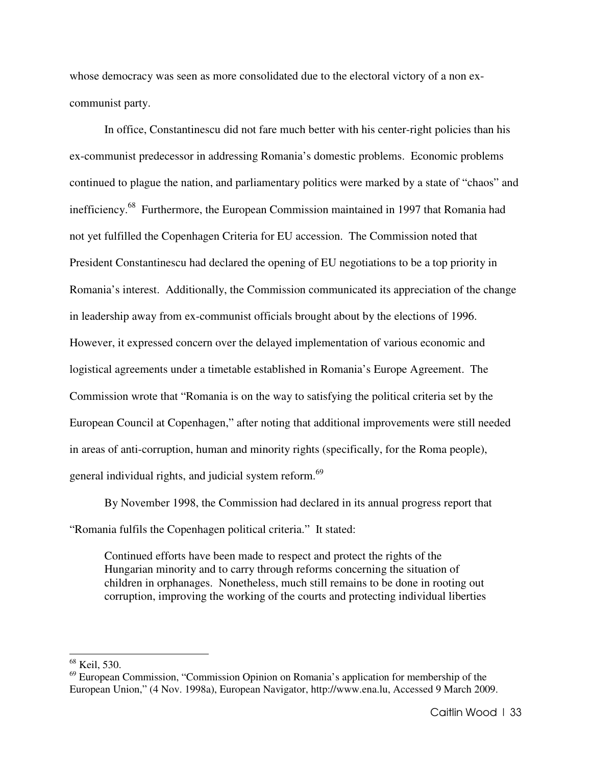whose democracy was seen as more consolidated due to the electoral victory of a non ex-communist party.

In office, Constantinescu did not fare much better with his center-right policies than his ex-communist predecessor in addressing Romania's domestic problems. Economic problems continued to plague the nation, and parliamentary politics were marked by a state of "chaos" and inefficiency.[68] Furthermore, the European Commission maintained in 1997 that Romania had not yet fulfilled the Copenhagen Criteria for EU accession. The Commission noted that President Constantinescu had declared the opening of EU negotiations to be a top priority in Romania's interest. Additionally, the Commission communicated its appreciation of the change in leadership away from ex-communist officials brought about by the elections of 1996. However, it expressed concern over the delayed implementation of various economic and logistical agreements under a timetable established in Romania's Europe Agreement. The Commission wrote that "Romania is on the way to satisfying the political criteria set by the European Council at Copenhagen," after noting that additional improvements were still needed in areas of anti-corruption, human and minority rights (specifically, for the Roma people), general individual rights, and judicial system reform.[69]

By November 1998, the Commission had declared in its annual progress report that "Romania fulfils the Copenhagen political criteria." It stated:

> Continued efforts have been made to respect and protect the rights of the Hungarian minority and to carry through reforms concerning the situation of children in orphanages. Nonetheless, much still remains to be done in rooting out corruption, improving the working of the courts and protecting individual liberties

---

[68] Keil, 530.

[69] European Commission, "Commission Opinion on Romania's application for membership of the European Union," (4 Nov. 1998a), European Navigator, http://www.ena.lu, Accessed 9 March 2009.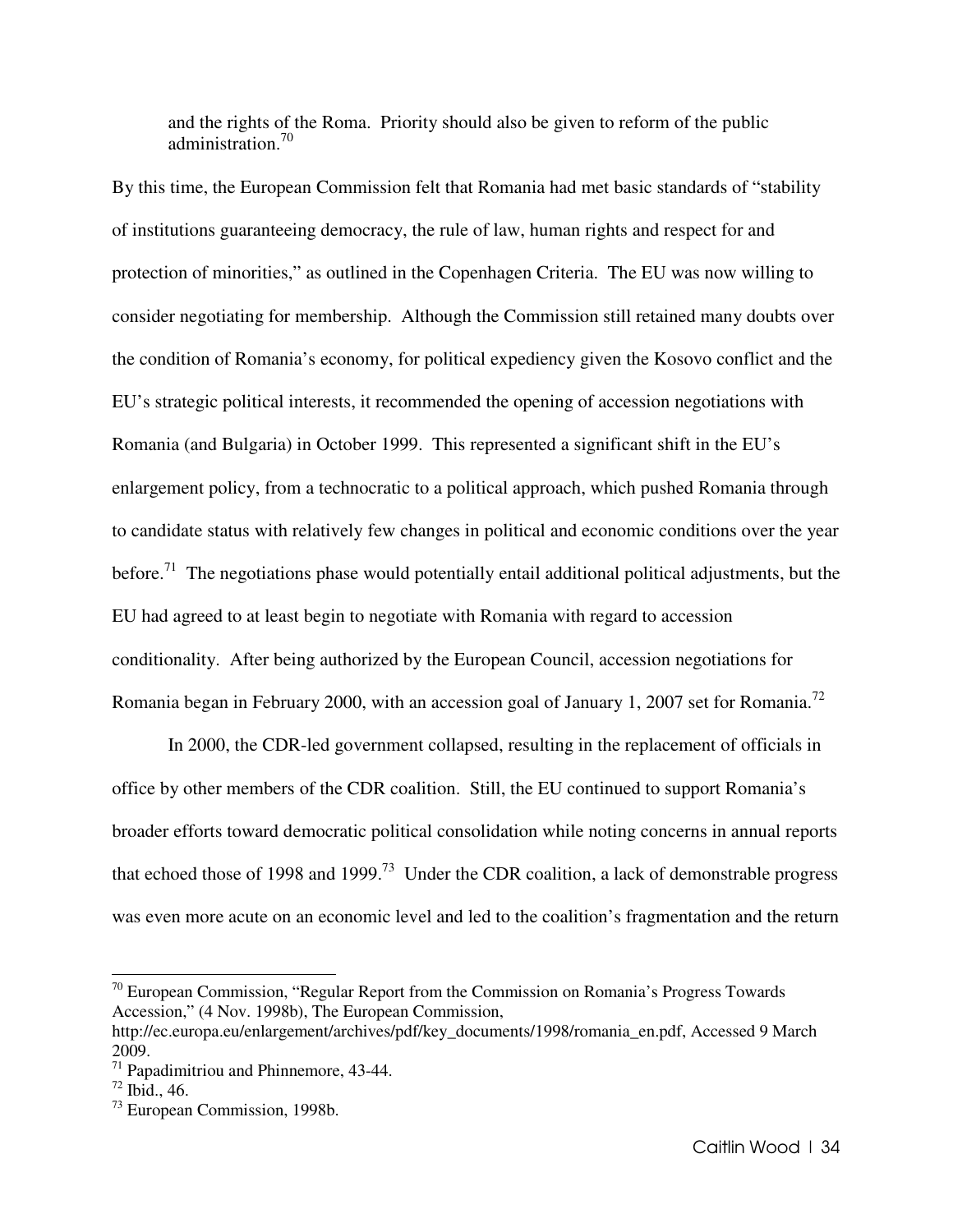> and the rights of the Roma. Priority should also be given to reform of the public administration.[70]

By this time, the European Commission felt that Romania had met basic standards of "stability of institutions guaranteeing democracy, the rule of law, human rights and respect for and protection of minorities," as outlined in the Copenhagen Criteria. The EU was now willing to consider negotiating for membership. Although the Commission still retained many doubts over the condition of Romania's economy, for political expediency given the Kosovo conflict and the EU's strategic political interests, it recommended the opening of accession negotiations with Romania (and Bulgaria) in October 1999. This represented a significant shift in the EU's enlargement policy, from a technocratic to a political approach, which pushed Romania through to candidate status with relatively few changes in political and economic conditions over the year before.[71] The negotiations phase would potentially entail additional political adjustments, but the EU had agreed to at least begin to negotiate with Romania with regard to accession conditionality. After being authorized by the European Council, accession negotiations for Romania began in February 2000, with an accession goal of January 1, 2007 set for Romania.[72]

In 2000, the CDR-led government collapsed, resulting in the replacement of officials in office by other members of the CDR coalition. Still, the EU continued to support Romania's broader efforts toward democratic political consolidation while noting concerns in annual reports that echoed those of 1998 and 1999.[73] Under the CDR coalition, a lack of demonstrable progress was even more acute on an economic level and led to the coalition's fragmentation and the return

---

[70] European Commission, "Regular Report from the Commission on Romania's Progress Towards Accession," (4 Nov. 1998b), The European Commission, http://ec.europa.eu/enlargement/archives/pdf/key_documents/1998/romania_en.pdf, Accessed 9 March 2009.

[71] Papadimitriou and Phinnemore, 43-44.

[72] Ibid., 46.

[73] European Commission, 1998b.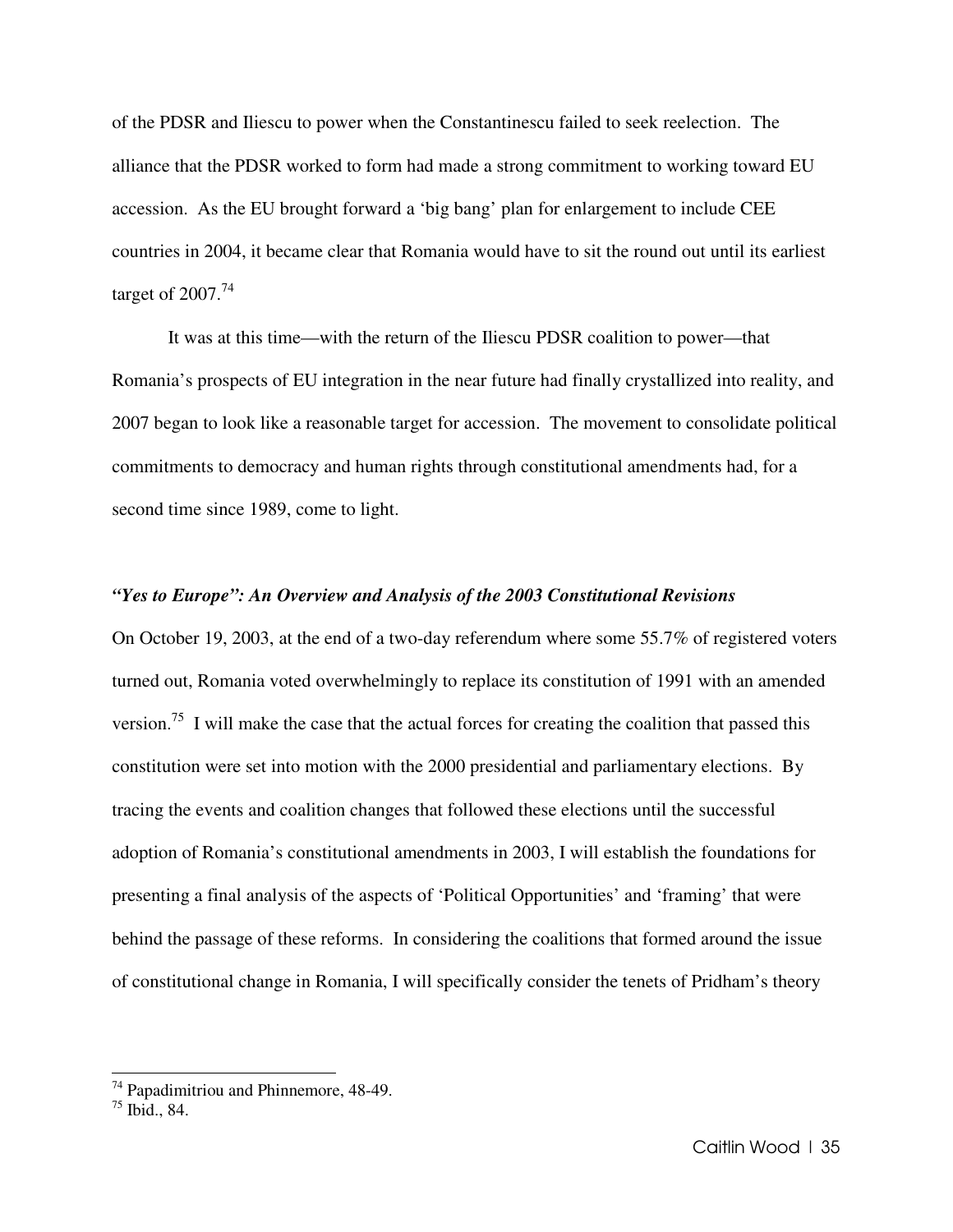of the PDSR and Iliescu to power when the Constantinescu failed to seek reelection. The alliance that the PDSR worked to form had made a strong commitment to working toward EU accession. As the EU brought forward a 'big bang' plan for enlargement to include CEE countries in 2004, it became clear that Romania would have to sit the round out until its earliest target of 2007.[74]

It was at this time—with the return of the Iliescu PDSR coalition to power—that Romania's prospects of EU integration in the near future had finally crystallized into reality, and 2007 began to look like a reasonable target for accession. The movement to consolidate political commitments to democracy and human rights through constitutional amendments had, for a second time since 1989, come to light.

***"Yes to Europe": An Overview and Analysis of the 2003 Constitutional Revisions***

On October 19, 2003, at the end of a two-day referendum where some 55.7% of registered voters turned out, Romania voted overwhelmingly to replace its constitution of 1991 with an amended version.[75] I will make the case that the actual forces for creating the coalition that passed this constitution were set into motion with the 2000 presidential and parliamentary elections. By tracing the events and coalition changes that followed these elections until the successful adoption of Romania's constitutional amendments in 2003, I will establish the foundations for presenting a final analysis of the aspects of 'Political Opportunities' and 'framing' that were behind the passage of these reforms. In considering the coalitions that formed around the issue of constitutional change in Romania, I will specifically consider the tenets of Pridham's theory

---

[74] Papadimitriou and Phinnemore, 48-49.

[75] Ibid., 84.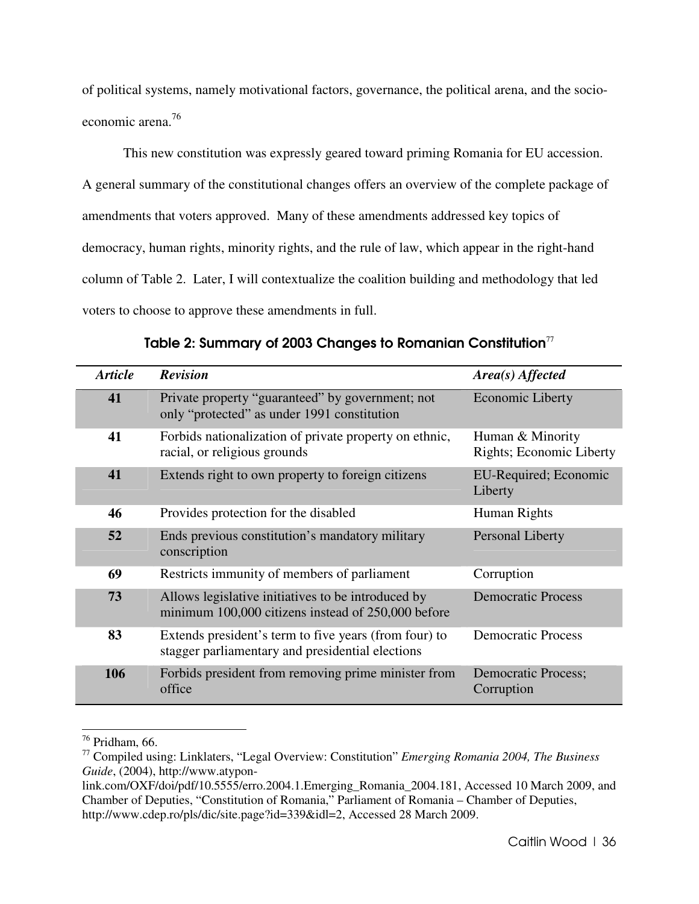of political systems, namely motivational factors, governance, the political arena, and the socio-economic arena.[76]

This new constitution was expressly geared toward priming Romania for EU accession. A general summary of the constitutional changes offers an overview of the complete package of amendments that voters approved. Many of these amendments addressed key topics of democracy, human rights, minority rights, and the rule of law, which appear in the right-hand column of Table 2. Later, I will contextualize the coalition building and methodology that led voters to choose to approve these amendments in full.

**Table 2: Summary of 2003 Changes to Romanian Constitution**[77]

| *Article* | *Revision* | *Area(s) Affected* |
|---|---|---|
| **41** | Private property "guaranteed" by government; not only "protected" as under 1991 constitution | Economic Liberty |
| **41** | Forbids nationalization of private property on ethnic, racial, or religious grounds | Human & Minority Rights; Economic Liberty |
| **41** | Extends right to own property to foreign citizens | EU-Required; Economic Liberty |
| **46** | Provides protection for the disabled | Human Rights |
| **52** | Ends previous constitution's mandatory military conscription | Personal Liberty |
| **69** | Restricts immunity of members of parliament | Corruption |
| **73** | Allows legislative initiatives to be introduced by minimum 100,000 citizens instead of 250,000 before | Democratic Process |
| **83** | Extends president's term to five years (from four) to stagger parliamentary and presidential elections | Democratic Process |
| **106** | Forbids president from removing prime minister from office | Democratic Process; Corruption |

---

[76] Pridham, 66.

[77] Compiled using: Linklaters, "Legal Overview: Constitution" *Emerging Romania 2004, The Business Guide*, (2004), http://www.atypon-link.com/OXF/doi/pdf/10.5555/erro.2004.1.Emerging_Romania_2004.181, Accessed 10 March 2009, and Chamber of Deputies, "Constitution of Romania," Parliament of Romania – Chamber of Deputies, http://www.cdep.ro/pls/dic/site.page?id=339&idl=2, Accessed 28 March 2009.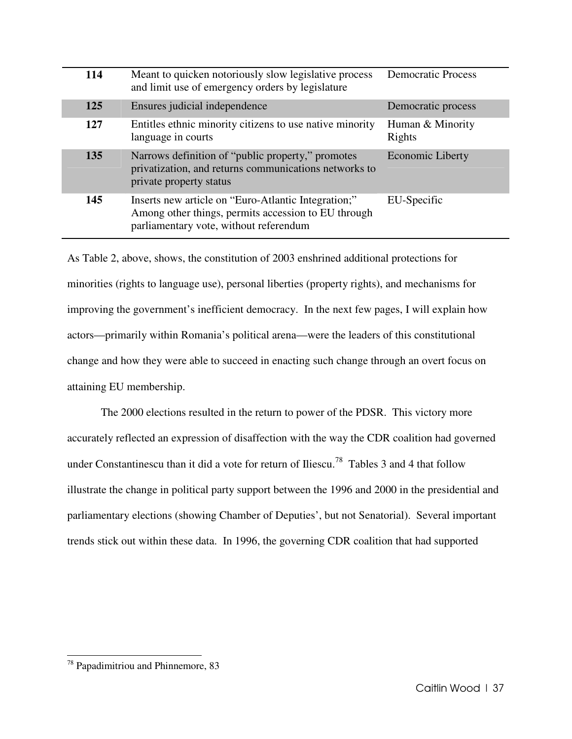| 114 | Meant to quicken notoriously slow legislative process and limit use of emergency orders by legislature | Democratic Process |
|---|---|---|
| 125 | Ensures judicial independence | Democratic process |
| 127 | Entitles ethnic minority citizens to use native minority language in courts | Human & Minority Rights |
| 135 | Narrows definition of "public property," promotes privatization, and returns communications networks to private property status | Economic Liberty |
| 145 | Inserts new article on "Euro-Atlantic Integration;" Among other things, permits accession to EU through parliamentary vote, without referendum | EU-Specific |

As Table 2, above, shows, the constitution of 2003 enshrined additional protections for minorities (rights to language use), personal liberties (property rights), and mechanisms for improving the government's inefficient democracy. In the next few pages, I will explain how actors—primarily within Romania's political arena—were the leaders of this constitutional change and how they were able to succeed in enacting such change through an overt focus on attaining EU membership.

The 2000 elections resulted in the return to power of the PDSR. This victory more accurately reflected an expression of disaffection with the way the CDR coalition had governed under Constantinescu than it did a vote for return of Iliescu.[78] Tables 3 and 4 that follow illustrate the change in political party support between the 1996 and 2000 in the presidential and parliamentary elections (showing Chamber of Deputies', but not Senatorial). Several important trends stick out within these data. In 1996, the governing CDR coalition that had supported

[78] Papadimitriou and Phinnemore, 83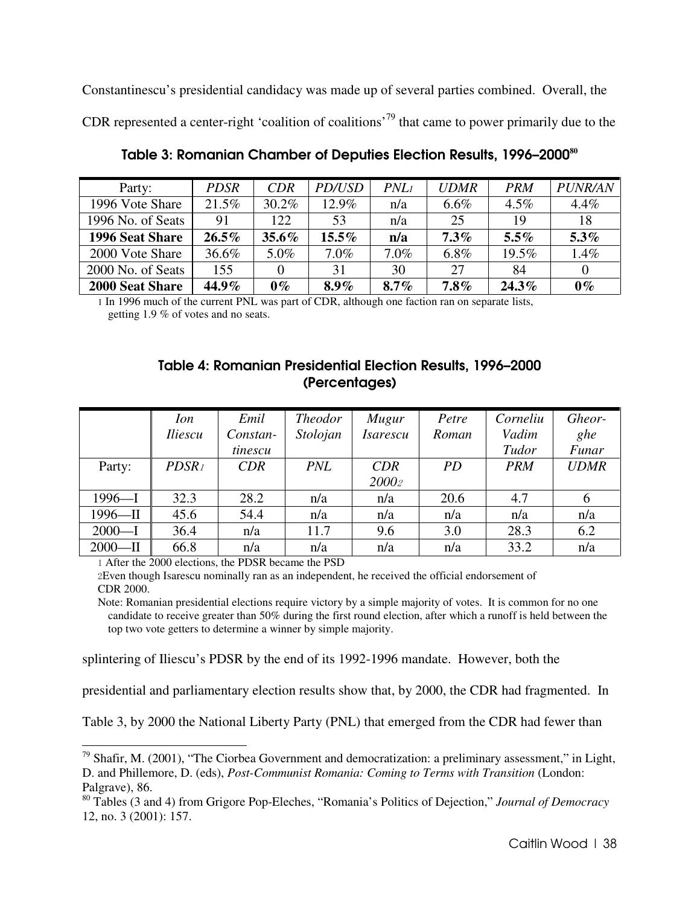Constantinescu's presidential candidacy was made up of several parties combined. Overall, the CDR represented a center-right 'coalition of coalitions'[79] that came to power primarily due to the

**Table 3: Romanian Chamber of Deputies Election Results, 1996–2000[80]**

| Party: | *PDSR* | *CDR* | *PD/USD* | *PNL1* | *UDMR* | *PRM* | *PUNR/AN* |
|---|---|---|---|---|---|---|---|
| 1996 Vote Share | 21.5% | 30.2% | 12.9% | n/a | 6.6% | 4.5% | 4.4% |
| 1996 No. of Seats | 91 | 122 | 53 | n/a | 25 | 19 | 18 |
| **1996 Seat Share** | **26.5%** | **35.6%** | **15.5%** | **n/a** | **7.3%** | **5.5%** | **5.3%** |
| 2000 Vote Share | 36.6% | 5.0% | 7.0% | 7.0% | 6.8% | 19.5% | 1.4% |
| 2000 No. of Seats | 155 | 0 | 31 | 30 | 27 | 84 | 0 |
| **2000 Seat Share** | **44.9%** | **0%** | **8.9%** | **8.7%** | **7.8%** | **24.3%** | **0%** |

1 In 1996 much of the current PNL was part of CDR, although one faction ran on separate lists, getting 1.9 % of votes and no seats.

**Table 4: Romanian Presidential Election Results, 1996–2000 (Percentages)**

| | *Ion Iliescu* | *Emil Constantinescu* | *Theodor Stolojan* | *Mugur Isarescu* | *Petre Roman* | *Corneliu Vadim Tudor* | *Gheorghe Funar* |
|---|---|---|---|---|---|---|---|
| Party: | *PDSR1* | *CDR* | *PNL* | *CDR 20002* | *PD* | *PRM* | *UDMR* |
| 1996—I | 32.3 | 28.2 | n/a | n/a | 20.6 | 4.7 | 6 |
| 1996—II | 45.6 | 54.4 | n/a | n/a | n/a | n/a | n/a |
| 2000—I | 36.4 | n/a | 11.7 | 9.6 | 3.0 | 28.3 | 6.2 |
| 2000—II | 66.8 | n/a | n/a | n/a | n/a | 33.2 | n/a |

1 After the 2000 elections, the PDSR became the PSD

2 Even though Isarescu nominally ran as an independent, he received the official endorsement of CDR 2000.

Note: Romanian presidential elections require victory by a simple majority of votes. It is common for no one candidate to receive greater than 50% during the first round election, after which a runoff is held between the top two vote getters to determine a winner by simple majority.

splintering of Iliescu's PDSR by the end of its 1992-1996 mandate. However, both the presidential and parliamentary election results show that, by 2000, the CDR had fragmented. In Table 3, by 2000 the National Liberty Party (PNL) that emerged from the CDR had fewer than

---

[79] Shafir, M. (2001), "The Ciorbea Government and democratization: a preliminary assessment," in Light, D. and Phillemore, D. (eds), *Post-Communist Romania: Coming to Terms with Transition* (London: Palgrave), 86.

[80] Tables (3 and 4) from Grigore Pop-Eleches, "Romania's Politics of Dejection," *Journal of Democracy* 12, no. 3 (2001): 157.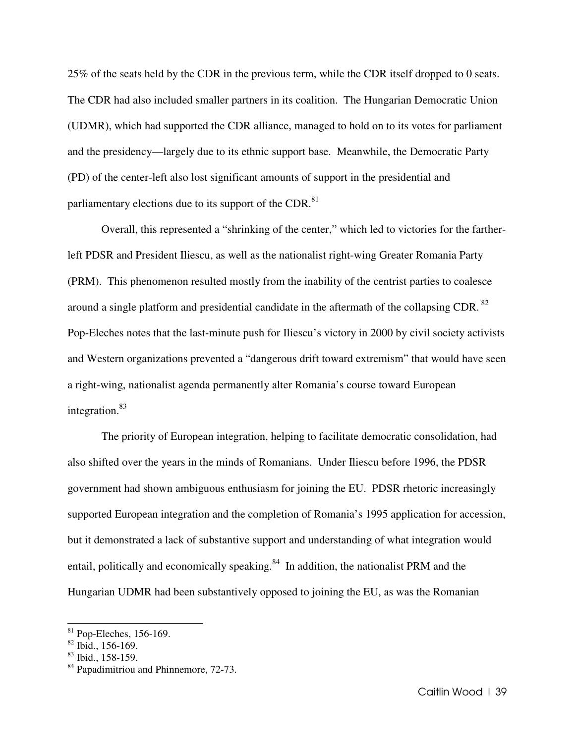25% of the seats held by the CDR in the previous term, while the CDR itself dropped to 0 seats. The CDR had also included smaller partners in its coalition. The Hungarian Democratic Union (UDMR), which had supported the CDR alliance, managed to hold on to its votes for parliament and the presidency—largely due to its ethnic support base. Meanwhile, the Democratic Party (PD) of the center-left also lost significant amounts of support in the presidential and parliamentary elections due to its support of the CDR.[81]

Overall, this represented a "shrinking of the center," which led to victories for the farther-left PDSR and President Iliescu, as well as the nationalist right-wing Greater Romania Party (PRM). This phenomenon resulted mostly from the inability of the centrist parties to coalesce around a single platform and presidential candidate in the aftermath of the collapsing CDR.[82] Pop-Eleches notes that the last-minute push for Iliescu's victory in 2000 by civil society activists and Western organizations prevented a "dangerous drift toward extremism" that would have seen a right-wing, nationalist agenda permanently alter Romania's course toward European integration.[83]

The priority of European integration, helping to facilitate democratic consolidation, had also shifted over the years in the minds of Romanians. Under Iliescu before 1996, the PDSR government had shown ambiguous enthusiasm for joining the EU. PDSR rhetoric increasingly supported European integration and the completion of Romania's 1995 application for accession, but it demonstrated a lack of substantive support and understanding of what integration would entail, politically and economically speaking.[84] In addition, the nationalist PRM and the Hungarian UDMR had been substantively opposed to joining the EU, as was the Romanian

---

[81] Pop-Eleches, 156-169.
[82] Ibid., 156-169.
[83] Ibid., 158-159.
[84] Papadimitriou and Phinnemore, 72-73.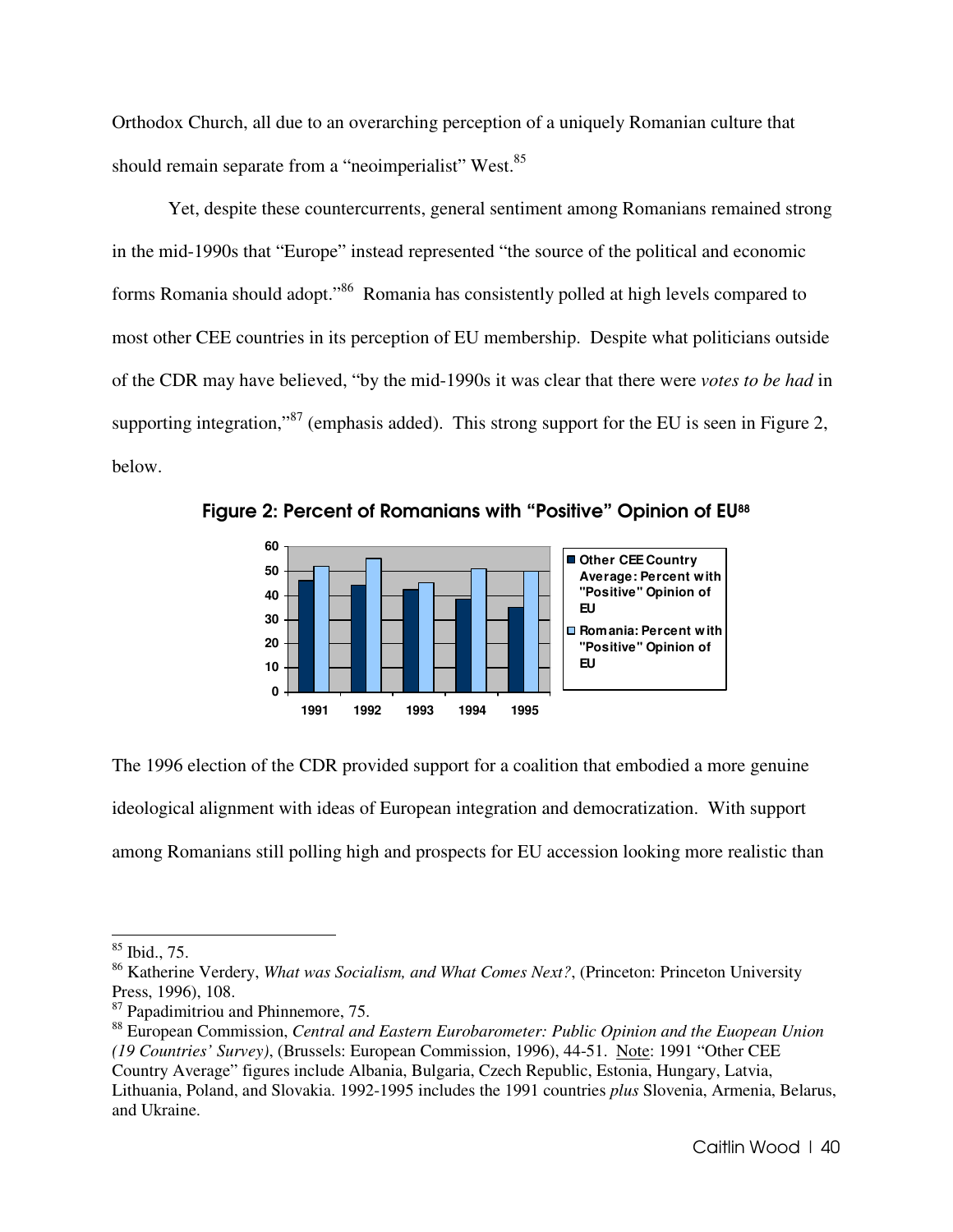Orthodox Church, all due to an overarching perception of a uniquely Romanian culture that should remain separate from a "neoimperialist" West.[85]

Yet, despite these countercurrents, general sentiment among Romanians remained strong in the mid-1990s that "Europe" instead represented "the source of the political and economic forms Romania should adopt."[86] Romania has consistently polled at high levels compared to most other CEE countries in its perception of EU membership. Despite what politicians outside of the CDR may have believed, "by the mid-1990s it was clear that there were *votes to be had* in supporting integration,"[87] (emphasis added). This strong support for the EU is seen in Figure 2, below.

**Figure 2: Percent of Romanians with "Positive" Opinion of EU[88]**

| Year | Other CEE Country Average: Percent with "Positive" Opinion of EU | Romania: Percent with "Positive" Opinion of EU |
|---|---|---|
| 1991 | 46 | 52 |
| 1992 | 44 | 55 |
| 1993 | 42 | 45 |
| 1994 | 38 | 51 |
| 1995 | 35 | 50 |

The 1996 election of the CDR provided support for a coalition that embodied a more genuine ideological alignment with ideas of European integration and democratization. With support among Romanians still polling high and prospects for EU accession looking more realistic than

---

[85] Ibid., 75.

[86] Katherine Verdery, *What was Socialism, and What Comes Next?*, (Princeton: Princeton University Press, 1996), 108.

[87] Papadimitriou and Phinnemore, 75.

[88] European Commission, *Central and Eastern Eurobarometer: Public Opinion and the Euopean Union (19 Countries' Survey)*, (Brussels: European Commission, 1996), 44-51. Note: 1991 "Other CEE Country Average" figures include Albania, Bulgaria, Czech Republic, Estonia, Hungary, Latvia, Lithuania, Poland, and Slovakia. 1992-1995 includes the 1991 countries *plus* Slovenia, Armenia, Belarus, and Ukraine.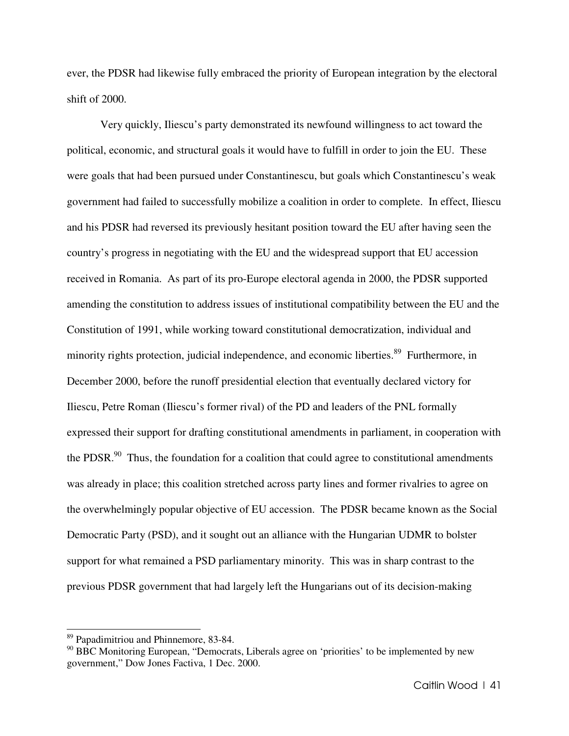ever, the PDSR had likewise fully embraced the priority of European integration by the electoral shift of 2000.

Very quickly, Iliescu's party demonstrated its newfound willingness to act toward the political, economic, and structural goals it would have to fulfill in order to join the EU. These were goals that had been pursued under Constantinescu, but goals which Constantinescu's weak government had failed to successfully mobilize a coalition in order to complete. In effect, Iliescu and his PDSR had reversed its previously hesitant position toward the EU after having seen the country's progress in negotiating with the EU and the widespread support that EU accession received in Romania. As part of its pro-Europe electoral agenda in 2000, the PDSR supported amending the constitution to address issues of institutional compatibility between the EU and the Constitution of 1991, while working toward constitutional democratization, individual and minority rights protection, judicial independence, and economic liberties.[89] Furthermore, in December 2000, before the runoff presidential election that eventually declared victory for Iliescu, Petre Roman (Iliescu's former rival) of the PD and leaders of the PNL formally expressed their support for drafting constitutional amendments in parliament, in cooperation with the PDSR.[90] Thus, the foundation for a coalition that could agree to constitutional amendments was already in place; this coalition stretched across party lines and former rivalries to agree on the overwhelmingly popular objective of EU accession. The PDSR became known as the Social Democratic Party (PSD), and it sought out an alliance with the Hungarian UDMR to bolster support for what remained a PSD parliamentary minority. This was in sharp contrast to the previous PDSR government that had largely left the Hungarians out of its decision-making

---

[89] Papadimitriou and Phinnemore, 83-84.

[90] BBC Monitoring European, "Democrats, Liberals agree on 'priorities' to be implemented by new government," Dow Jones Factiva, 1 Dec. 2000.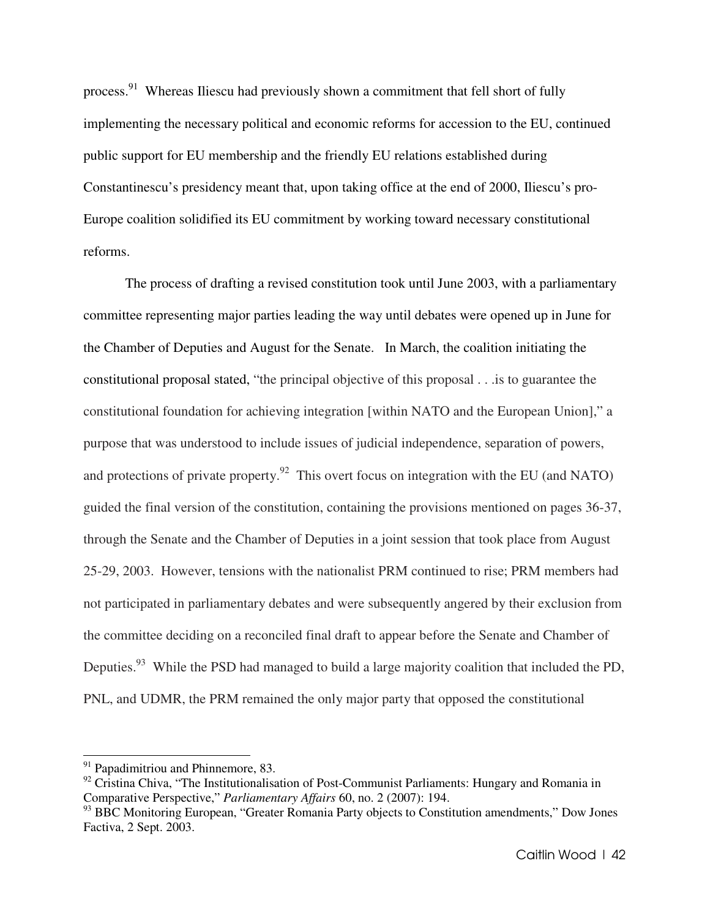process.[91] Whereas Iliescu had previously shown a commitment that fell short of fully implementing the necessary political and economic reforms for accession to the EU, continued public support for EU membership and the friendly EU relations established during Constantinescu's presidency meant that, upon taking office at the end of 2000, Iliescu's pro-Europe coalition solidified its EU commitment by working toward necessary constitutional reforms.

The process of drafting a revised constitution took until June 2003, with a parliamentary committee representing major parties leading the way until debates were opened up in June for the Chamber of Deputies and August for the Senate. In March, the coalition initiating the constitutional proposal stated, "the principal objective of this proposal . . .is to guarantee the constitutional foundation for achieving integration [within NATO and the European Union]," a purpose that was understood to include issues of judicial independence, separation of powers, and protections of private property.[92] This overt focus on integration with the EU (and NATO) guided the final version of the constitution, containing the provisions mentioned on pages 36-37, through the Senate and the Chamber of Deputies in a joint session that took place from August 25-29, 2003. However, tensions with the nationalist PRM continued to rise; PRM members had not participated in parliamentary debates and were subsequently angered by their exclusion from the committee deciding on a reconciled final draft to appear before the Senate and Chamber of Deputies.[93] While the PSD had managed to build a large majority coalition that included the PD, PNL, and UDMR, the PRM remained the only major party that opposed the constitutional

---

[91] Papadimitriou and Phinnemore, 83.

[92] Cristina Chiva, "The Institutionalisation of Post-Communist Parliaments: Hungary and Romania in Comparative Perspective," *Parliamentary Affairs* 60, no. 2 (2007): 194.

[93] BBC Monitoring European, "Greater Romania Party objects to Constitution amendments," Dow Jones Factiva, 2 Sept. 2003.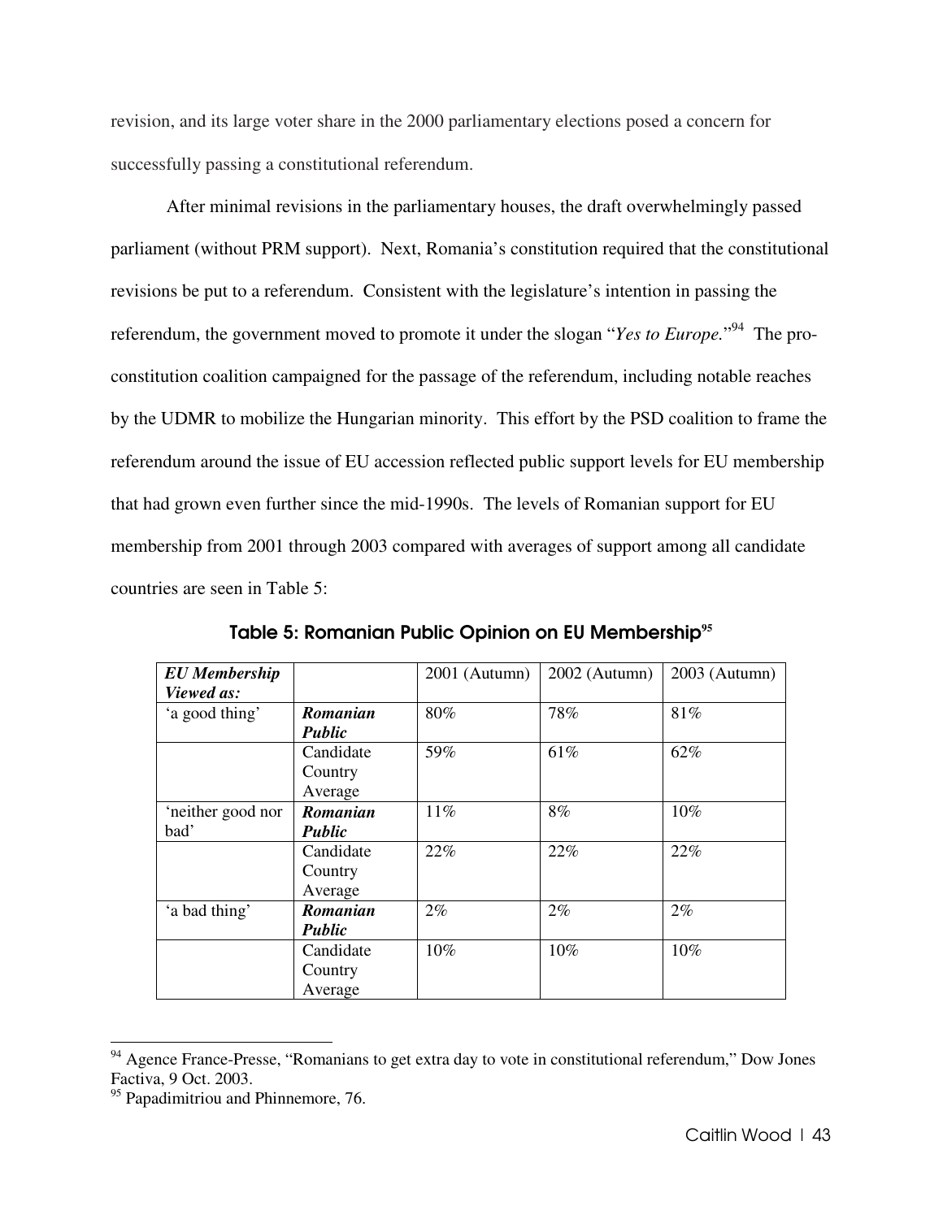revision, and its large voter share in the 2000 parliamentary elections posed a concern for successfully passing a constitutional referendum.

After minimal revisions in the parliamentary houses, the draft overwhelmingly passed parliament (without PRM support). Next, Romania's constitution required that the constitutional revisions be put to a referendum. Consistent with the legislature's intention in passing the referendum, the government moved to promote it under the slogan "*Yes to Europe.*"[94] The pro-constitution coalition campaigned for the passage of the referendum, including notable reaches by the UDMR to mobilize the Hungarian minority. This effort by the PSD coalition to frame the referendum around the issue of EU accession reflected public support levels for EU membership that had grown even further since the mid-1990s. The levels of Romanian support for EU membership from 2001 through 2003 compared with averages of support among all candidate countries are seen in Table 5:

**Table 5: Romanian Public Opinion on EU Membership**[95]

| ***EU Membership Viewed as:*** | | 2001 (Autumn) | 2002 (Autumn) | 2003 (Autumn) |
|---|---|---|---|---|
| 'a good thing' | ***Romanian Public*** | 80% | 78% | 81% |
| | Candidate Country Average | 59% | 61% | 62% |
| 'neither good nor bad' | ***Romanian Public*** | 11% | 8% | 10% |
| | Candidate Country Average | 22% | 22% | 22% |
| 'a bad thing' | ***Romanian Public*** | 2% | 2% | 2% |
| | Candidate Country Average | 10% | 10% | 10% |

[94] Agence France-Presse, "Romanians to get extra day to vote in constitutional referendum," Dow Jones Factiva, 9 Oct. 2003.

[95] Papadimitriou and Phinnemore, 76.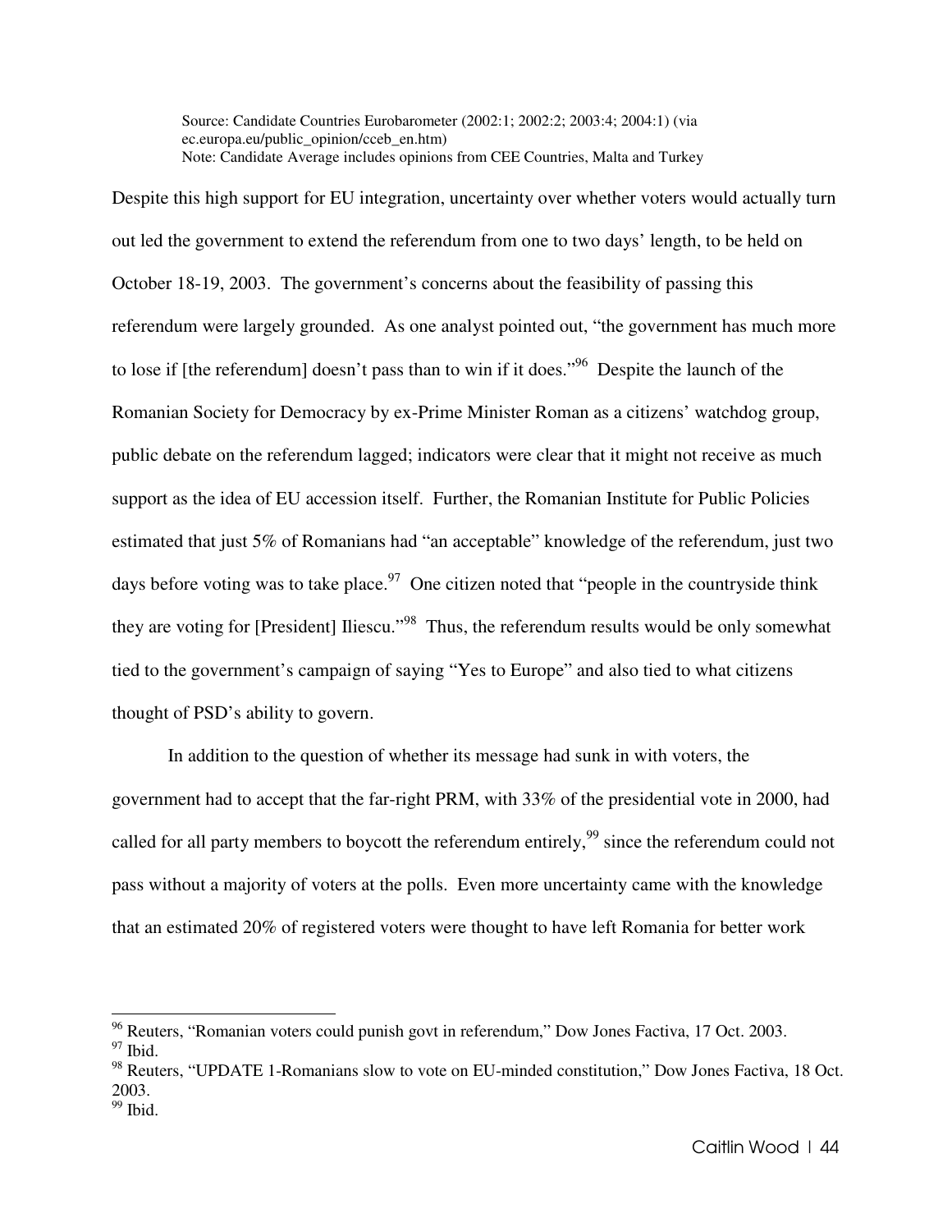Source: Candidate Countries Eurobarometer (2002:1; 2002:2; 2003:4; 2004:1) (via ec.europa.eu/public_opinion/cceb_en.htm)
Note: Candidate Average includes opinions from CEE Countries, Malta and Turkey

Despite this high support for EU integration, uncertainty over whether voters would actually turn out led the government to extend the referendum from one to two days' length, to be held on October 18-19, 2003. The government's concerns about the feasibility of passing this referendum were largely grounded. As one analyst pointed out, "the government has much more to lose if [the referendum] doesn't pass than to win if it does."[96] Despite the launch of the Romanian Society for Democracy by ex-Prime Minister Roman as a citizens' watchdog group, public debate on the referendum lagged; indicators were clear that it might not receive as much support as the idea of EU accession itself. Further, the Romanian Institute for Public Policies estimated that just 5% of Romanians had "an acceptable" knowledge of the referendum, just two days before voting was to take place.[97] One citizen noted that "people in the countryside think they are voting for [President] Iliescu."[98] Thus, the referendum results would be only somewhat tied to the government's campaign of saying "Yes to Europe" and also tied to what citizens thought of PSD's ability to govern.

In addition to the question of whether its message had sunk in with voters, the government had to accept that the far-right PRM, with 33% of the presidential vote in 2000, had called for all party members to boycott the referendum entirely,[99] since the referendum could not pass without a majority of voters at the polls. Even more uncertainty came with the knowledge that an estimated 20% of registered voters were thought to have left Romania for better work

---

[96] Reuters, "Romanian voters could punish govt in referendum," Dow Jones Factiva, 17 Oct. 2003.
[97] Ibid.
[98] Reuters, "UPDATE 1-Romanians slow to vote on EU-minded constitution," Dow Jones Factiva, 18 Oct. 2003.
[99] Ibid.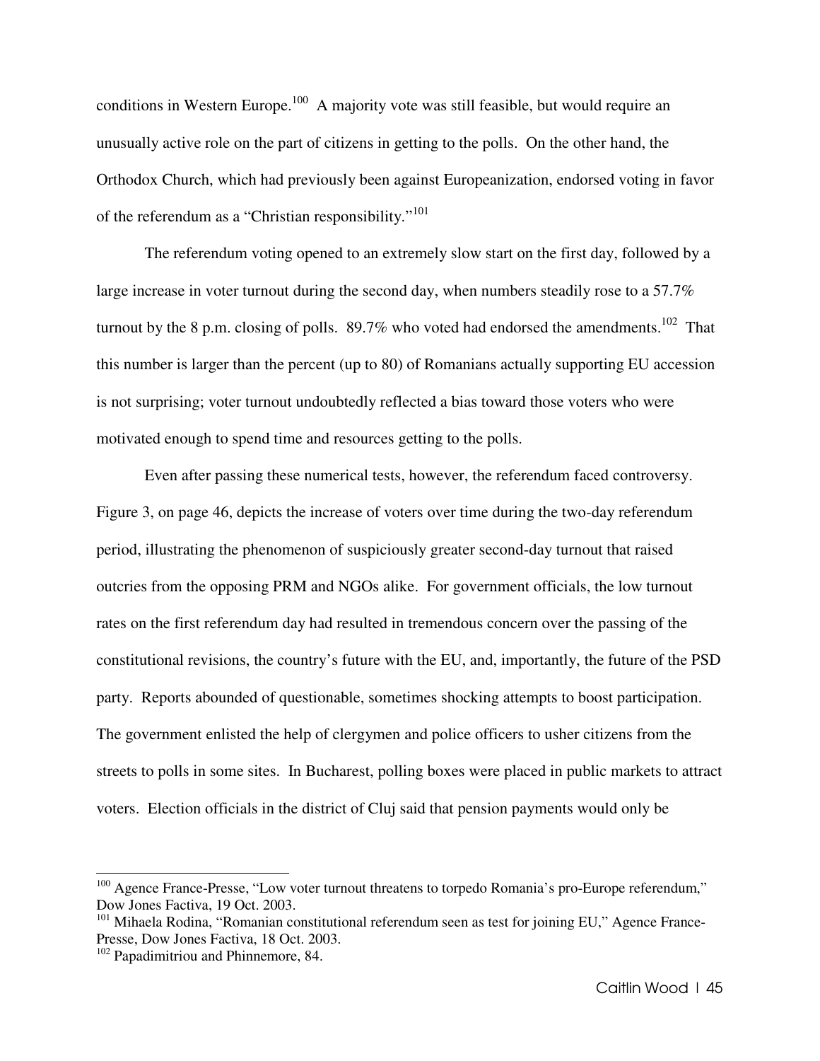conditions in Western Europe.[100] A majority vote was still feasible, but would require an unusually active role on the part of citizens in getting to the polls. On the other hand, the Orthodox Church, which had previously been against Europeanization, endorsed voting in favor of the referendum as a "Christian responsibility."[101]

The referendum voting opened to an extremely slow start on the first day, followed by a large increase in voter turnout during the second day, when numbers steadily rose to a 57.7% turnout by the 8 p.m. closing of polls. 89.7% who voted had endorsed the amendments.[102] That this number is larger than the percent (up to 80) of Romanians actually supporting EU accession is not surprising; voter turnout undoubtedly reflected a bias toward those voters who were motivated enough to spend time and resources getting to the polls.

Even after passing these numerical tests, however, the referendum faced controversy. Figure 3, on page 46, depicts the increase of voters over time during the two-day referendum period, illustrating the phenomenon of suspiciously greater second-day turnout that raised outcries from the opposing PRM and NGOs alike. For government officials, the low turnout rates on the first referendum day had resulted in tremendous concern over the passing of the constitutional revisions, the country's future with the EU, and, importantly, the future of the PSD party. Reports abounded of questionable, sometimes shocking attempts to boost participation. The government enlisted the help of clergymen and police officers to usher citizens from the streets to polls in some sites. In Bucharest, polling boxes were placed in public markets to attract voters. Election officials in the district of Cluj said that pension payments would only be

---

[100] Agence France-Presse, "Low voter turnout threatens to torpedo Romania's pro-Europe referendum," Dow Jones Factiva, 19 Oct. 2003.

[101] Mihaela Rodina, "Romanian constitutional referendum seen as test for joining EU," Agence France-Presse, Dow Jones Factiva, 18 Oct. 2003.

[102] Papadimitriou and Phinnemore, 84.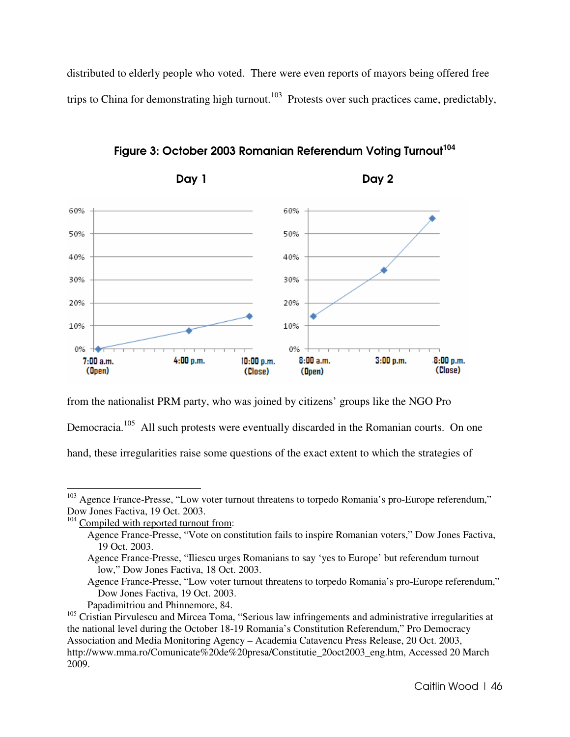distributed to elderly people who voted. There were even reports of mayors being offered free trips to China for demonstrating high turnout.[103] Protests over such practices came, predictably,

**Figure 3: October 2003 Romanian Referendum Voting Turnout[104]**

from the nationalist PRM party, who was joined by citizens' groups like the NGO Pro Democracia.[105] All such protests were eventually discarded in the Romanian courts. On one hand, these irregularities raise some questions of the exact extent to which the strategies of

---

[103] Agence France-Presse, "Low voter turnout threatens to torpedo Romania's pro-Europe referendum," Dow Jones Factiva, 19 Oct. 2003.

[104] Compiled with reported turnout from:
- Agence France-Presse, "Vote on constitution fails to inspire Romanian voters," Dow Jones Factiva, 19 Oct. 2003.
- Agence France-Presse, "Iliescu urges Romanians to say 'yes to Europe' but referendum turnout low," Dow Jones Factiva, 18 Oct. 2003.
- Agence France-Presse, "Low voter turnout threatens to torpedo Romania's pro-Europe referendum," Dow Jones Factiva, 19 Oct. 2003.
- Papadimitriou and Phinnemore, 84.

[105] Cristian Pirvulescu and Mircea Toma, "Serious law infringements and administrative irregularities at the national level during the October 18-19 Romania's Constitution Referendum," Pro Democracy Association and Media Monitoring Agency – Academia Catavencu Press Release, 20 Oct. 2003, http://www.mma.ro/Comunicate%20de%20presa/Constitutie_20oct2003_eng.htm, Accessed 20 March 2009.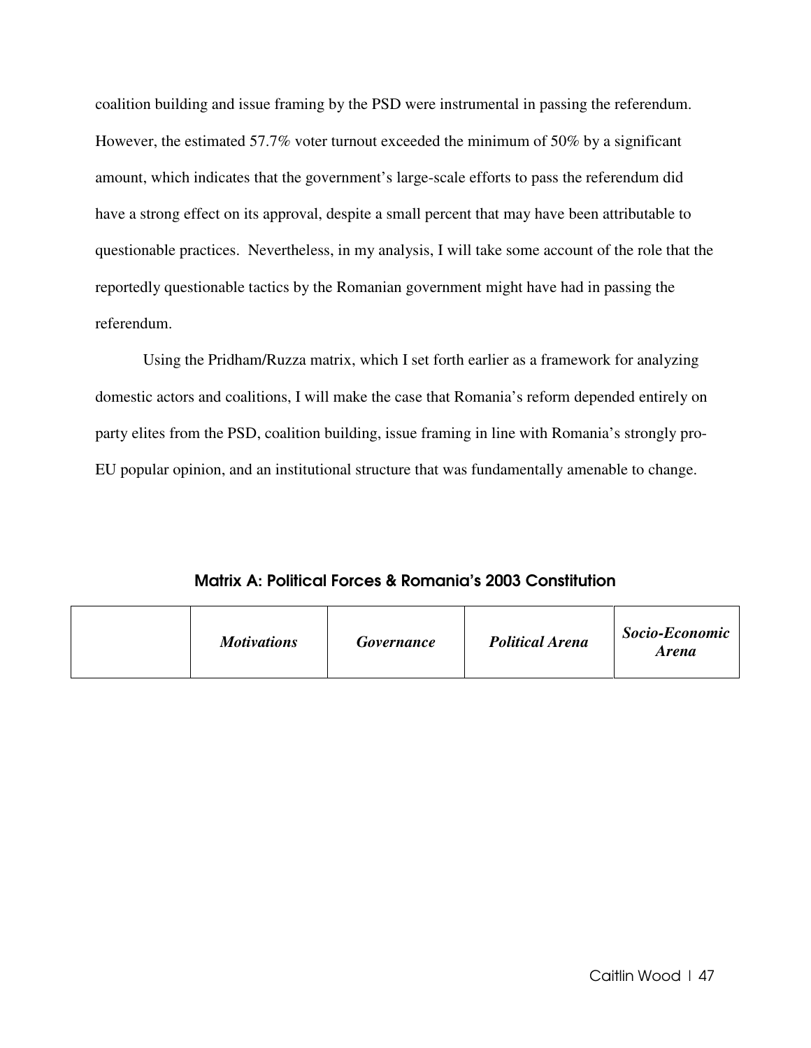coalition building and issue framing by the PSD were instrumental in passing the referendum. However, the estimated 57.7% voter turnout exceeded the minimum of 50% by a significant amount, which indicates that the government's large-scale efforts to pass the referendum did have a strong effect on its approval, despite a small percent that may have been attributable to questionable practices. Nevertheless, in my analysis, I will take some account of the role that the reportedly questionable tactics by the Romanian government might have had in passing the referendum.

Using the Pridham/Ruzza matrix, which I set forth earlier as a framework for analyzing domestic actors and coalitions, I will make the case that Romania's reform depended entirely on party elites from the PSD, coalition building, issue framing in line with Romania's strongly pro-EU popular opinion, and an institutional structure that was fundamentally amenable to change.

### Matrix A: Political Forces & Romania's 2003 Constitution

| | ***Motivations*** | ***Governance*** | ***Political Arena*** | ***Socio-Economic Arena*** |
|---|---|---|---|---|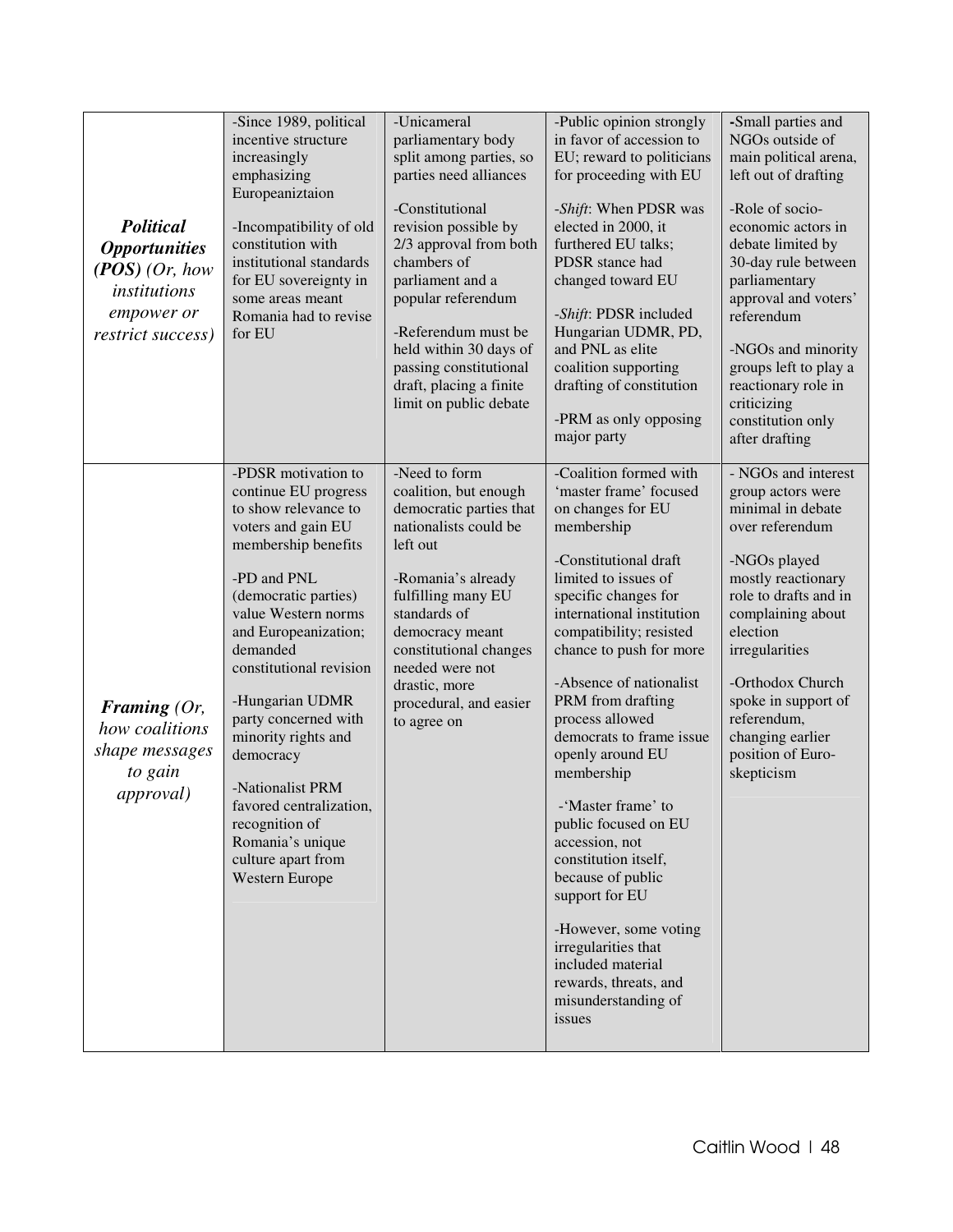| | | | | |
|---|---|---|---|---|
| ***Political Opportunities (POS)*** *(Or, how institutions empower or restrict success)* | -Since 1989, political incentive structure increasingly emphasizing Europeaniztaion<br><br>-Incompatibility of old constitution with institutional standards for EU sovereignty in some areas meant Romania had to revise for EU | -Unicameral parliamentary body split among parties, so parties need alliances<br><br>-Constitutional revision possible by 2/3 approval from both chambers of parliament and a popular referendum<br><br>-Referendum must be held within 30 days of passing constitutional draft, placing a finite limit on public debate | -Public opinion strongly in favor of accession to EU; reward to politicians for proceeding with EU<br><br>-*Shift*: When PDSR was elected in 2000, it furthered EU talks; PDSR stance had changed toward EU<br><br>-*Shift*: PDSR included Hungarian UDMR, PD, and PNL as elite coalition supporting drafting of constitution<br><br>-PRM as only opposing major party | -Small parties and NGOs outside of main political arena, left out of drafting<br><br>-Role of socio-economic actors in debate limited by 30-day rule between parliamentary approval and voters' referendum<br><br>-NGOs and minority groups left to play a reactionary role in criticizing constitution only after drafting |
| ***Framing*** *(Or, how coalitions shape messages to gain approval)* | -PDSR motivation to continue EU progress to show relevance to voters and gain EU membership benefits<br><br>-PD and PNL (democratic parties) value Western norms and Europeanization; demanded constitutional revision<br><br>-Hungarian UDMR party concerned with minority rights and democracy<br><br>-Nationalist PRM favored centralization, recognition of Romania's unique culture apart from Western Europe | -Need to form coalition, but enough democratic parties that nationalists could be left out<br><br>-Romania's already fulfilling many EU standards of democracy meant constitutional changes needed were not drastic, more procedural, and easier to agree on | -Coalition formed with 'master frame' focused on changes for EU membership<br><br>-Constitutional draft limited to issues of specific changes for international institution compatibility; resisted chance to push for more<br><br>-Absence of nationalist PRM from drafting process allowed democrats to frame issue openly around EU membership<br><br>-'Master frame' to public focused on EU accession, not constitution itself, because of public support for EU<br><br>-However, some voting irregularities that included material rewards, threats, and misunderstanding of issues | - NGOs and interest group actors were minimal in debate over referendum<br><br>-NGOs played mostly reactionary role to drafts and in complaining about election irregularities<br><br>-Orthodox Church spoke in support of referendum, changing earlier position of Euro-skepticism |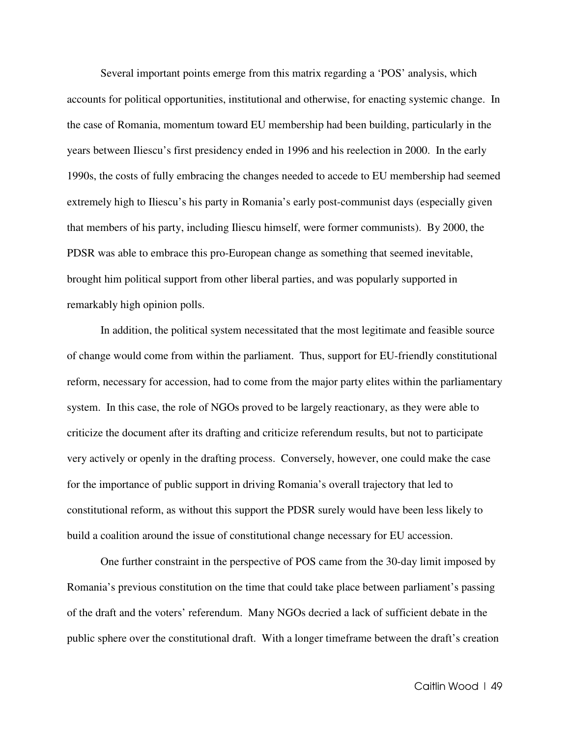Several important points emerge from this matrix regarding a 'POS' analysis, which accounts for political opportunities, institutional and otherwise, for enacting systemic change. In the case of Romania, momentum toward EU membership had been building, particularly in the years between Iliescu's first presidency ended in 1996 and his reelection in 2000. In the early 1990s, the costs of fully embracing the changes needed to accede to EU membership had seemed extremely high to Iliescu's his party in Romania's early post-communist days (especially given that members of his party, including Iliescu himself, were former communists). By 2000, the PDSR was able to embrace this pro-European change as something that seemed inevitable, brought him political support from other liberal parties, and was popularly supported in remarkably high opinion polls.

In addition, the political system necessitated that the most legitimate and feasible source of change would come from within the parliament. Thus, support for EU-friendly constitutional reform, necessary for accession, had to come from the major party elites within the parliamentary system. In this case, the role of NGOs proved to be largely reactionary, as they were able to criticize the document after its drafting and criticize referendum results, but not to participate very actively or openly in the drafting process. Conversely, however, one could make the case for the importance of public support in driving Romania's overall trajectory that led to constitutional reform, as without this support the PDSR surely would have been less likely to build a coalition around the issue of constitutional change necessary for EU accession.

One further constraint in the perspective of POS came from the 30-day limit imposed by Romania's previous constitution on the time that could take place between parliament's passing of the draft and the voters' referendum. Many NGOs decried a lack of sufficient debate in the public sphere over the constitutional draft. With a longer timeframe between the draft's creation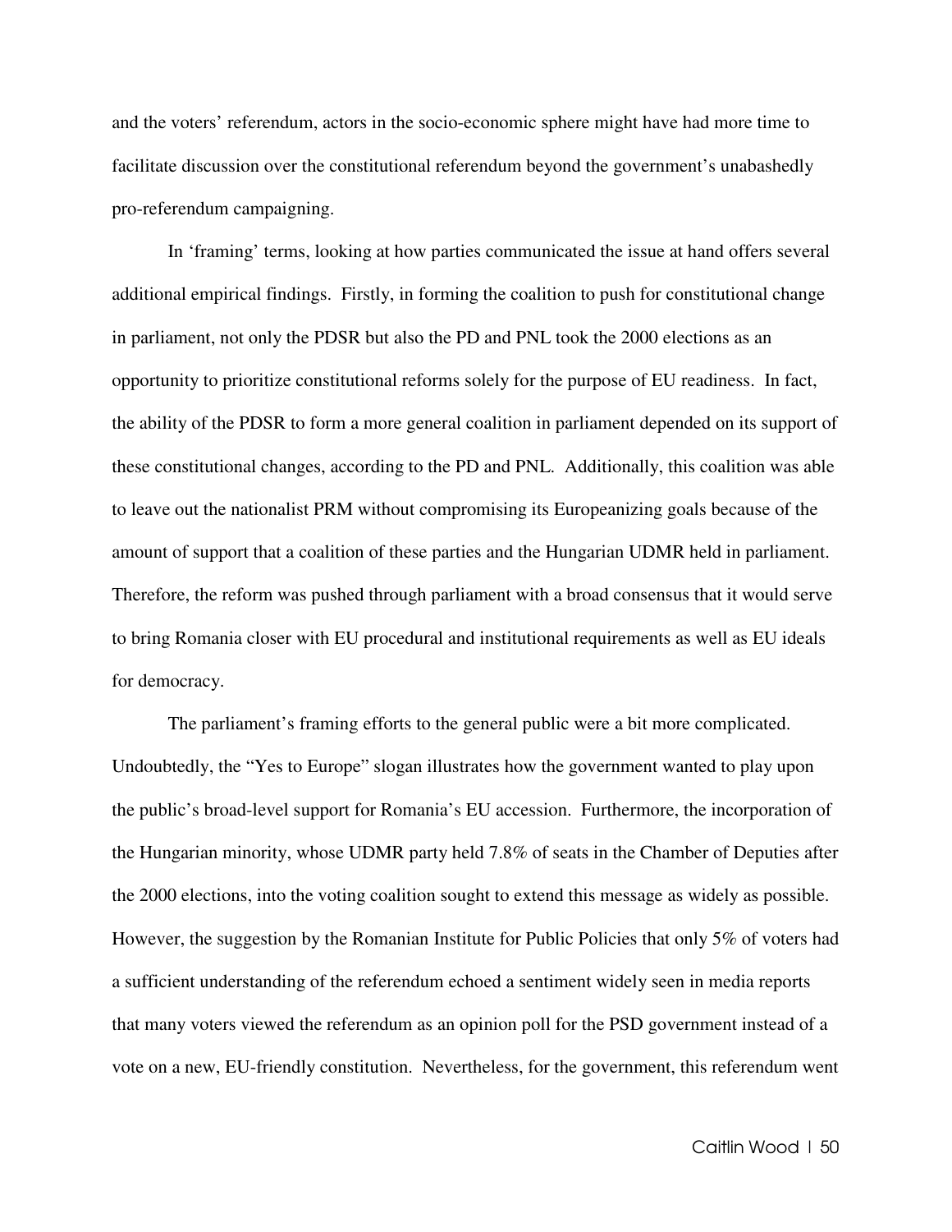and the voters' referendum, actors in the socio-economic sphere might have had more time to facilitate discussion over the constitutional referendum beyond the government's unabashedly pro-referendum campaigning.

In 'framing' terms, looking at how parties communicated the issue at hand offers several additional empirical findings. Firstly, in forming the coalition to push for constitutional change in parliament, not only the PDSR but also the PD and PNL took the 2000 elections as an opportunity to prioritize constitutional reforms solely for the purpose of EU readiness. In fact, the ability of the PDSR to form a more general coalition in parliament depended on its support of these constitutional changes, according to the PD and PNL. Additionally, this coalition was able to leave out the nationalist PRM without compromising its Europeanizing goals because of the amount of support that a coalition of these parties and the Hungarian UDMR held in parliament. Therefore, the reform was pushed through parliament with a broad consensus that it would serve to bring Romania closer with EU procedural and institutional requirements as well as EU ideals for democracy.

The parliament's framing efforts to the general public were a bit more complicated. Undoubtedly, the "Yes to Europe" slogan illustrates how the government wanted to play upon the public's broad-level support for Romania's EU accession. Furthermore, the incorporation of the Hungarian minority, whose UDMR party held 7.8% of seats in the Chamber of Deputies after the 2000 elections, into the voting coalition sought to extend this message as widely as possible. However, the suggestion by the Romanian Institute for Public Policies that only 5% of voters had a sufficient understanding of the referendum echoed a sentiment widely seen in media reports that many voters viewed the referendum as an opinion poll for the PSD government instead of a vote on a new, EU-friendly constitution. Nevertheless, for the government, this referendum went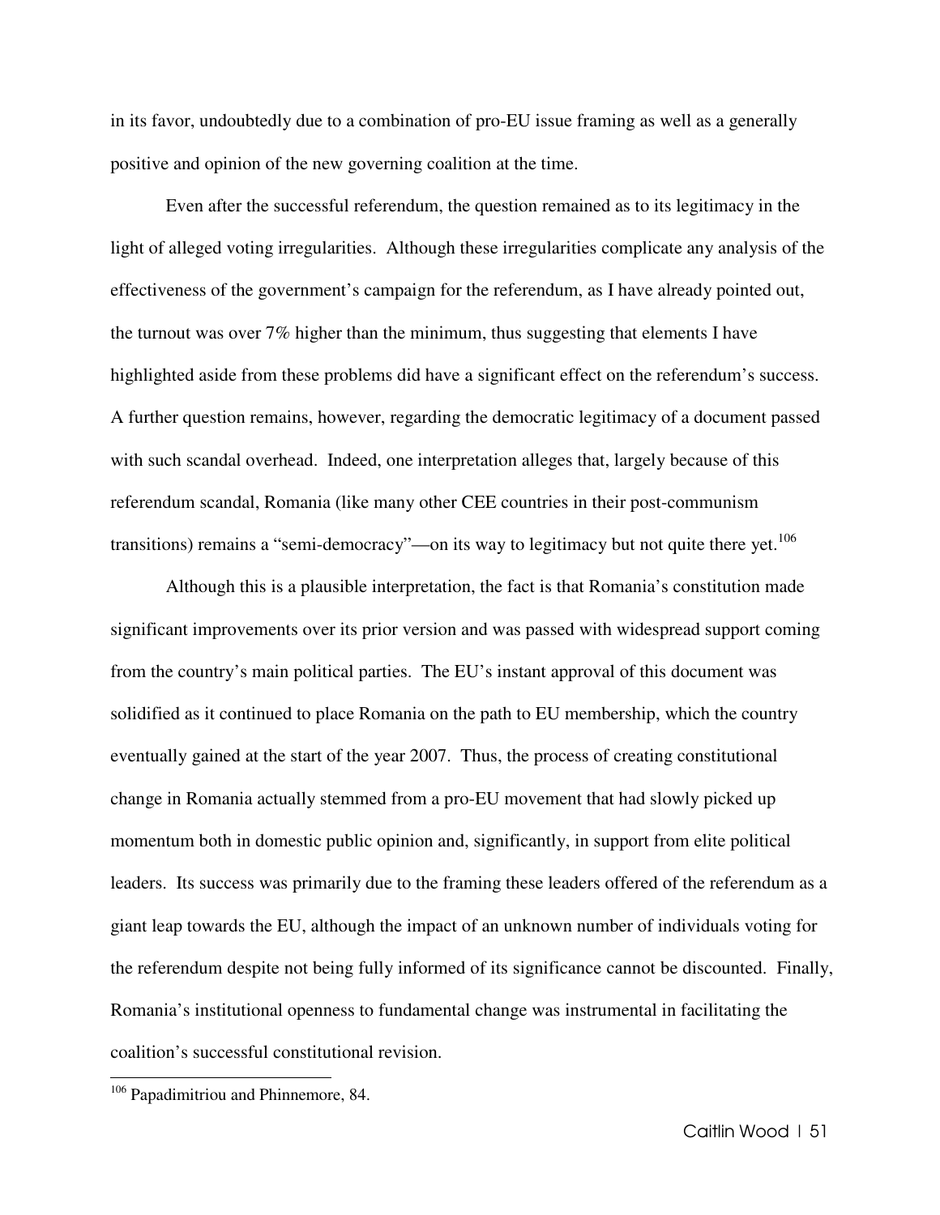in its favor, undoubtedly due to a combination of pro-EU issue framing as well as a generally positive and opinion of the new governing coalition at the time.

Even after the successful referendum, the question remained as to its legitimacy in the light of alleged voting irregularities. Although these irregularities complicate any analysis of the effectiveness of the government's campaign for the referendum, as I have already pointed out, the turnout was over 7% higher than the minimum, thus suggesting that elements I have highlighted aside from these problems did have a significant effect on the referendum's success. A further question remains, however, regarding the democratic legitimacy of a document passed with such scandal overhead. Indeed, one interpretation alleges that, largely because of this referendum scandal, Romania (like many other CEE countries in their post-communism transitions) remains a "semi-democracy"—on its way to legitimacy but not quite there yet.[106]

Although this is a plausible interpretation, the fact is that Romania's constitution made significant improvements over its prior version and was passed with widespread support coming from the country's main political parties. The EU's instant approval of this document was solidified as it continued to place Romania on the path to EU membership, which the country eventually gained at the start of the year 2007. Thus, the process of creating constitutional change in Romania actually stemmed from a pro-EU movement that had slowly picked up momentum both in domestic public opinion and, significantly, in support from elite political leaders. Its success was primarily due to the framing these leaders offered of the referendum as a giant leap towards the EU, although the impact of an unknown number of individuals voting for the referendum despite not being fully informed of its significance cannot be discounted. Finally, Romania's institutional openness to fundamental change was instrumental in facilitating the coalition's successful constitutional revision.

---

[106] Papadimitriou and Phinnemore, 84.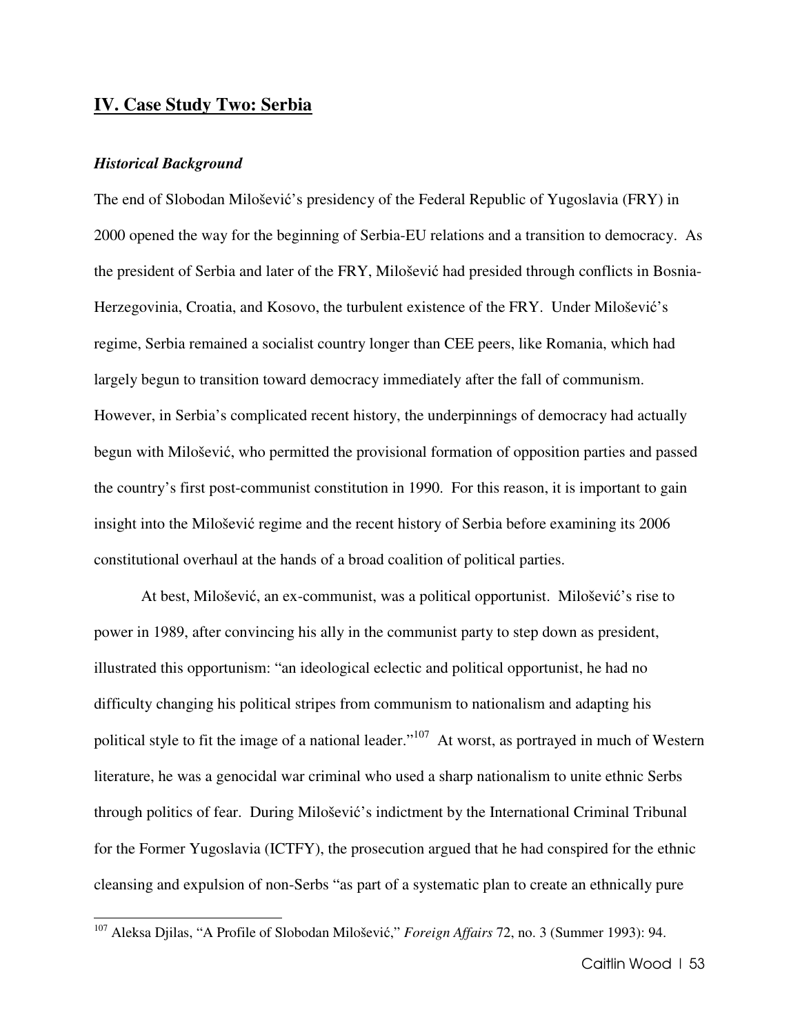## IV. Case Study Two: Serbia

### *Historical Background*

The end of Slobodan Milošević's presidency of the Federal Republic of Yugoslavia (FRY) in 2000 opened the way for the beginning of Serbia-EU relations and a transition to democracy. As the president of Serbia and later of the FRY, Milošević had presided through conflicts in Bosnia-Herzegovinia, Croatia, and Kosovo, the turbulent existence of the FRY. Under Milošević's regime, Serbia remained a socialist country longer than CEE peers, like Romania, which had largely begun to transition toward democracy immediately after the fall of communism. However, in Serbia's complicated recent history, the underpinnings of democracy had actually begun with Milošević, who permitted the provisional formation of opposition parties and passed the country's first post-communist constitution in 1990. For this reason, it is important to gain insight into the Milošević regime and the recent history of Serbia before examining its 2006 constitutional overhaul at the hands of a broad coalition of political parties.

At best, Milošević, an ex-communist, was a political opportunist. Milošević's rise to power in 1989, after convincing his ally in the communist party to step down as president, illustrated this opportunism: "an ideological eclectic and political opportunist, he had no difficulty changing his political stripes from communism to nationalism and adapting his political style to fit the image of a national leader."[107] At worst, as portrayed in much of Western literature, he was a genocidal war criminal who used a sharp nationalism to unite ethnic Serbs through politics of fear. During Milošević's indictment by the International Criminal Tribunal for the Former Yugoslavia (ICTFY), the prosecution argued that he had conspired for the ethnic cleansing and expulsion of non-Serbs "as part of a systematic plan to create an ethnically pure

[107] Aleksa Djilas, "A Profile of Slobodan Milošević," *Foreign Affairs* 72, no. 3 (Summer 1993): 94.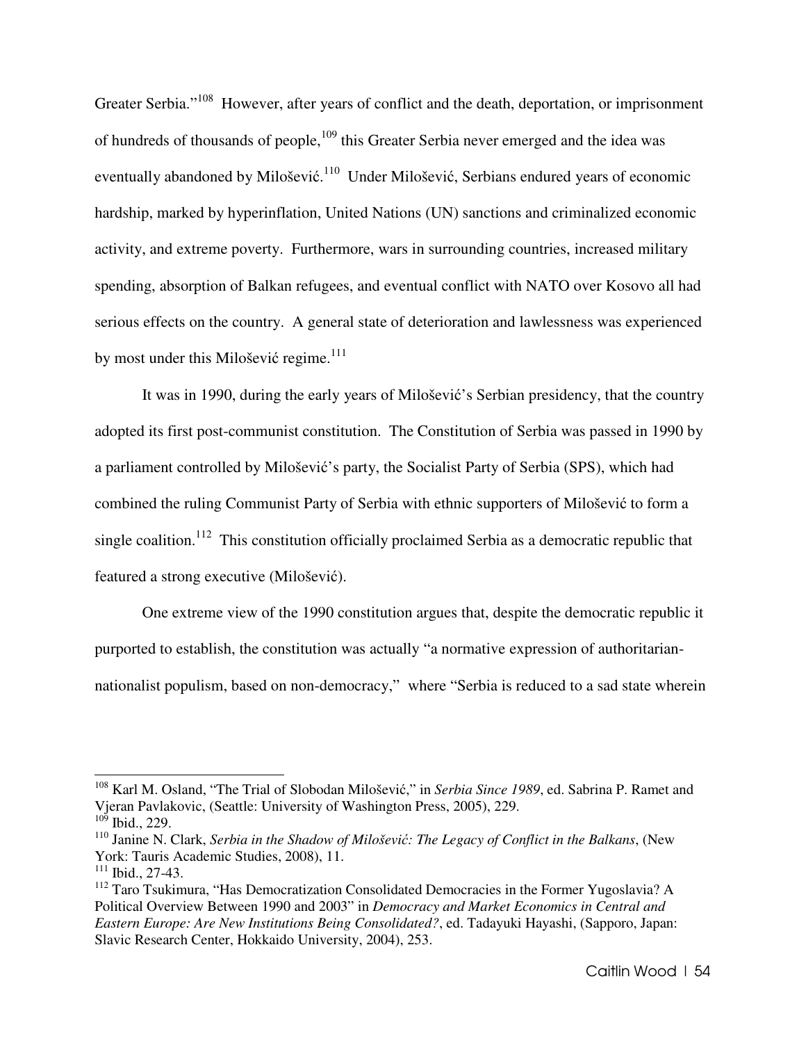Greater Serbia."[108] However, after years of conflict and the death, deportation, or imprisonment of hundreds of thousands of people,[109] this Greater Serbia never emerged and the idea was eventually abandoned by Milošević.[110] Under Milošević, Serbians endured years of economic hardship, marked by hyperinflation, United Nations (UN) sanctions and criminalized economic activity, and extreme poverty. Furthermore, wars in surrounding countries, increased military spending, absorption of Balkan refugees, and eventual conflict with NATO over Kosovo all had serious effects on the country. A general state of deterioration and lawlessness was experienced by most under this Milošević regime.[111]

It was in 1990, during the early years of Milošević's Serbian presidency, that the country adopted its first post-communist constitution. The Constitution of Serbia was passed in 1990 by a parliament controlled by Milošević's party, the Socialist Party of Serbia (SPS), which had combined the ruling Communist Party of Serbia with ethnic supporters of Milošević to form a single coalition.[112] This constitution officially proclaimed Serbia as a democratic republic that featured a strong executive (Milošević).

One extreme view of the 1990 constitution argues that, despite the democratic republic it purported to establish, the constitution was actually "a normative expression of authoritarian-nationalist populism, based on non-democracy," where "Serbia is reduced to a sad state wherein

---

[108] Karl M. Osland, "The Trial of Slobodan Milošević," in *Serbia Since 1989*, ed. Sabrina P. Ramet and Vjeran Pavlakovic, (Seattle: University of Washington Press, 2005), 229.

[109] Ibid., 229.

[110] Janine N. Clark, *Serbia in the Shadow of Milošević: The Legacy of Conflict in the Balkans*, (New York: Tauris Academic Studies, 2008), 11.

[111] Ibid., 27-43.

[112] Taro Tsukimura, "Has Democratization Consolidated Democracies in the Former Yugoslavia? A Political Overview Between 1990 and 2003" in *Democracy and Market Economics in Central and Eastern Europe: Are New Institutions Being Consolidated?*, ed. Tadayuki Hayashi, (Sapporo, Japan: Slavic Research Center, Hokkaido University, 2004), 253.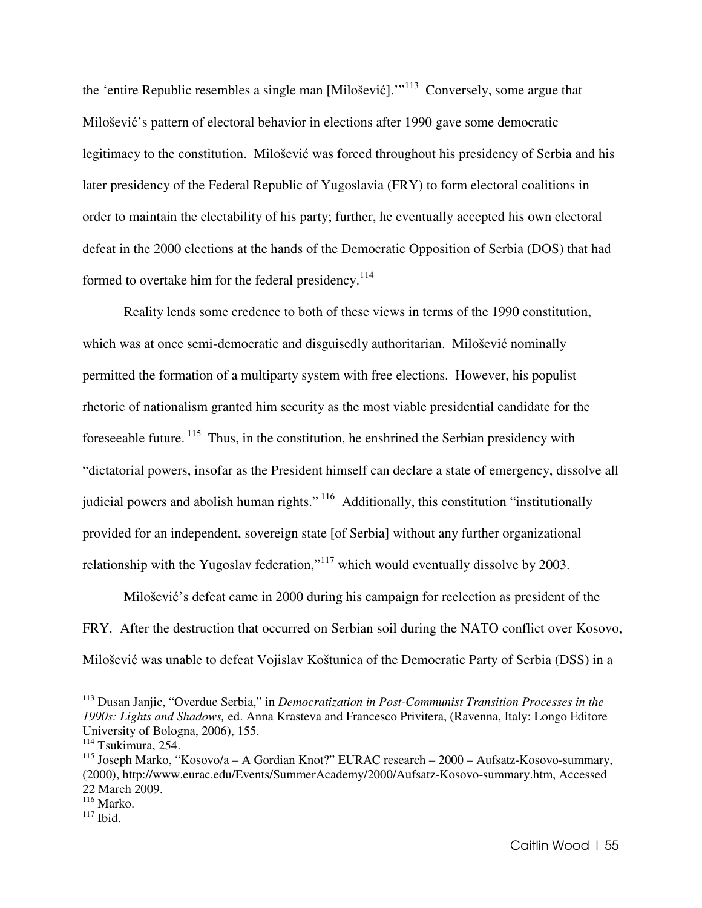the 'entire Republic resembles a single man [Milošević].'"[113] Conversely, some argue that Milošević's pattern of electoral behavior in elections after 1990 gave some democratic legitimacy to the constitution. Milošević was forced throughout his presidency of Serbia and his later presidency of the Federal Republic of Yugoslavia (FRY) to form electoral coalitions in order to maintain the electability of his party; further, he eventually accepted his own electoral defeat in the 2000 elections at the hands of the Democratic Opposition of Serbia (DOS) that had formed to overtake him for the federal presidency.[114]

Reality lends some credence to both of these views in terms of the 1990 constitution, which was at once semi-democratic and disguisedly authoritarian. Milošević nominally permitted the formation of a multiparty system with free elections. However, his populist rhetoric of nationalism granted him security as the most viable presidential candidate for the foreseeable future.[115] Thus, in the constitution, he enshrined the Serbian presidency with "dictatorial powers, insofar as the President himself can declare a state of emergency, dissolve all judicial powers and abolish human rights."[116] Additionally, this constitution "institutionally provided for an independent, sovereign state [of Serbia] without any further organizational relationship with the Yugoslav federation,"[117] which would eventually dissolve by 2003.

Milošević's defeat came in 2000 during his campaign for reelection as president of the FRY. After the destruction that occurred on Serbian soil during the NATO conflict over Kosovo, Milošević was unable to defeat Vojislav Koštunica of the Democratic Party of Serbia (DSS) in a

---

[113] Dusan Janjic, "Overdue Serbia," in *Democratization in Post-Communist Transition Processes in the 1990s: Lights and Shadows,* ed. Anna Krasteva and Francesco Privitera, (Ravenna, Italy: Longo Editore University of Bologna, 2006), 155.

[114] Tsukimura, 254.

[115] Joseph Marko, "Kosovo/a – A Gordian Knot?" EURAC research – 2000 – Aufsatz-Kosovo-summary, (2000), http://www.eurac.edu/Events/SummerAcademy/2000/Aufsatz-Kosovo-summary.htm, Accessed 22 March 2009.

[116] Marko.

[117] Ibid.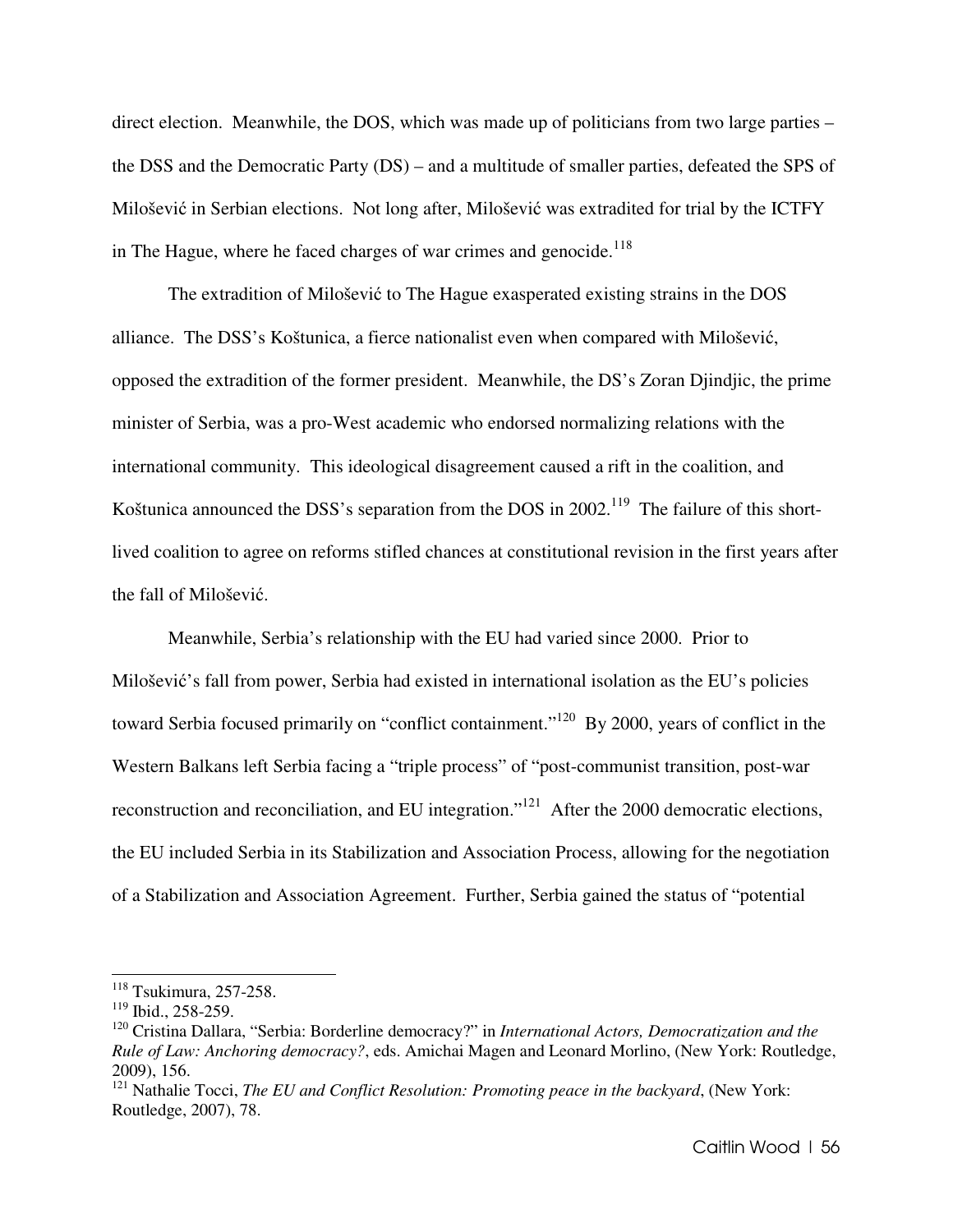direct election. Meanwhile, the DOS, which was made up of politicians from two large parties – the DSS and the Democratic Party (DS) – and a multitude of smaller parties, defeated the SPS of Milošević in Serbian elections. Not long after, Milošević was extradited for trial by the ICTFY in The Hague, where he faced charges of war crimes and genocide.[118]

The extradition of Milošević to The Hague exasperated existing strains in the DOS alliance. The DSS's Koštunica, a fierce nationalist even when compared with Milošević, opposed the extradition of the former president. Meanwhile, the DS's Zoran Djindjic, the prime minister of Serbia, was a pro-West academic who endorsed normalizing relations with the international community. This ideological disagreement caused a rift in the coalition, and Koštunica announced the DSS's separation from the DOS in 2002.[119] The failure of this short-lived coalition to agree on reforms stifled chances at constitutional revision in the first years after the fall of Milošević.

Meanwhile, Serbia's relationship with the EU had varied since 2000. Prior to Milošević's fall from power, Serbia had existed in international isolation as the EU's policies toward Serbia focused primarily on "conflict containment."[120] By 2000, years of conflict in the Western Balkans left Serbia facing a "triple process" of "post-communist transition, post-war reconstruction and reconciliation, and EU integration."[121] After the 2000 democratic elections, the EU included Serbia in its Stabilization and Association Process, allowing for the negotiation of a Stabilization and Association Agreement. Further, Serbia gained the status of "potential

---

[118] Tsukimura, 257-258.

[119] Ibid., 258-259.

[120] Cristina Dallara, "Serbia: Borderline democracy?" in *International Actors, Democratization and the Rule of Law: Anchoring democracy?*, eds. Amichai Magen and Leonard Morlino, (New York: Routledge, 2009), 156.

[121] Nathalie Tocci, *The EU and Conflict Resolution: Promoting peace in the backyard*, (New York: Routledge, 2007), 78.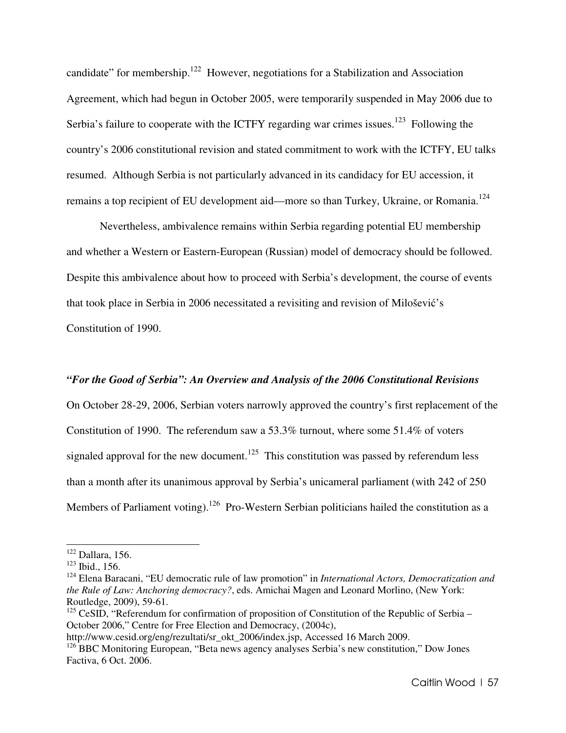candidate" for membership.[122] However, negotiations for a Stabilization and Association Agreement, which had begun in October 2005, were temporarily suspended in May 2006 due to Serbia's failure to cooperate with the ICTFY regarding war crimes issues.[123] Following the country's 2006 constitutional revision and stated commitment to work with the ICTFY, EU talks resumed. Although Serbia is not particularly advanced in its candidacy for EU accession, it remains a top recipient of EU development aid—more so than Turkey, Ukraine, or Romania.[124]

Nevertheless, ambivalence remains within Serbia regarding potential EU membership and whether a Western or Eastern-European (Russian) model of democracy should be followed. Despite this ambivalence about how to proceed with Serbia's development, the course of events that took place in Serbia in 2006 necessitated a revisiting and revision of Milošević's Constitution of 1990.

### *"For the Good of Serbia": An Overview and Analysis of the 2006 Constitutional Revisions*

On October 28-29, 2006, Serbian voters narrowly approved the country's first replacement of the Constitution of 1990. The referendum saw a 53.3% turnout, where some 51.4% of voters signaled approval for the new document.[125] This constitution was passed by referendum less than a month after its unanimous approval by Serbia's unicameral parliament (with 242 of 250 Members of Parliament voting).[126] Pro-Western Serbian politicians hailed the constitution as a

---

[122] Dallara, 156.

[123] Ibid., 156.

[124] Elena Baracani, "EU democratic rule of law promotion" in *International Actors, Democratization and the Rule of Law: Anchoring democracy?*, eds. Amichai Magen and Leonard Morlino, (New York: Routledge, 2009), 59-61.

[125] CeSID, "Referendum for confirmation of proposition of Constitution of the Republic of Serbia – October 2006," Centre for Free Election and Democracy, (2004c), http://www.cesid.org/eng/rezultati/sr_okt_2006/index.jsp, Accessed 16 March 2009.

[126] BBC Monitoring European, "Beta news agency analyses Serbia's new constitution," Dow Jones Factiva, 6 Oct. 2006.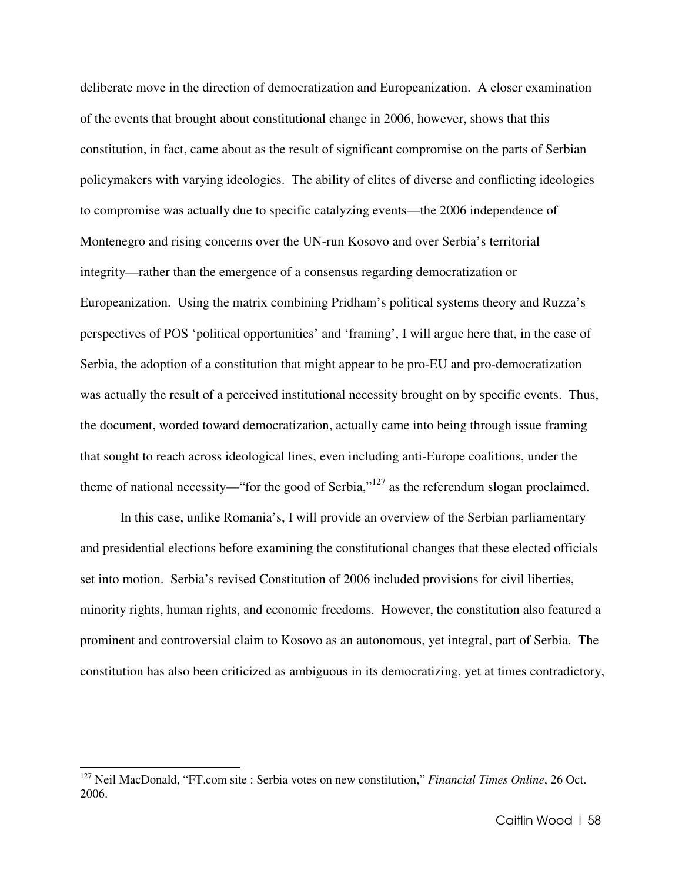deliberate move in the direction of democratization and Europeanization. A closer examination of the events that brought about constitutional change in 2006, however, shows that this constitution, in fact, came about as the result of significant compromise on the parts of Serbian policymakers with varying ideologies. The ability of elites of diverse and conflicting ideologies to compromise was actually due to specific catalyzing events—the 2006 independence of Montenegro and rising concerns over the UN-run Kosovo and over Serbia's territorial integrity—rather than the emergence of a consensus regarding democratization or Europeanization. Using the matrix combining Pridham's political systems theory and Ruzza's perspectives of POS 'political opportunities' and 'framing', I will argue here that, in the case of Serbia, the adoption of a constitution that might appear to be pro-EU and pro-democratization was actually the result of a perceived institutional necessity brought on by specific events. Thus, the document, worded toward democratization, actually came into being through issue framing that sought to reach across ideological lines, even including anti-Europe coalitions, under the theme of national necessity—"for the good of Serbia,"[127] as the referendum slogan proclaimed.

In this case, unlike Romania's, I will provide an overview of the Serbian parliamentary and presidential elections before examining the constitutional changes that these elected officials set into motion. Serbia's revised Constitution of 2006 included provisions for civil liberties, minority rights, human rights, and economic freedoms. However, the constitution also featured a prominent and controversial claim to Kosovo as an autonomous, yet integral, part of Serbia. The constitution has also been criticized as ambiguous in its democratizing, yet at times contradictory,

---

[127] Neil MacDonald, "FT.com site : Serbia votes on new constitution," *Financial Times Online*, 26 Oct. 2006.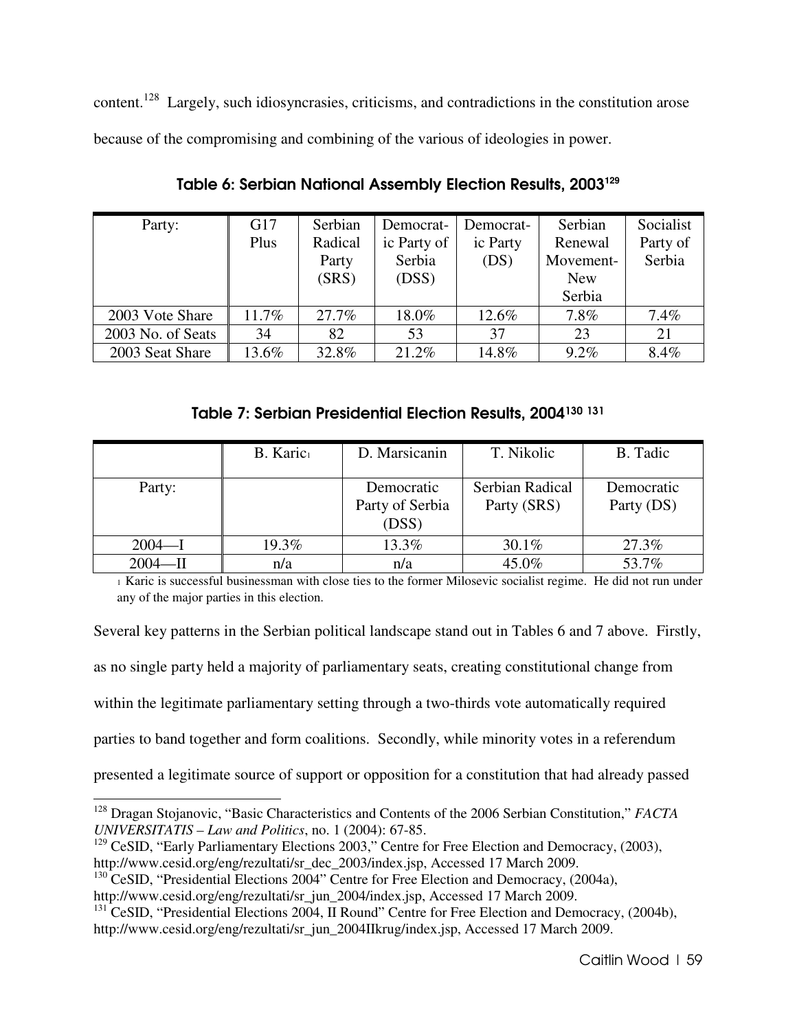content.[128] Largely, such idiosyncrasies, criticisms, and contradictions in the constitution arose because of the compromising and combining of the various of ideologies in power.

### Table 6: Serbian National Assembly Election Results, 2003[129]

| Party: | G17 Plus | Serbian Radical Party (SRS) | Democratic Party of Serbia (DSS) | Democratic Party (DS) | Serbian Renewal Movement-New Serbia | Socialist Party of Serbia |
|---|---|---|---|---|---|---|
| 2003 Vote Share | 11.7% | 27.7% | 18.0% | 12.6% | 7.8% | 7.4% |
| 2003 No. of Seats | 34 | 82 | 53 | 37 | 23 | 21 |
| 2003 Seat Share | 13.6% | 32.8% | 21.2% | 14.8% | 9.2% | 8.4% |

### Table 7: Serbian Presidential Election Results, 2004[130] [131]

| | B. Karic[1] | D. Marsicanin | T. Nikolic | B. Tadic |
|---|---|---|---|---|
| Party: | | Democratic Party of Serbia (DSS) | Serbian Radical Party (SRS) | Democratic Party (DS) |
| 2004—I | 19.3% | 13.3% | 30.1% | 27.3% |
| 2004—II | n/a | n/a | 45.0% | 53.7% |

[1] Karic is successful businessman with close ties to the former Milosevic socialist regime. He did not run under any of the major parties in this election.

Several key patterns in the Serbian political landscape stand out in Tables 6 and 7 above. Firstly, as no single party held a majority of parliamentary seats, creating constitutional change from within the legitimate parliamentary setting through a two-thirds vote automatically required parties to band together and form coalitions. Secondly, while minority votes in a referendum presented a legitimate source of support or opposition for a constitution that had already passed

---

[128] Dragan Stojanovic, "Basic Characteristics and Contents of the 2006 Serbian Constitution," *FACTA UNIVERSITATIS – Law and Politics*, no. 1 (2004): 67-85.

[129] CeSID, "Early Parliamentary Elections 2003," Centre for Free Election and Democracy, (2003), http://www.cesid.org/eng/rezultati/sr_dec_2003/index.jsp, Accessed 17 March 2009.

[130] CeSID, "Presidential Elections 2004" Centre for Free Election and Democracy, (2004a), http://www.cesid.org/eng/rezultati/sr_jun_2004/index.jsp, Accessed 17 March 2009.

[131] CeSID, "Presidential Elections 2004, II Round" Centre for Free Election and Democracy, (2004b), http://www.cesid.org/eng/rezultati/sr_jun_2004IIkrug/index.jsp, Accessed 17 March 2009.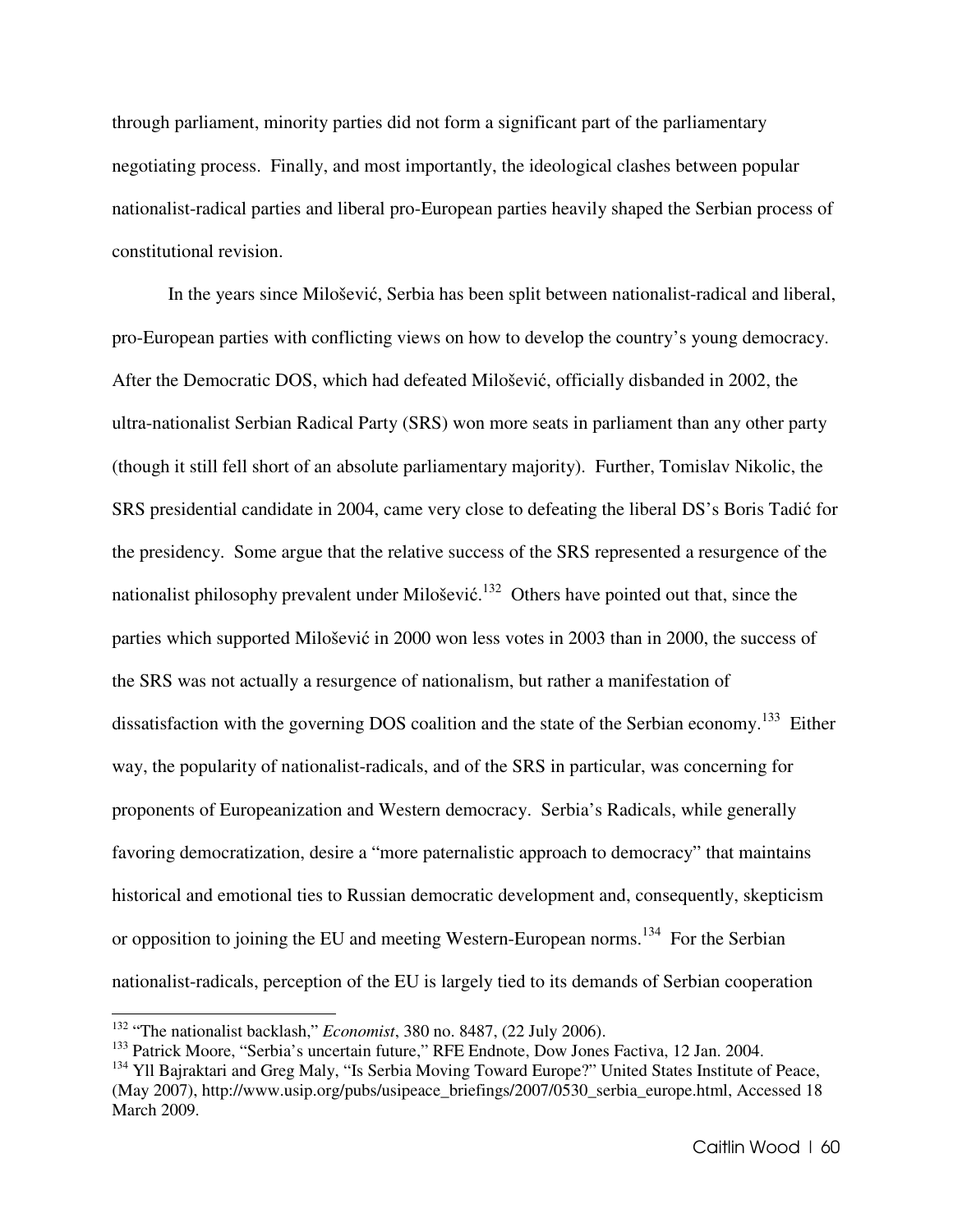through parliament, minority parties did not form a significant part of the parliamentary negotiating process. Finally, and most importantly, the ideological clashes between popular nationalist-radical parties and liberal pro-European parties heavily shaped the Serbian process of constitutional revision.

In the years since Milošević, Serbia has been split between nationalist-radical and liberal, pro-European parties with conflicting views on how to develop the country's young democracy. After the Democratic DOS, which had defeated Milošević, officially disbanded in 2002, the ultra-nationalist Serbian Radical Party (SRS) won more seats in parliament than any other party (though it still fell short of an absolute parliamentary majority). Further, Tomislav Nikolic, the SRS presidential candidate in 2004, came very close to defeating the liberal DS's Boris Tadić for the presidency. Some argue that the relative success of the SRS represented a resurgence of the nationalist philosophy prevalent under Milošević.[132] Others have pointed out that, since the parties which supported Milošević in 2000 won less votes in 2003 than in 2000, the success of the SRS was not actually a resurgence of nationalism, but rather a manifestation of dissatisfaction with the governing DOS coalition and the state of the Serbian economy.[133] Either way, the popularity of nationalist-radicals, and of the SRS in particular, was concerning for proponents of Europeanization and Western democracy. Serbia's Radicals, while generally favoring democratization, desire a "more paternalistic approach to democracy" that maintains historical and emotional ties to Russian democratic development and, consequently, skepticism or opposition to joining the EU and meeting Western-European norms.[134] For the Serbian nationalist-radicals, perception of the EU is largely tied to its demands of Serbian cooperation

---

[132] "The nationalist backlash," *Economist*, 380 no. 8487, (22 July 2006).

[133] Patrick Moore, "Serbia's uncertain future," RFE Endnote, Dow Jones Factiva, 12 Jan. 2004.

[134] Yll Bajraktari and Greg Maly, "Is Serbia Moving Toward Europe?" United States Institute of Peace, (May 2007), http://www.usip.org/pubs/usipeace_briefings/2007/0530_serbia_europe.html, Accessed 18 March 2009.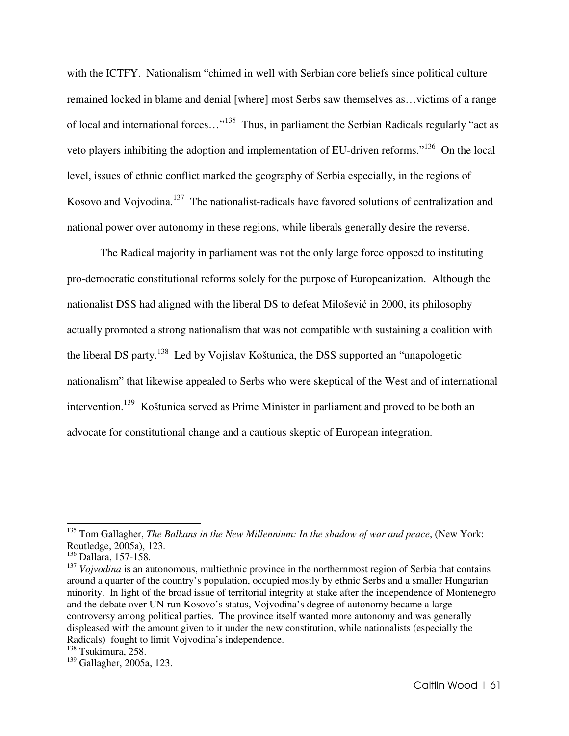with the ICTFY. Nationalism "chimed in well with Serbian core beliefs since political culture remained locked in blame and denial [where] most Serbs saw themselves as…victims of a range of local and international forces…"[135] Thus, in parliament the Serbian Radicals regularly "act as veto players inhibiting the adoption and implementation of EU-driven reforms."[136] On the local level, issues of ethnic conflict marked the geography of Serbia especially, in the regions of Kosovo and Vojvodina.[137] The nationalist-radicals have favored solutions of centralization and national power over autonomy in these regions, while liberals generally desire the reverse.

The Radical majority in parliament was not the only large force opposed to instituting pro-democratic constitutional reforms solely for the purpose of Europeanization. Although the nationalist DSS had aligned with the liberal DS to defeat Milošević in 2000, its philosophy actually promoted a strong nationalism that was not compatible with sustaining a coalition with the liberal DS party.[138] Led by Vojislav Koštunica, the DSS supported an "unapologetic nationalism" that likewise appealed to Serbs who were skeptical of the West and of international intervention.[139] Koštunica served as Prime Minister in parliament and proved to be both an advocate for constitutional change and a cautious skeptic of European integration.

---

[135] Tom Gallagher, *The Balkans in the New Millennium: In the shadow of war and peace*, (New York: Routledge, 2005a), 123.

[136] Dallara, 157-158.

[137] *Vojvodina* is an autonomous, multiethnic province in the northernmost region of Serbia that contains around a quarter of the country's population, occupied mostly by ethnic Serbs and a smaller Hungarian minority. In light of the broad issue of territorial integrity at stake after the independence of Montenegro and the debate over UN-run Kosovo's status, Vojvodina's degree of autonomy became a large controversy among political parties. The province itself wanted more autonomy and was generally displeased with the amount given to it under the new constitution, while nationalists (especially the Radicals) fought to limit Vojvodina's independence.

[138] Tsukimura, 258.

[139] Gallagher, 2005a, 123.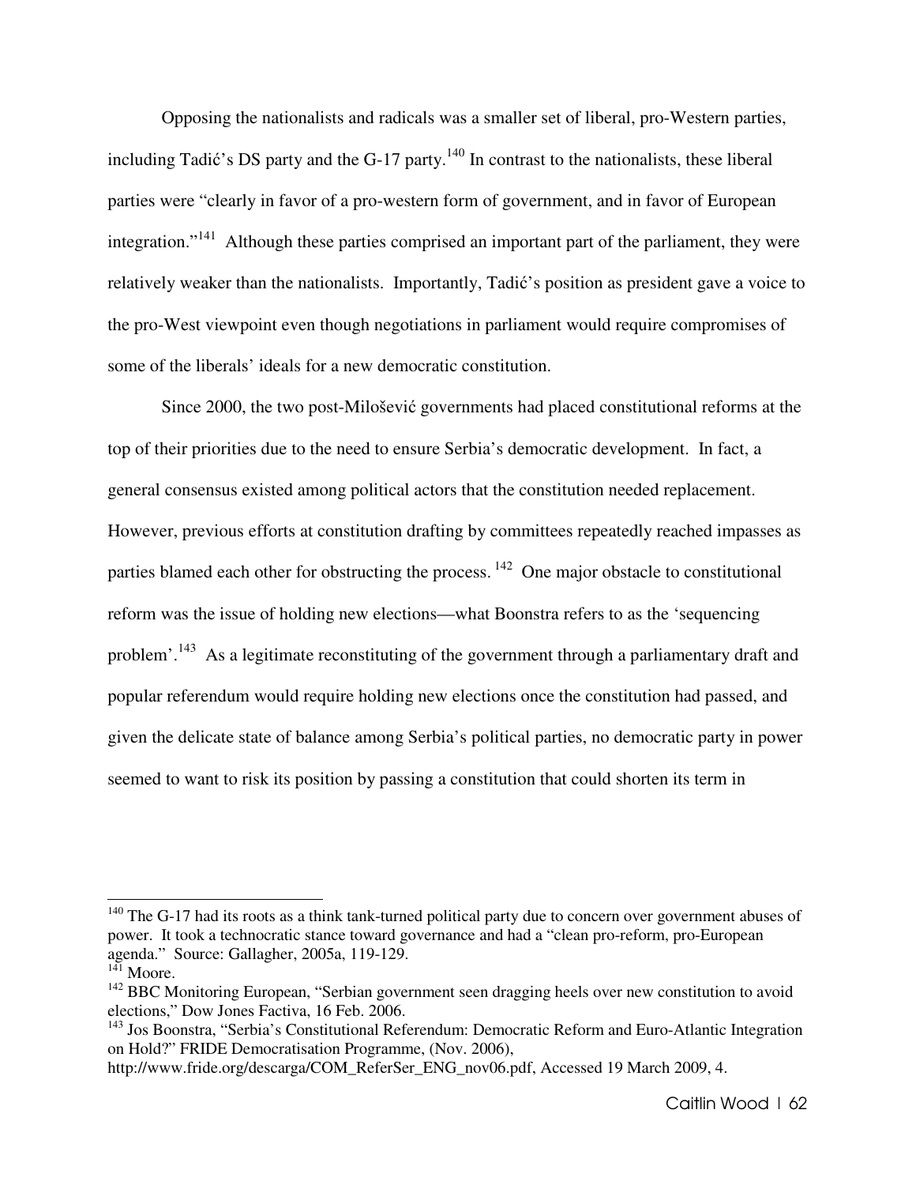Opposing the nationalists and radicals was a smaller set of liberal, pro-Western parties, including Tadić's DS party and the G-17 party.[140] In contrast to the nationalists, these liberal parties were "clearly in favor of a pro-western form of government, and in favor of European integration."[141] Although these parties comprised an important part of the parliament, they were relatively weaker than the nationalists. Importantly, Tadić's position as president gave a voice to the pro-West viewpoint even though negotiations in parliament would require compromises of some of the liberals' ideals for a new democratic constitution.

Since 2000, the two post-Milošević governments had placed constitutional reforms at the top of their priorities due to the need to ensure Serbia's democratic development. In fact, a general consensus existed among political actors that the constitution needed replacement. However, previous efforts at constitution drafting by committees repeatedly reached impasses as parties blamed each other for obstructing the process.[142] One major obstacle to constitutional reform was the issue of holding new elections—what Boonstra refers to as the 'sequencing problem'.[143] As a legitimate reconstituting of the government through a parliamentary draft and popular referendum would require holding new elections once the constitution had passed, and given the delicate state of balance among Serbia's political parties, no democratic party in power seemed to want to risk its position by passing a constitution that could shorten its term in

---

[140] The G-17 had its roots as a think tank-turned political party due to concern over government abuses of power. It took a technocratic stance toward governance and had a "clean pro-reform, pro-European agenda." Source: Gallagher, 2005a, 119-129.

[141] Moore.

[142] BBC Monitoring European, "Serbian government seen dragging heels over new constitution to avoid elections," Dow Jones Factiva, 16 Feb. 2006.

[143] Jos Boonstra, "Serbia's Constitutional Referendum: Democratic Reform and Euro-Atlantic Integration on Hold?" FRIDE Democratisation Programme, (Nov. 2006), http://www.fride.org/descarga/COM_ReferSer_ENG_nov06.pdf, Accessed 19 March 2009, 4.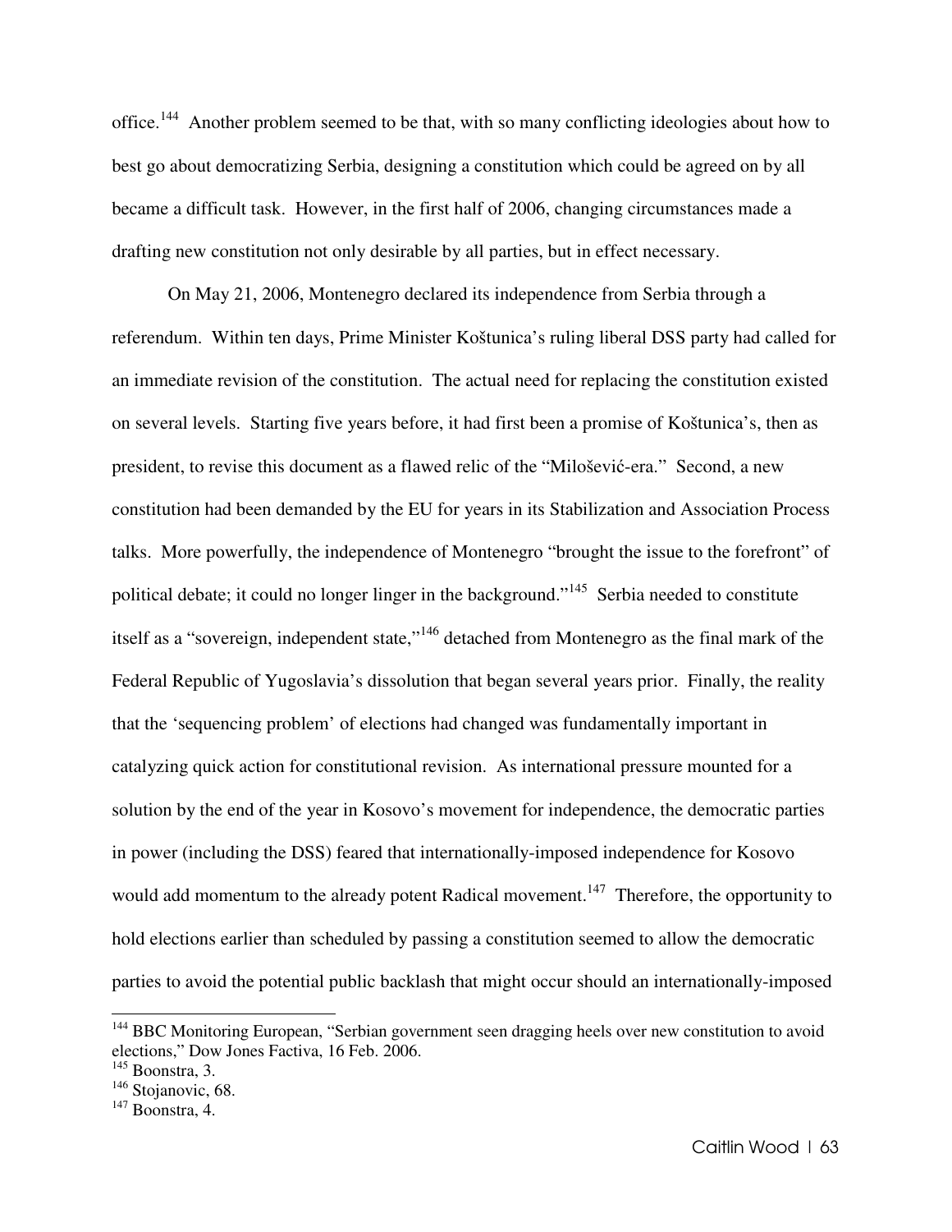office.[144] Another problem seemed to be that, with so many conflicting ideologies about how to best go about democratizing Serbia, designing a constitution which could be agreed on by all became a difficult task. However, in the first half of 2006, changing circumstances made a drafting new constitution not only desirable by all parties, but in effect necessary.

On May 21, 2006, Montenegro declared its independence from Serbia through a referendum. Within ten days, Prime Minister Koštunica's ruling liberal DSS party had called for an immediate revision of the constitution. The actual need for replacing the constitution existed on several levels. Starting five years before, it had first been a promise of Koštunica's, then as president, to revise this document as a flawed relic of the "Milošević-era." Second, a new constitution had been demanded by the EU for years in its Stabilization and Association Process talks. More powerfully, the independence of Montenegro "brought the issue to the forefront" of political debate; it could no longer linger in the background."[145] Serbia needed to constitute itself as a "sovereign, independent state,"[146] detached from Montenegro as the final mark of the Federal Republic of Yugoslavia's dissolution that began several years prior. Finally, the reality that the 'sequencing problem' of elections had changed was fundamentally important in catalyzing quick action for constitutional revision. As international pressure mounted for a solution by the end of the year in Kosovo's movement for independence, the democratic parties in power (including the DSS) feared that internationally-imposed independence for Kosovo would add momentum to the already potent Radical movement.[147] Therefore, the opportunity to hold elections earlier than scheduled by passing a constitution seemed to allow the democratic parties to avoid the potential public backlash that might occur should an internationally-imposed

---

[144] BBC Monitoring European, "Serbian government seen dragging heels over new constitution to avoid elections," Dow Jones Factiva, 16 Feb. 2006.

[145] Boonstra, 3.

[146] Stojanovic, 68.

[147] Boonstra, 4.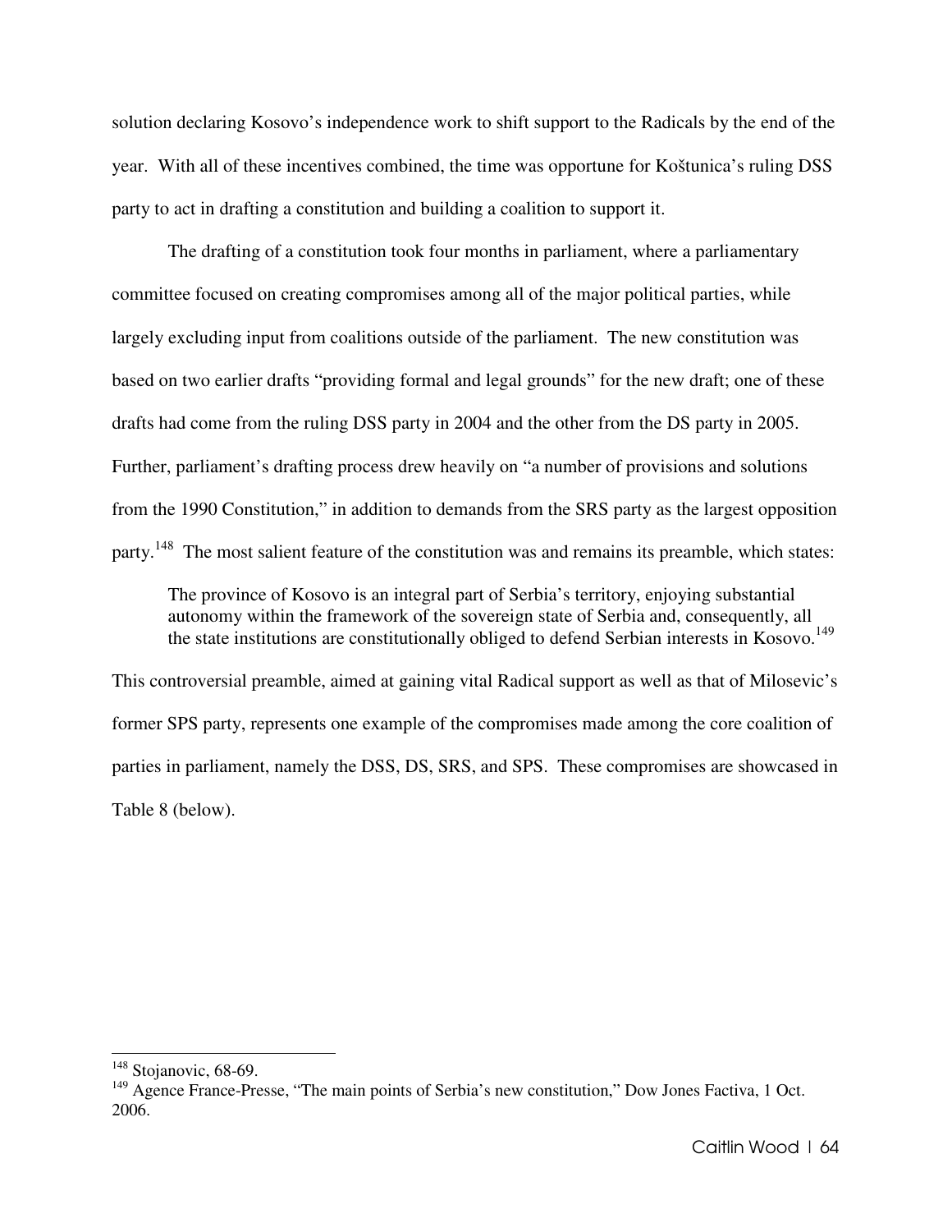solution declaring Kosovo's independence work to shift support to the Radicals by the end of the year. With all of these incentives combined, the time was opportune for Koštunica's ruling DSS party to act in drafting a constitution and building a coalition to support it.

The drafting of a constitution took four months in parliament, where a parliamentary committee focused on creating compromises among all of the major political parties, while largely excluding input from coalitions outside of the parliament. The new constitution was based on two earlier drafts "providing formal and legal grounds" for the new draft; one of these drafts had come from the ruling DSS party in 2004 and the other from the DS party in 2005. Further, parliament's drafting process drew heavily on "a number of provisions and solutions from the 1990 Constitution," in addition to demands from the SRS party as the largest opposition party.[148] The most salient feature of the constitution was and remains its preamble, which states:

> The province of Kosovo is an integral part of Serbia's territory, enjoying substantial autonomy within the framework of the sovereign state of Serbia and, consequently, all the state institutions are constitutionally obliged to defend Serbian interests in Kosovo.[149]

This controversial preamble, aimed at gaining vital Radical support as well as that of Milosevic's former SPS party, represents one example of the compromises made among the core coalition of parties in parliament, namely the DSS, DS, SRS, and SPS. These compromises are showcased in Table 8 (below).

---

[148] Stojanovic, 68-69.

[149] Agence France-Presse, "The main points of Serbia's new constitution," Dow Jones Factiva, 1 Oct. 2006.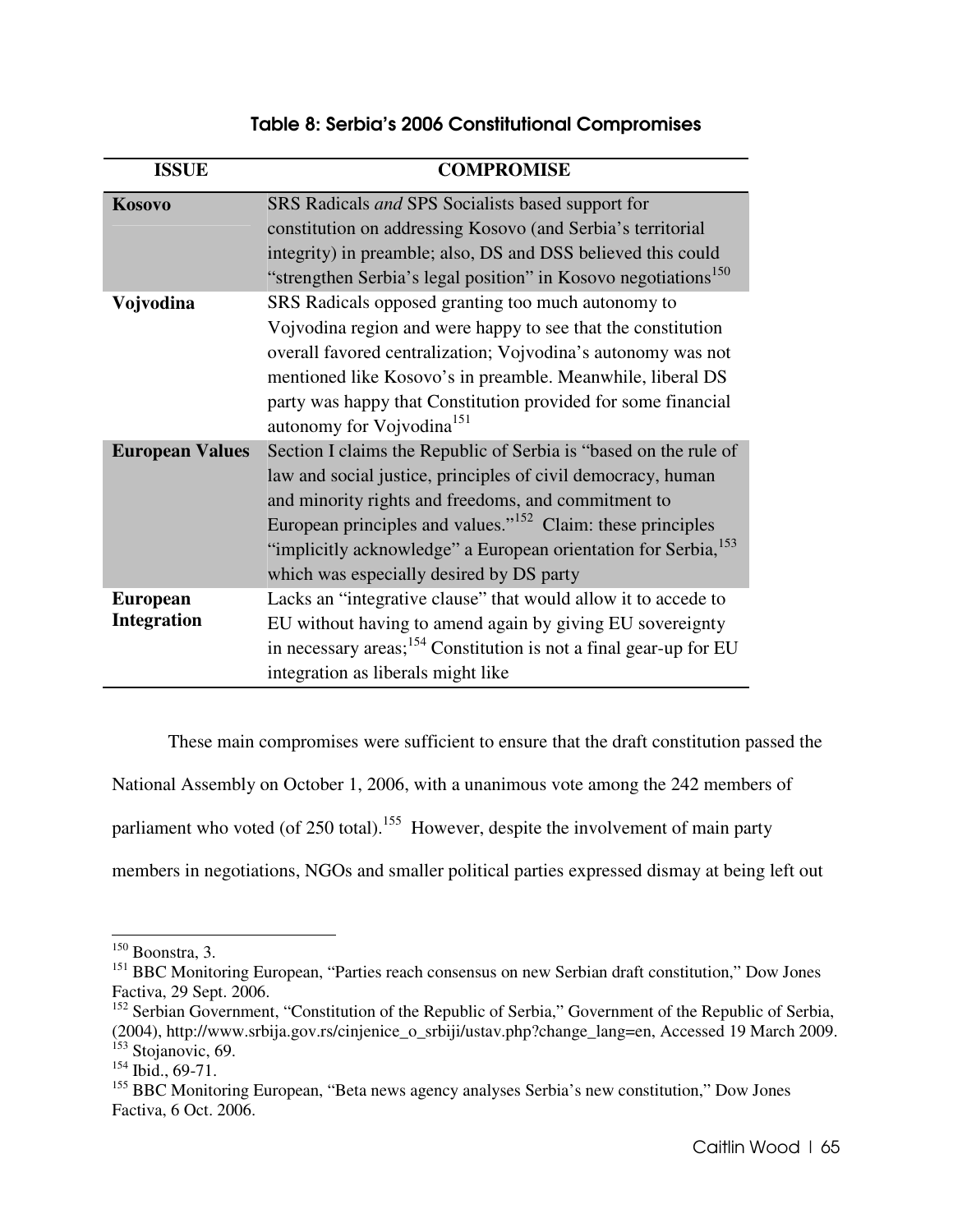**Table 8: Serbia's 2006 Constitutional Compromises**

| ISSUE | COMPROMISE |
|---|---|
| **Kosovo** | SRS Radicals *and* SPS Socialists based support for constitution on addressing Kosovo (and Serbia's territorial integrity) in preamble; also, DS and DSS believed this could "strengthen Serbia's legal position" in Kosovo negotiations[150] |
| **Vojvodina** | SRS Radicals opposed granting too much autonomy to Vojvodina region and were happy to see that the constitution overall favored centralization; Vojvodina's autonomy was not mentioned like Kosovo's in preamble. Meanwhile, liberal DS party was happy that Constitution provided for some financial autonomy for Vojvodina[151] |
| **European Values** | Section I claims the Republic of Serbia is "based on the rule of law and social justice, principles of civil democracy, human and minority rights and freedoms, and commitment to European principles and values."[152] Claim: these principles "implicitly acknowledge" a European orientation for Serbia,[153] which was especially desired by DS party |
| **European Integration** | Lacks an "integrative clause" that would allow it to accede to EU without having to amend again by giving EU sovereignty in necessary areas;[154] Constitution is not a final gear-up for EU integration as liberals might like |

These main compromises were sufficient to ensure that the draft constitution passed the National Assembly on October 1, 2006, with a unanimous vote among the 242 members of parliament who voted (of 250 total).[155] However, despite the involvement of main party members in negotiations, NGOs and smaller political parties expressed dismay at being left out

---

[150] Boonstra, 3.

[151] BBC Monitoring European, "Parties reach consensus on new Serbian draft constitution," Dow Jones Factiva, 29 Sept. 2006.

[152] Serbian Government, "Constitution of the Republic of Serbia," Government of the Republic of Serbia, (2004), http://www.srbija.gov.rs/cinjenice_o_srbiji/ustav.php?change_lang=en, Accessed 19 March 2009.

[153] Stojanovic, 69.

[154] Ibid., 69-71.

[155] BBC Monitoring European, "Beta news agency analyses Serbia's new constitution," Dow Jones Factiva, 6 Oct. 2006.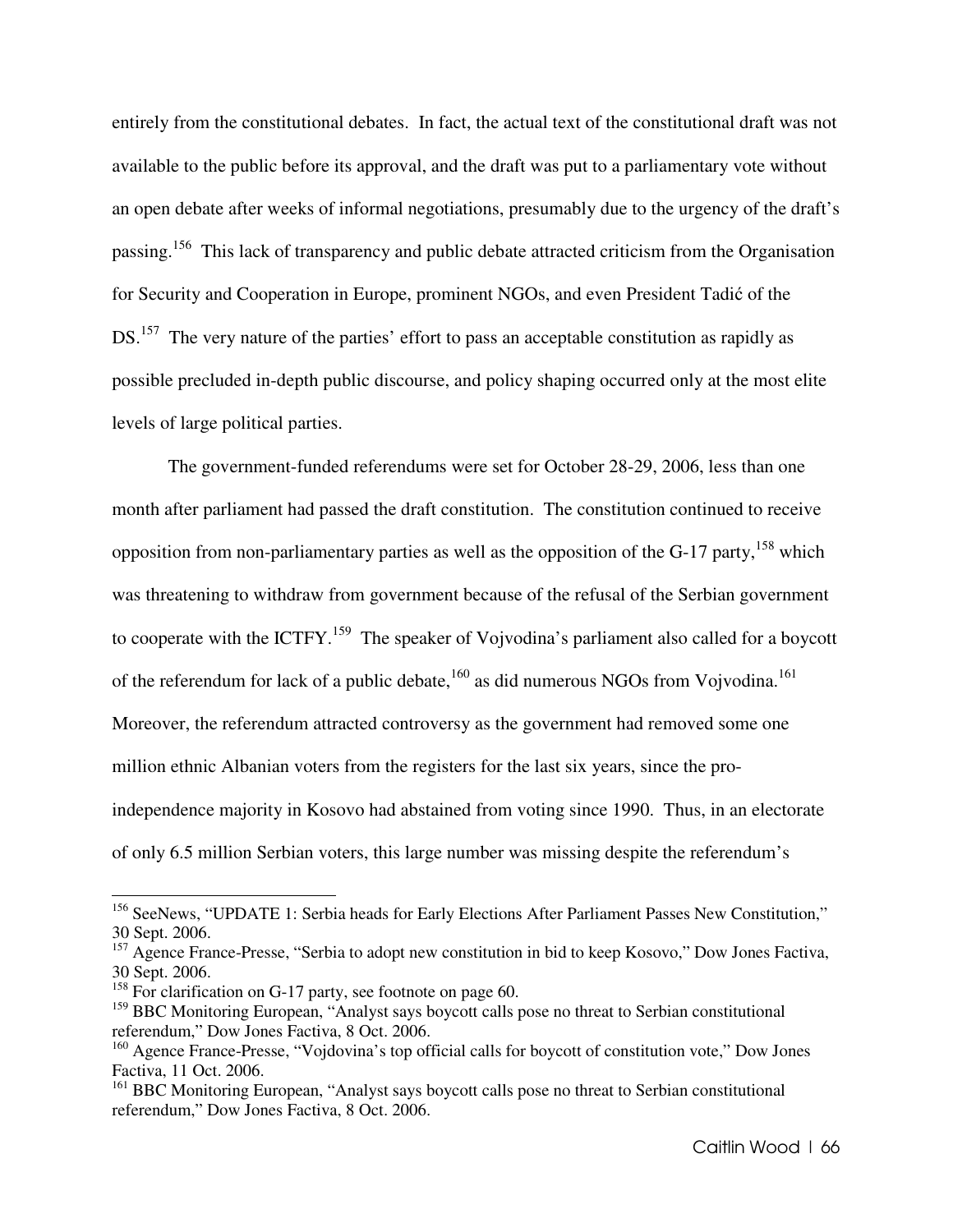entirely from the constitutional debates.  In fact, the actual text of the constitutional draft was not available to the public before its approval, and the draft was put to a parliamentary vote without an open debate after weeks of informal negotiations, presumably due to the urgency of the draft's passing.[156]  This lack of transparency and public debate attracted criticism from the Organisation for Security and Cooperation in Europe, prominent NGOs, and even President Tadić of the DS.[157]  The very nature of the parties' effort to pass an acceptable constitution as rapidly as possible precluded in-depth public discourse, and policy shaping occurred only at the most elite levels of large political parties.

The government-funded referendums were set for October 28-29, 2006, less than one month after parliament had passed the draft constitution.  The constitution continued to receive opposition from non-parliamentary parties as well as the opposition of the G-17 party,[158] which was threatening to withdraw from government because of the refusal of the Serbian government to cooperate with the ICTFY.[159]  The speaker of Vojvodina's parliament also called for a boycott of the referendum for lack of a public debate,[160] as did numerous NGOs from Vojvodina.[161] Moreover, the referendum attracted controversy as the government had removed some one million ethnic Albanian voters from the registers for the last six years, since the pro-independence majority in Kosovo had abstained from voting since 1990.  Thus, in an electorate of only 6.5 million Serbian voters, this large number was missing despite the referendum's

---

[156] SeeNews, "UPDATE 1: Serbia heads for Early Elections After Parliament Passes New Constitution," 30 Sept. 2006.

[157] Agence France-Presse, "Serbia to adopt new constitution in bid to keep Kosovo," Dow Jones Factiva, 30 Sept. 2006.

[158] For clarification on G-17 party, see footnote on page 60.

[159] BBC Monitoring European, "Analyst says boycott calls pose no threat to Serbian constitutional referendum," Dow Jones Factiva, 8 Oct. 2006.

[160] Agence France-Presse, "Vojdovina's top official calls for boycott of constitution vote," Dow Jones Factiva, 11 Oct. 2006.

[161] BBC Monitoring European, "Analyst says boycott calls pose no threat to Serbian constitutional referendum," Dow Jones Factiva, 8 Oct. 2006.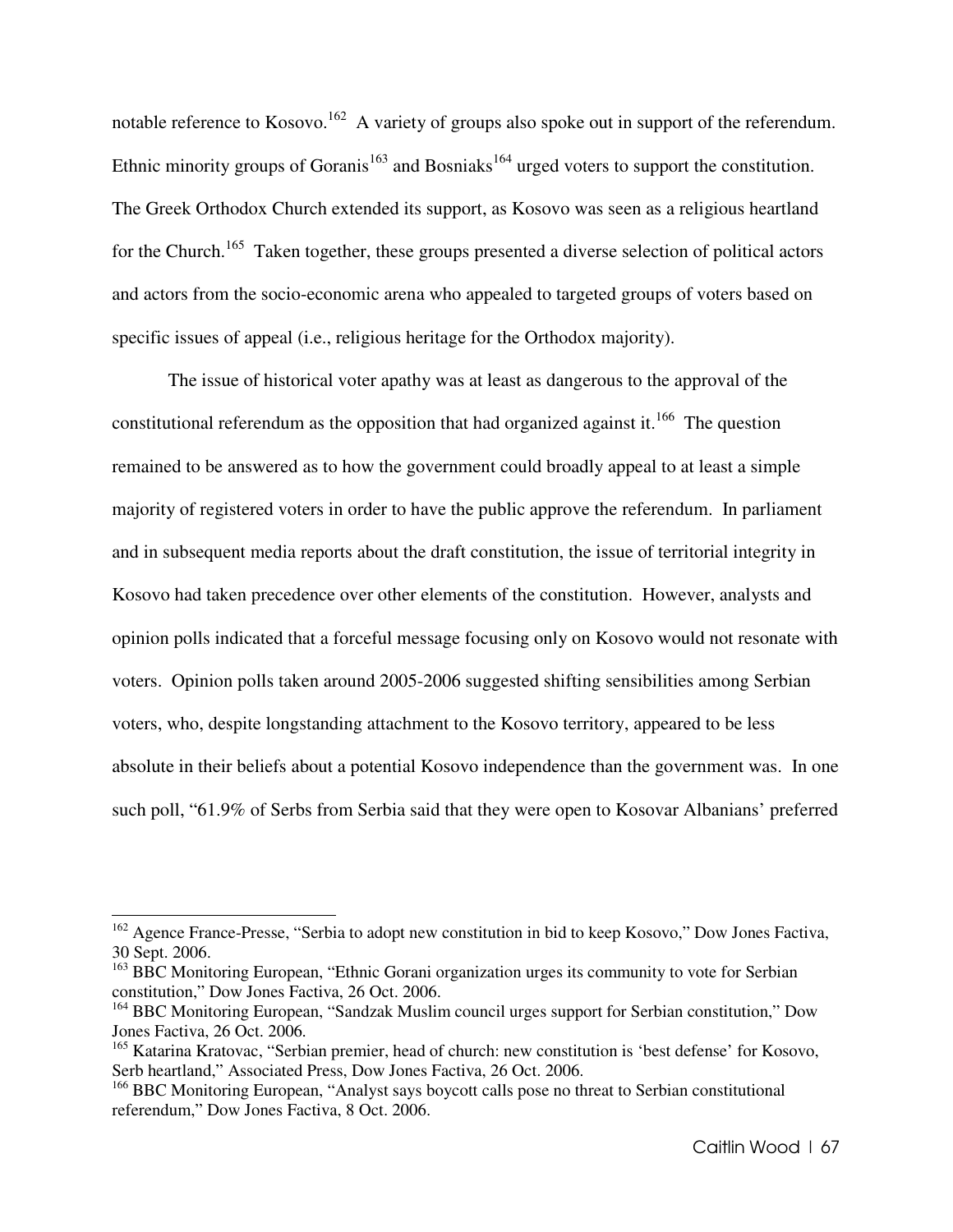notable reference to Kosovo.[162] A variety of groups also spoke out in support of the referendum. Ethnic minority groups of Goranis[163] and Bosniaks[164] urged voters to support the constitution. The Greek Orthodox Church extended its support, as Kosovo was seen as a religious heartland for the Church.[165] Taken together, these groups presented a diverse selection of political actors and actors from the socio-economic arena who appealed to targeted groups of voters based on specific issues of appeal (i.e., religious heritage for the Orthodox majority).

The issue of historical voter apathy was at least as dangerous to the approval of the constitutional referendum as the opposition that had organized against it.[166] The question remained to be answered as to how the government could broadly appeal to at least a simple majority of registered voters in order to have the public approve the referendum. In parliament and in subsequent media reports about the draft constitution, the issue of territorial integrity in Kosovo had taken precedence over other elements of the constitution. However, analysts and opinion polls indicated that a forceful message focusing only on Kosovo would not resonate with voters. Opinion polls taken around 2005-2006 suggested shifting sensibilities among Serbian voters, who, despite longstanding attachment to the Kosovo territory, appeared to be less absolute in their beliefs about a potential Kosovo independence than the government was. In one such poll, "61.9% of Serbs from Serbia said that they were open to Kosovar Albanians' preferred

---

[162] Agence France-Presse, "Serbia to adopt new constitution in bid to keep Kosovo," Dow Jones Factiva, 30 Sept. 2006.

[163] BBC Monitoring European, "Ethnic Gorani organization urges its community to vote for Serbian constitution," Dow Jones Factiva, 26 Oct. 2006.

[164] BBC Monitoring European, "Sandzak Muslim council urges support for Serbian constitution," Dow Jones Factiva, 26 Oct. 2006.

[165] Katarina Kratovac, "Serbian premier, head of church: new constitution is 'best defense' for Kosovo, Serb heartland," Associated Press, Dow Jones Factiva, 26 Oct. 2006.

[166] BBC Monitoring European, "Analyst says boycott calls pose no threat to Serbian constitutional referendum," Dow Jones Factiva, 8 Oct. 2006.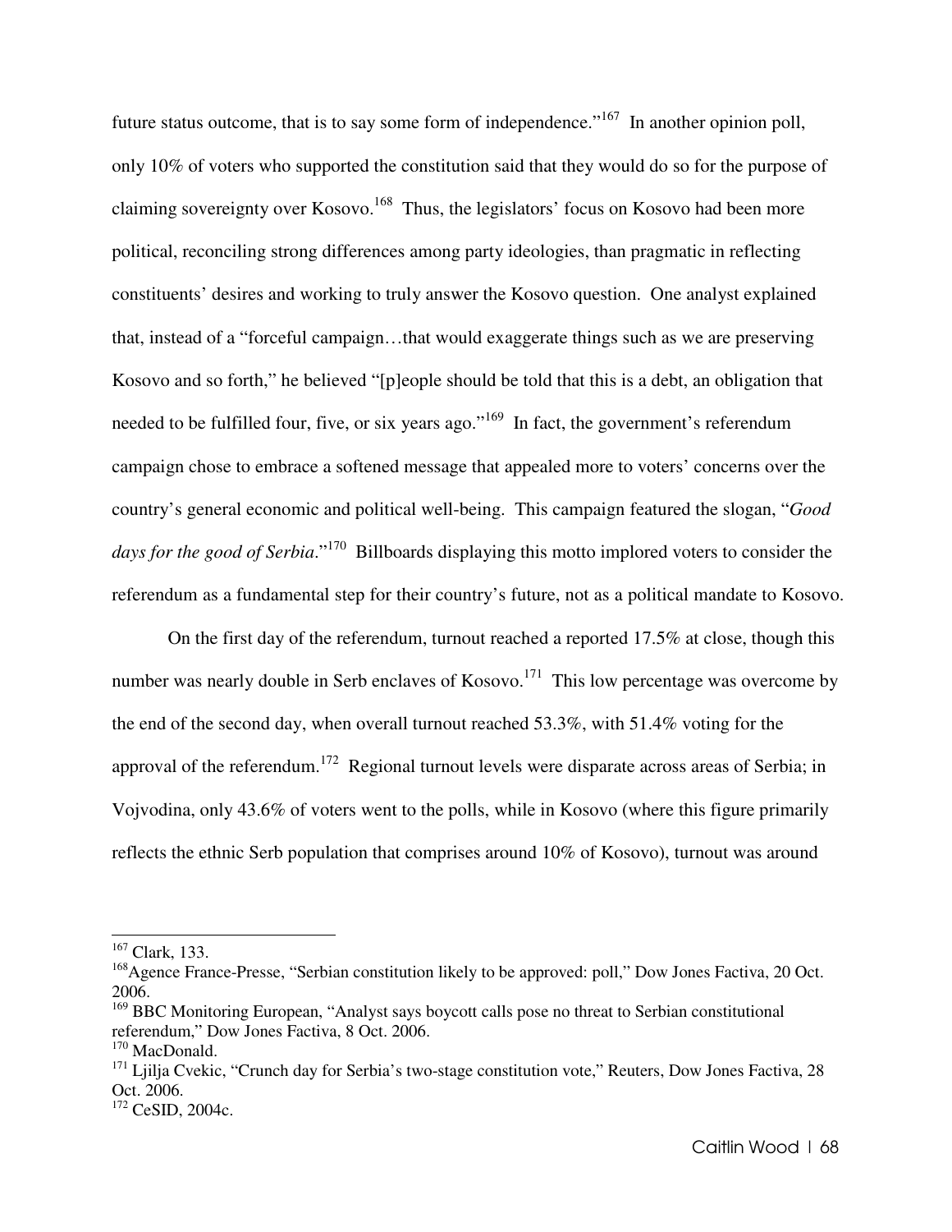future status outcome, that is to say some form of independence."[167] In another opinion poll, only 10% of voters who supported the constitution said that they would do so for the purpose of claiming sovereignty over Kosovo.[168] Thus, the legislators' focus on Kosovo had been more political, reconciling strong differences among party ideologies, than pragmatic in reflecting constituents' desires and working to truly answer the Kosovo question. One analyst explained that, instead of a "forceful campaign…that would exaggerate things such as we are preserving Kosovo and so forth," he believed "[p]eople should be told that this is a debt, an obligation that needed to be fulfilled four, five, or six years ago."[169] In fact, the government's referendum campaign chose to embrace a softened message that appealed more to voters' concerns over the country's general economic and political well-being. This campaign featured the slogan, "*Good days for the good of Serbia*."[170] Billboards displaying this motto implored voters to consider the referendum as a fundamental step for their country's future, not as a political mandate to Kosovo.

On the first day of the referendum, turnout reached a reported 17.5% at close, though this number was nearly double in Serb enclaves of Kosovo.[171] This low percentage was overcome by the end of the second day, when overall turnout reached 53.3%, with 51.4% voting for the approval of the referendum.[172] Regional turnout levels were disparate across areas of Serbia; in Vojvodina, only 43.6% of voters went to the polls, while in Kosovo (where this figure primarily reflects the ethnic Serb population that comprises around 10% of Kosovo), turnout was around

---

[167] Clark, 133.

[168] Agence France-Presse, "Serbian constitution likely to be approved: poll," Dow Jones Factiva, 20 Oct. 2006.

[169] BBC Monitoring European, "Analyst says boycott calls pose no threat to Serbian constitutional referendum," Dow Jones Factiva, 8 Oct. 2006.

[170] MacDonald.

[171] Ljilja Cvekic, "Crunch day for Serbia's two-stage constitution vote," Reuters, Dow Jones Factiva, 28 Oct. 2006.

[172] CeSID, 2004c.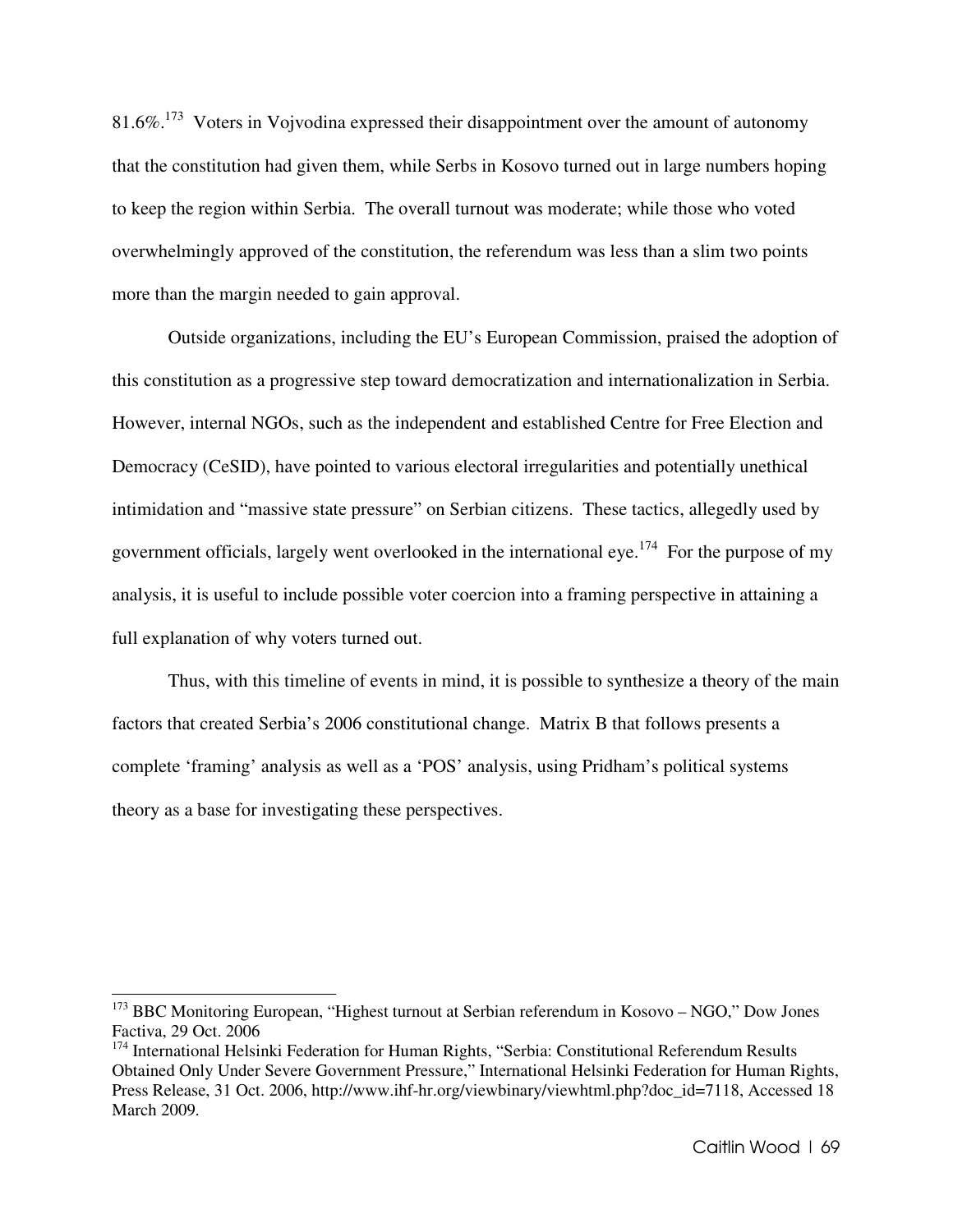81.6%.[173] Voters in Vojvodina expressed their disappointment over the amount of autonomy that the constitution had given them, while Serbs in Kosovo turned out in large numbers hoping to keep the region within Serbia. The overall turnout was moderate; while those who voted overwhelmingly approved of the constitution, the referendum was less than a slim two points more than the margin needed to gain approval.

Outside organizations, including the EU's European Commission, praised the adoption of this constitution as a progressive step toward democratization and internationalization in Serbia. However, internal NGOs, such as the independent and established Centre for Free Election and Democracy (CeSID), have pointed to various electoral irregularities and potentially unethical intimidation and "massive state pressure" on Serbian citizens. These tactics, allegedly used by government officials, largely went overlooked in the international eye.[174] For the purpose of my analysis, it is useful to include possible voter coercion into a framing perspective in attaining a full explanation of why voters turned out.

Thus, with this timeline of events in mind, it is possible to synthesize a theory of the main factors that created Serbia's 2006 constitutional change. Matrix B that follows presents a complete 'framing' analysis as well as a 'POS' analysis, using Pridham's political systems theory as a base for investigating these perspectives.

---

[173] BBC Monitoring European, "Highest turnout at Serbian referendum in Kosovo – NGO," Dow Jones Factiva, 29 Oct. 2006

[174] International Helsinki Federation for Human Rights, "Serbia: Constitutional Referendum Results Obtained Only Under Severe Government Pressure," International Helsinki Federation for Human Rights, Press Release, 31 Oct. 2006, http://www.ihf-hr.org/viewbinary/viewhtml.php?doc_id=7118, Accessed 18 March 2009.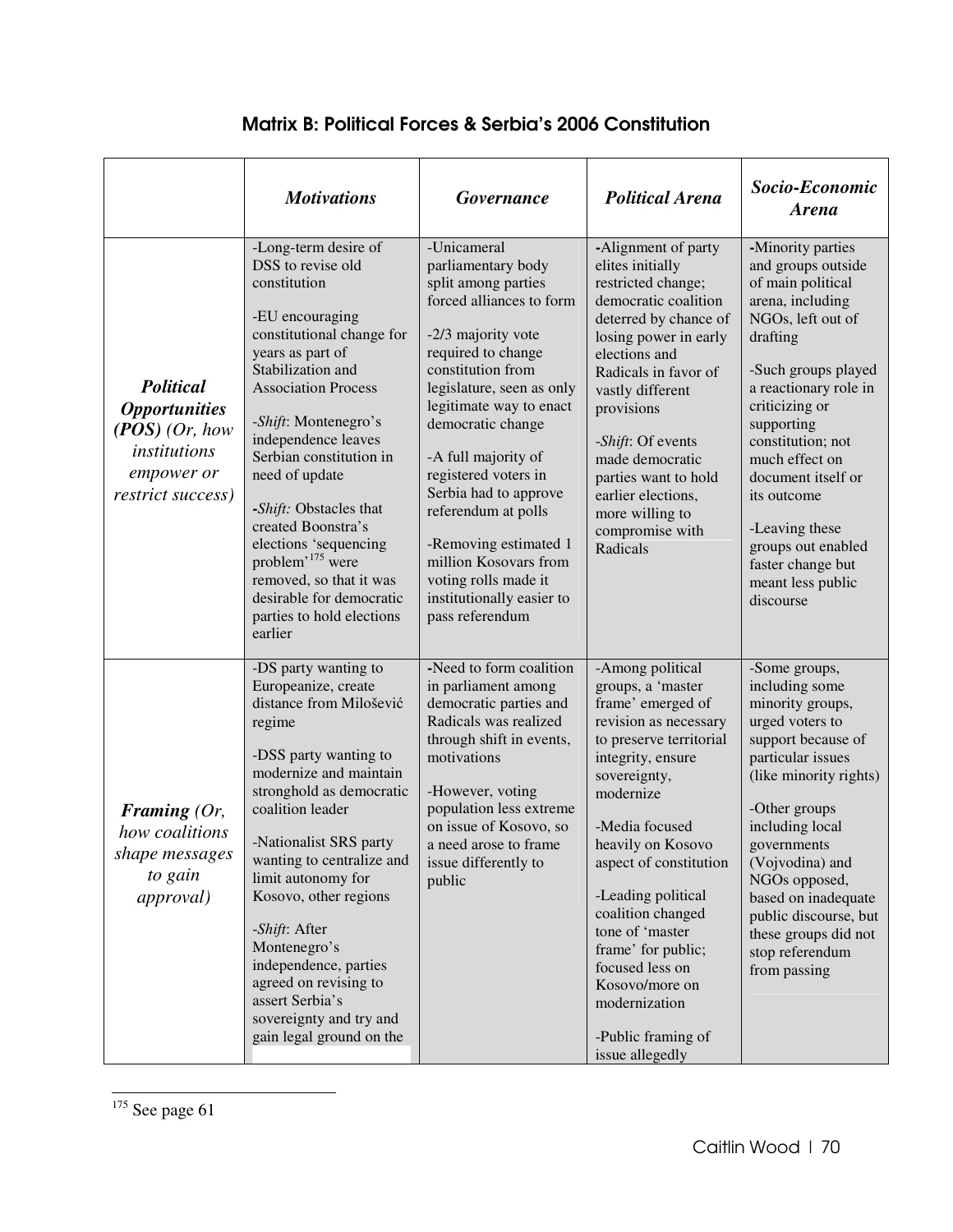## Matrix B: Political Forces & Serbia's 2006 Constitution

| | *Motivations* | *Governance* | *Political Arena* | *Socio-Economic Arena* |
|---|---|---|---|---|
| ***Political Opportunities (POS)*** *(Or, how institutions empower or restrict success)* | -Long-term desire of DSS to revise old constitution<br><br>-EU encouraging constitutional change for years as part of Stabilization and Association Process<br><br>-*Shift*: Montenegro's independence leaves Serbian constitution in need of update<br><br>-*Shift:* Obstacles that created Boonstra's elections 'sequencing problem'[175] were removed, so that it was desirable for democratic parties to hold elections earlier | -Unicameral parliamentary body split among parties forced alliances to form<br><br>-2/3 majority vote required to change constitution from legislature, seen as only legitimate way to enact democratic change<br><br>-A full majority of registered voters in Serbia had to approve referendum at polls<br><br>-Removing estimated 1 million Kosovars from voting rolls made it institutionally easier to pass referendum | -Alignment of party elites initially restricted change; democratic coalition deterred by chance of losing power in early elections and Radicals in favor of vastly different provisions<br><br>-*Shift*: Of events made democratic parties want to hold earlier elections, more willing to compromise with Radicals | -Minority parties and groups outside of main political arena, including NGOs, left out of drafting<br><br>-Such groups played a reactionary role in criticizing or supporting constitution; not much effect on document itself or its outcome<br><br>-Leaving these groups out enabled faster change but meant less public discourse |
| ***Framing*** *(Or, how coalitions shape messages to gain approval)* | -DS party wanting to Europeanize, create distance from Milošević regime<br><br>-DSS party wanting to modernize and maintain stronghold as democratic coalition leader<br><br>-Nationalist SRS party wanting to centralize and limit autonomy for Kosovo, other regions<br><br>-*Shift*: After Montenegro's independence, parties agreed on revising to assert Serbia's sovereignty and try and gain legal ground on the | -Need to form coalition in parliament among democratic parties and Radicals was realized through shift in events, motivations<br><br>-However, voting population less extreme on issue of Kosovo, so a need arose to frame issue differently to public | -Among political groups, a 'master frame' emerged of revision as necessary to preserve territorial integrity, ensure sovereignty, modernize<br><br>-Media focused heavily on Kosovo aspect of constitution<br><br>-Leading political coalition changed tone of 'master frame' for public; focused less on Kosovo/more on modernization<br><br>-Public framing of issue allegedly | -Some groups, including some minority groups, urged voters to support because of particular issues (like minority rights)<br><br>-Other groups including local governments (Vojvodina) and NGOs opposed, based on inadequate public discourse, but these groups did not stop referendum from passing |

[175] See page 61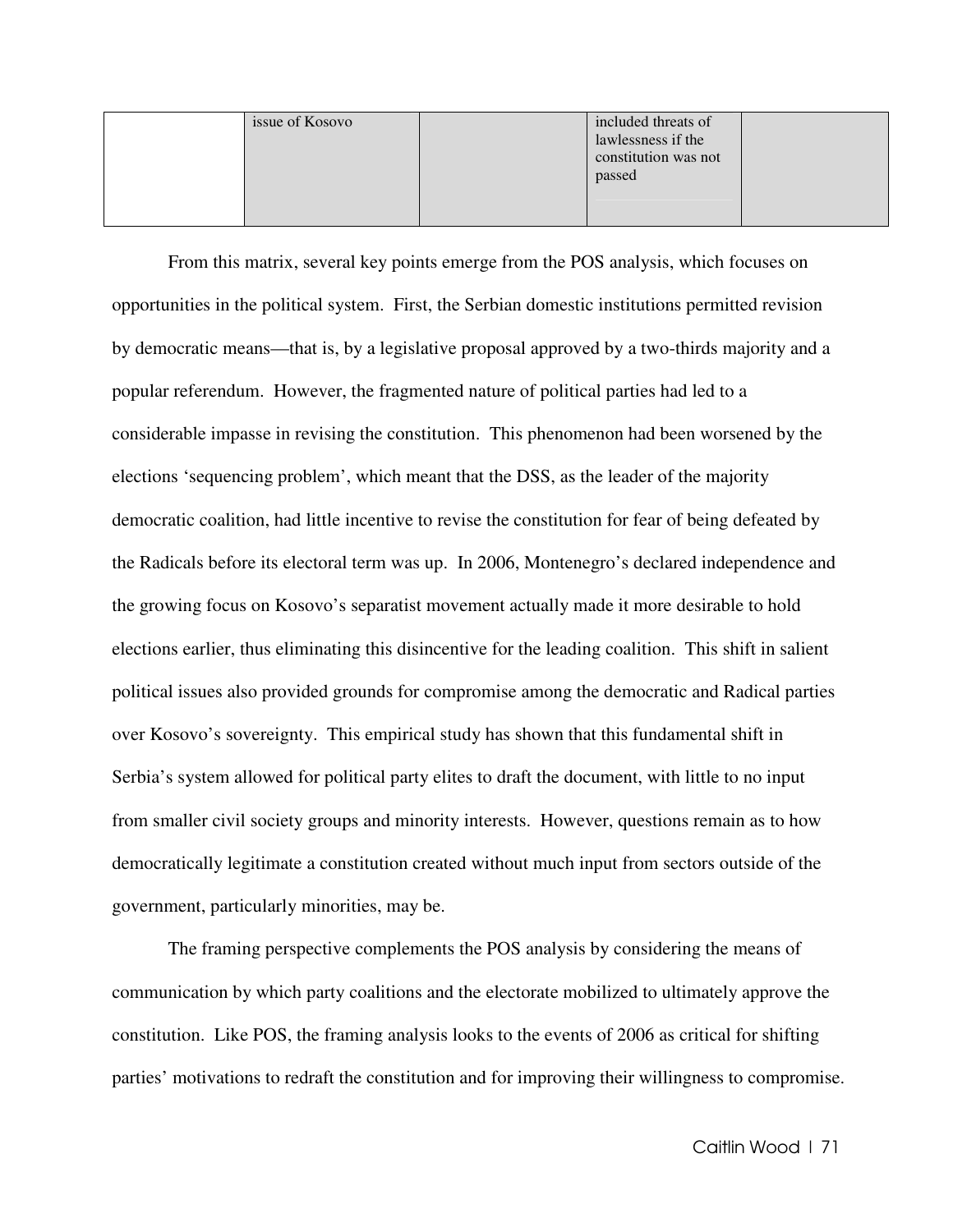| | | | | |
|---|---|---|---|---|
| | issue of Kosovo | | included threats of lawlessness if the constitution was not passed | |

From this matrix, several key points emerge from the POS analysis, which focuses on opportunities in the political system. First, the Serbian domestic institutions permitted revision by democratic means—that is, by a legislative proposal approved by a two-thirds majority and a popular referendum. However, the fragmented nature of political parties had led to a considerable impasse in revising the constitution. This phenomenon had been worsened by the elections 'sequencing problem', which meant that the DSS, as the leader of the majority democratic coalition, had little incentive to revise the constitution for fear of being defeated by the Radicals before its electoral term was up. In 2006, Montenegro's declared independence and the growing focus on Kosovo's separatist movement actually made it more desirable to hold elections earlier, thus eliminating this disincentive for the leading coalition. This shift in salient political issues also provided grounds for compromise among the democratic and Radical parties over Kosovo's sovereignty. This empirical study has shown that this fundamental shift in Serbia's system allowed for political party elites to draft the document, with little to no input from smaller civil society groups and minority interests. However, questions remain as to how democratically legitimate a constitution created without much input from sectors outside of the government, particularly minorities, may be.

The framing perspective complements the POS analysis by considering the means of communication by which party coalitions and the electorate mobilized to ultimately approve the constitution. Like POS, the framing analysis looks to the events of 2006 as critical for shifting parties' motivations to redraft the constitution and for improving their willingness to compromise.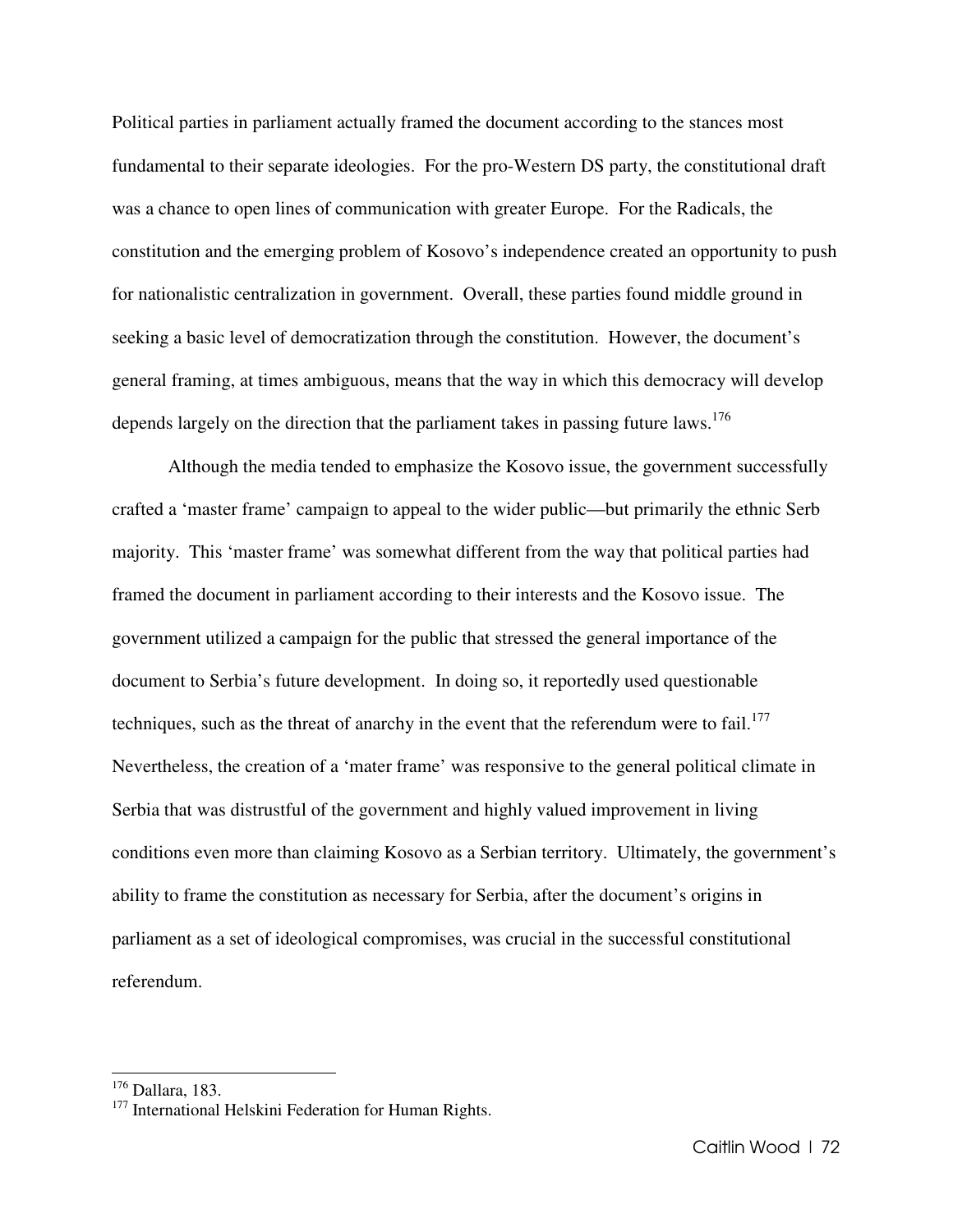Political parties in parliament actually framed the document according to the stances most fundamental to their separate ideologies. For the pro-Western DS party, the constitutional draft was a chance to open lines of communication with greater Europe. For the Radicals, the constitution and the emerging problem of Kosovo's independence created an opportunity to push for nationalistic centralization in government. Overall, these parties found middle ground in seeking a basic level of democratization through the constitution. However, the document's general framing, at times ambiguous, means that the way in which this democracy will develop depends largely on the direction that the parliament takes in passing future laws.[176]

Although the media tended to emphasize the Kosovo issue, the government successfully crafted a 'master frame' campaign to appeal to the wider public—but primarily the ethnic Serb majority. This 'master frame' was somewhat different from the way that political parties had framed the document in parliament according to their interests and the Kosovo issue. The government utilized a campaign for the public that stressed the general importance of the document to Serbia's future development. In doing so, it reportedly used questionable techniques, such as the threat of anarchy in the event that the referendum were to fail.[177] Nevertheless, the creation of a 'mater frame' was responsive to the general political climate in Serbia that was distrustful of the government and highly valued improvement in living conditions even more than claiming Kosovo as a Serbian territory. Ultimately, the government's ability to frame the constitution as necessary for Serbia, after the document's origins in parliament as a set of ideological compromises, was crucial in the successful constitutional referendum.

---

[176] Dallara, 183.

[177] International Helskini Federation for Human Rights.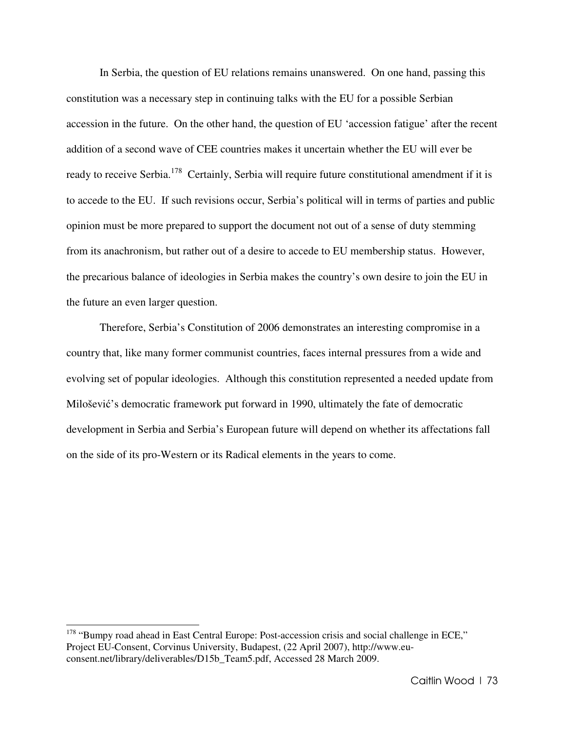In Serbia, the question of EU relations remains unanswered. On one hand, passing this constitution was a necessary step in continuing talks with the EU for a possible Serbian accession in the future. On the other hand, the question of EU 'accession fatigue' after the recent addition of a second wave of CEE countries makes it uncertain whether the EU will ever be ready to receive Serbia.[178] Certainly, Serbia will require future constitutional amendment if it is to accede to the EU. If such revisions occur, Serbia's political will in terms of parties and public opinion must be more prepared to support the document not out of a sense of duty stemming from its anachronism, but rather out of a desire to accede to EU membership status. However, the precarious balance of ideologies in Serbia makes the country's own desire to join the EU in the future an even larger question.

Therefore, Serbia's Constitution of 2006 demonstrates an interesting compromise in a country that, like many former communist countries, faces internal pressures from a wide and evolving set of popular ideologies. Although this constitution represented a needed update from Milošević's democratic framework put forward in 1990, ultimately the fate of democratic development in Serbia and Serbia's European future will depend on whether its affectations fall on the side of its pro-Western or its Radical elements in the years to come.

---

[178] "Bumpy road ahead in East Central Europe: Post-accession crisis and social challenge in ECE," Project EU-Consent, Corvinus University, Budapest, (22 April 2007), http://www.eu-consent.net/library/deliverables/D15b_Team5.pdf, Accessed 28 March 2009.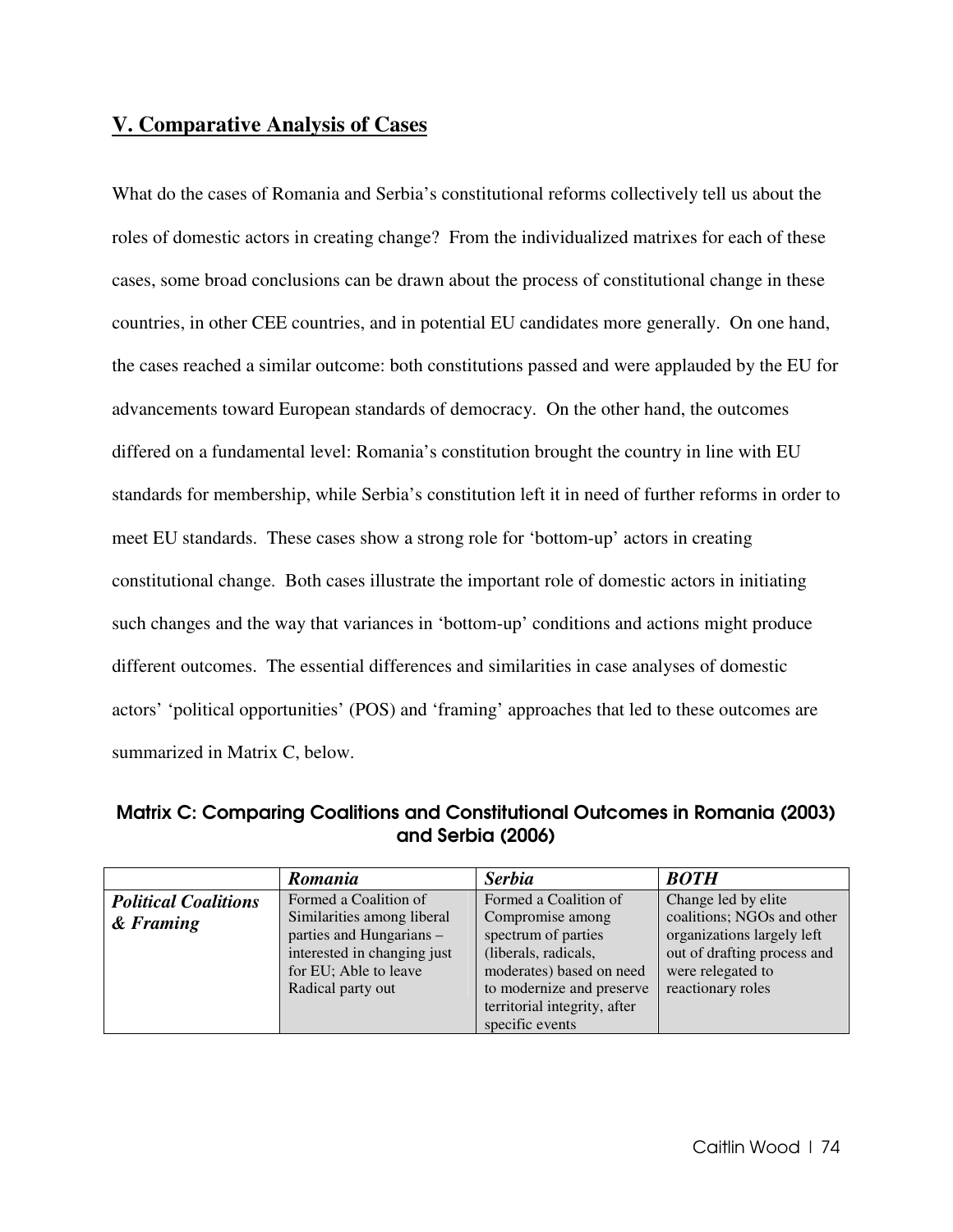## V. Comparative Analysis of Cases

What do the cases of Romania and Serbia's constitutional reforms collectively tell us about the roles of domestic actors in creating change? From the individualized matrixes for each of these cases, some broad conclusions can be drawn about the process of constitutional change in these countries, in other CEE countries, and in potential EU candidates more generally. On one hand, the cases reached a similar outcome: both constitutions passed and were applauded by the EU for advancements toward European standards of democracy. On the other hand, the outcomes differed on a fundamental level: Romania's constitution brought the country in line with EU standards for membership, while Serbia's constitution left it in need of further reforms in order to meet EU standards. These cases show a strong role for 'bottom-up' actors in creating constitutional change. Both cases illustrate the important role of domestic actors in initiating such changes and the way that variances in 'bottom-up' conditions and actions might produce different outcomes. The essential differences and similarities in case analyses of domestic actors' 'political opportunities' (POS) and 'framing' approaches that led to these outcomes are summarized in Matrix C, below.

**Matrix C: Comparing Coalitions and Constitutional Outcomes in Romania (2003) and Serbia (2006)**

| | ***Romania*** | ***Serbia*** | ***BOTH*** |
|---|---|---|---|
| ***Political Coalitions & Framing*** | Formed a Coalition of Similarities among liberal parties and Hungarians – interested in changing just for EU; Able to leave Radical party out | Formed a Coalition of Compromise among spectrum of parties (liberals, radicals, moderates) based on need to modernize and preserve territorial integrity, after specific events | Change led by elite coalitions; NGOs and other organizations largely left out of drafting process and were relegated to reactionary roles |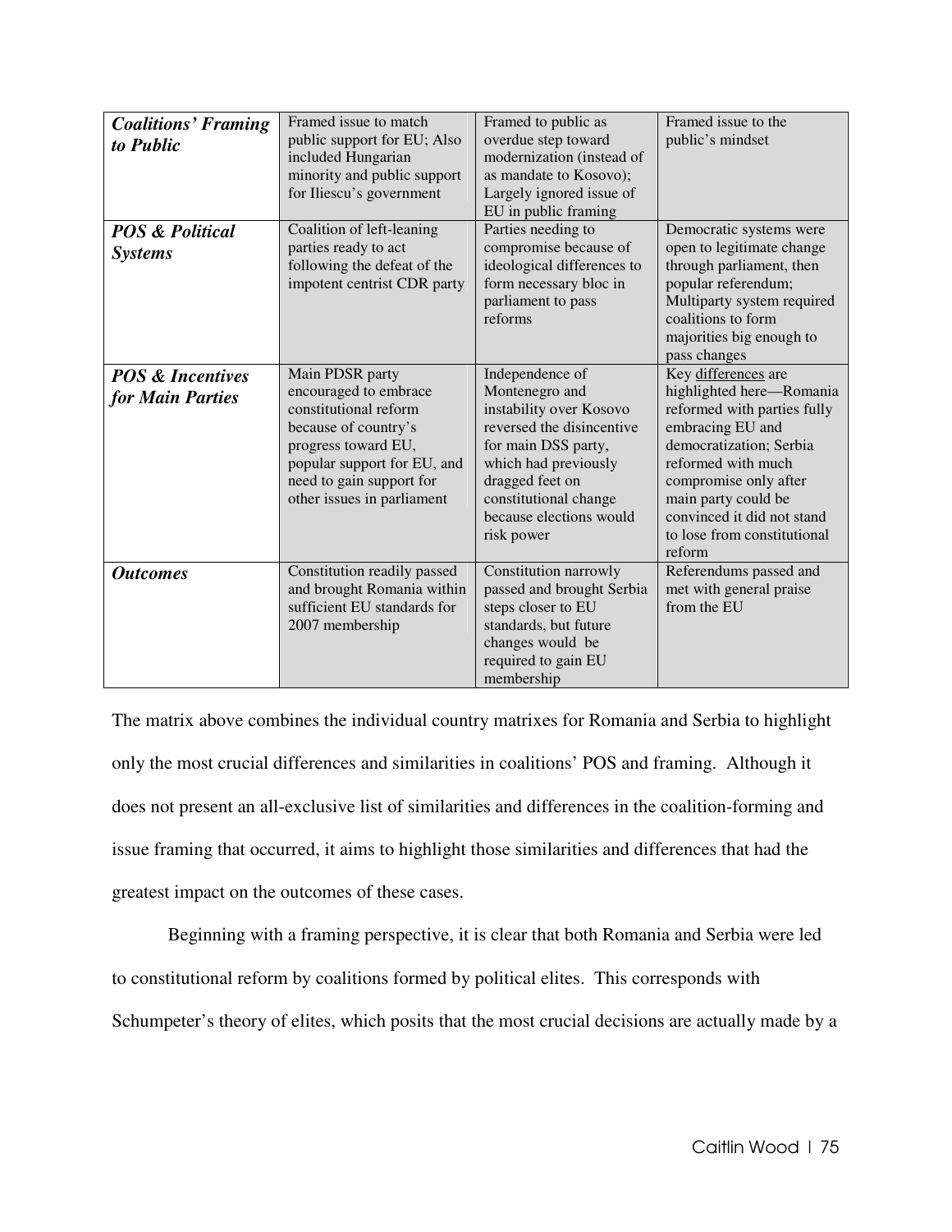| | | | |
|---|---|---|---|
| ***Coalitions' Framing to Public*** | Framed issue to match public support for EU; Also included Hungarian minority and public support for Iliescu's government | Framed to public as overdue step toward modernization (instead of as mandate to Kosovo); Largely ignored issue of EU in public framing | Framed issue to the public's mindset |
| ***POS & Political Systems*** | Coalition of left-leaning parties ready to act following the defeat of the impotent centrist CDR party | Parties needing to compromise because of ideological differences to form necessary bloc in parliament to pass reforms | Democratic systems were open to legitimate change through parliament, then popular referendum; Multiparty system required coalitions to form majorities big enough to pass changes |
| ***POS & Incentives for Main Parties*** | Main PDSR party encouraged to embrace constitutional reform because of country's progress toward EU, popular support for EU, and need to gain support for other issues in parliament | Independence of Montenegro and instability over Kosovo reversed the disincentive for main DSS party, which had previously dragged feet on constitutional change because elections would risk power | Key differences are highlighted here—Romania reformed with parties fully embracing EU and democratization; Serbia reformed with much compromise only after main party could be convinced it did not stand to lose from constitutional reform |
| ***Outcomes*** | Constitution readily passed and brought Romania within sufficient EU standards for 2007 membership | Constitution narrowly passed and brought Serbia steps closer to EU standards, but future changes would be required to gain EU membership | Referendums passed and met with general praise from the EU |

The matrix above combines the individual country matrixes for Romania and Serbia to highlight only the most crucial differences and similarities in coalitions' POS and framing. Although it does not present an all-exclusive list of similarities and differences in the coalition-forming and issue framing that occurred, it aims to highlight those similarities and differences that had the greatest impact on the outcomes of these cases.

Beginning with a framing perspective, it is clear that both Romania and Serbia were led to constitutional reform by coalitions formed by political elites. This corresponds with Schumpeter's theory of elites, which posits that the most crucial decisions are actually made by a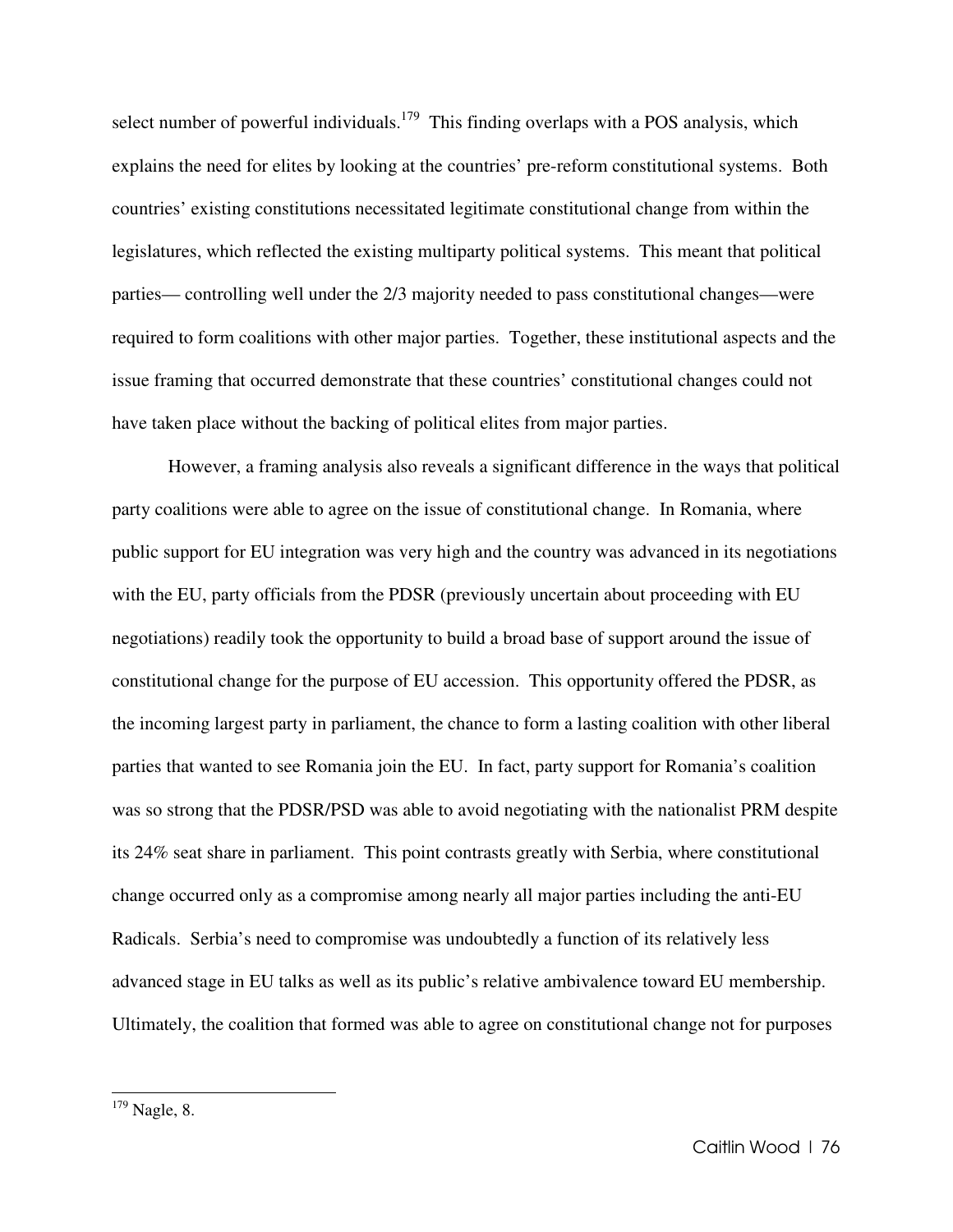select number of powerful individuals.[179] This finding overlaps with a POS analysis, which explains the need for elites by looking at the countries' pre-reform constitutional systems. Both countries' existing constitutions necessitated legitimate constitutional change from within the legislatures, which reflected the existing multiparty political systems. This meant that political parties— controlling well under the 2/3 majority needed to pass constitutional changes—were required to form coalitions with other major parties. Together, these institutional aspects and the issue framing that occurred demonstrate that these countries' constitutional changes could not have taken place without the backing of political elites from major parties.

However, a framing analysis also reveals a significant difference in the ways that political party coalitions were able to agree on the issue of constitutional change. In Romania, where public support for EU integration was very high and the country was advanced in its negotiations with the EU, party officials from the PDSR (previously uncertain about proceeding with EU negotiations) readily took the opportunity to build a broad base of support around the issue of constitutional change for the purpose of EU accession. This opportunity offered the PDSR, as the incoming largest party in parliament, the chance to form a lasting coalition with other liberal parties that wanted to see Romania join the EU. In fact, party support for Romania's coalition was so strong that the PDSR/PSD was able to avoid negotiating with the nationalist PRM despite its 24% seat share in parliament. This point contrasts greatly with Serbia, where constitutional change occurred only as a compromise among nearly all major parties including the anti-EU Radicals. Serbia's need to compromise was undoubtedly a function of its relatively less advanced stage in EU talks as well as its public's relative ambivalence toward EU membership. Ultimately, the coalition that formed was able to agree on constitutional change not for purposes

---

[179] Nagle, 8.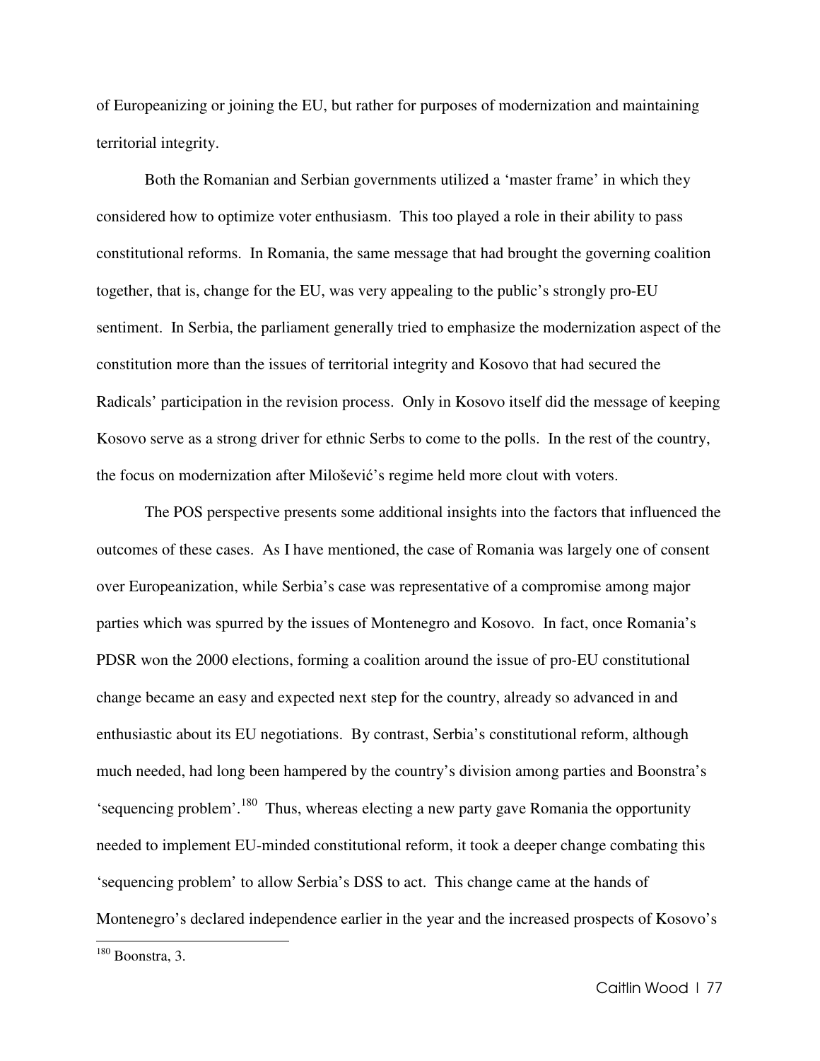of Europeanizing or joining the EU, but rather for purposes of modernization and maintaining territorial integrity.

Both the Romanian and Serbian governments utilized a 'master frame' in which they considered how to optimize voter enthusiasm. This too played a role in their ability to pass constitutional reforms. In Romania, the same message that had brought the governing coalition together, that is, change for the EU, was very appealing to the public's strongly pro-EU sentiment. In Serbia, the parliament generally tried to emphasize the modernization aspect of the constitution more than the issues of territorial integrity and Kosovo that had secured the Radicals' participation in the revision process. Only in Kosovo itself did the message of keeping Kosovo serve as a strong driver for ethnic Serbs to come to the polls. In the rest of the country, the focus on modernization after Milošević's regime held more clout with voters.

The POS perspective presents some additional insights into the factors that influenced the outcomes of these cases. As I have mentioned, the case of Romania was largely one of consent over Europeanization, while Serbia's case was representative of a compromise among major parties which was spurred by the issues of Montenegro and Kosovo. In fact, once Romania's PDSR won the 2000 elections, forming a coalition around the issue of pro-EU constitutional change became an easy and expected next step for the country, already so advanced in and enthusiastic about its EU negotiations. By contrast, Serbia's constitutional reform, although much needed, had long been hampered by the country's division among parties and Boonstra's 'sequencing problem'.[180] Thus, whereas electing a new party gave Romania the opportunity needed to implement EU-minded constitutional reform, it took a deeper change combating this 'sequencing problem' to allow Serbia's DSS to act. This change came at the hands of Montenegro's declared independence earlier in the year and the increased prospects of Kosovo's

[180] Boonstra, 3.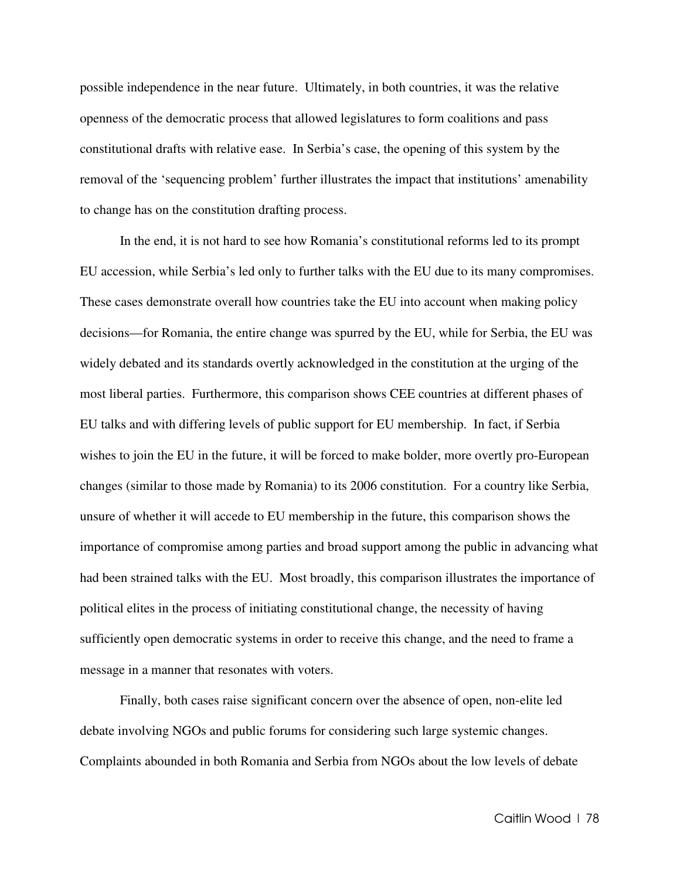possible independence in the near future. Ultimately, in both countries, it was the relative openness of the democratic process that allowed legislatures to form coalitions and pass constitutional drafts with relative ease. In Serbia's case, the opening of this system by the removal of the 'sequencing problem' further illustrates the impact that institutions' amenability to change has on the constitution drafting process.

In the end, it is not hard to see how Romania's constitutional reforms led to its prompt EU accession, while Serbia's led only to further talks with the EU due to its many compromises. These cases demonstrate overall how countries take the EU into account when making policy decisions—for Romania, the entire change was spurred by the EU, while for Serbia, the EU was widely debated and its standards overtly acknowledged in the constitution at the urging of the most liberal parties. Furthermore, this comparison shows CEE countries at different phases of EU talks and with differing levels of public support for EU membership. In fact, if Serbia wishes to join the EU in the future, it will be forced to make bolder, more overtly pro-European changes (similar to those made by Romania) to its 2006 constitution. For a country like Serbia, unsure of whether it will accede to EU membership in the future, this comparison shows the importance of compromise among parties and broad support among the public in advancing what had been strained talks with the EU. Most broadly, this comparison illustrates the importance of political elites in the process of initiating constitutional change, the necessity of having sufficiently open democratic systems in order to receive this change, and the need to frame a message in a manner that resonates with voters.

Finally, both cases raise significant concern over the absence of open, non-elite led debate involving NGOs and public forums for considering such large systemic changes. Complaints abounded in both Romania and Serbia from NGOs about the low levels of debate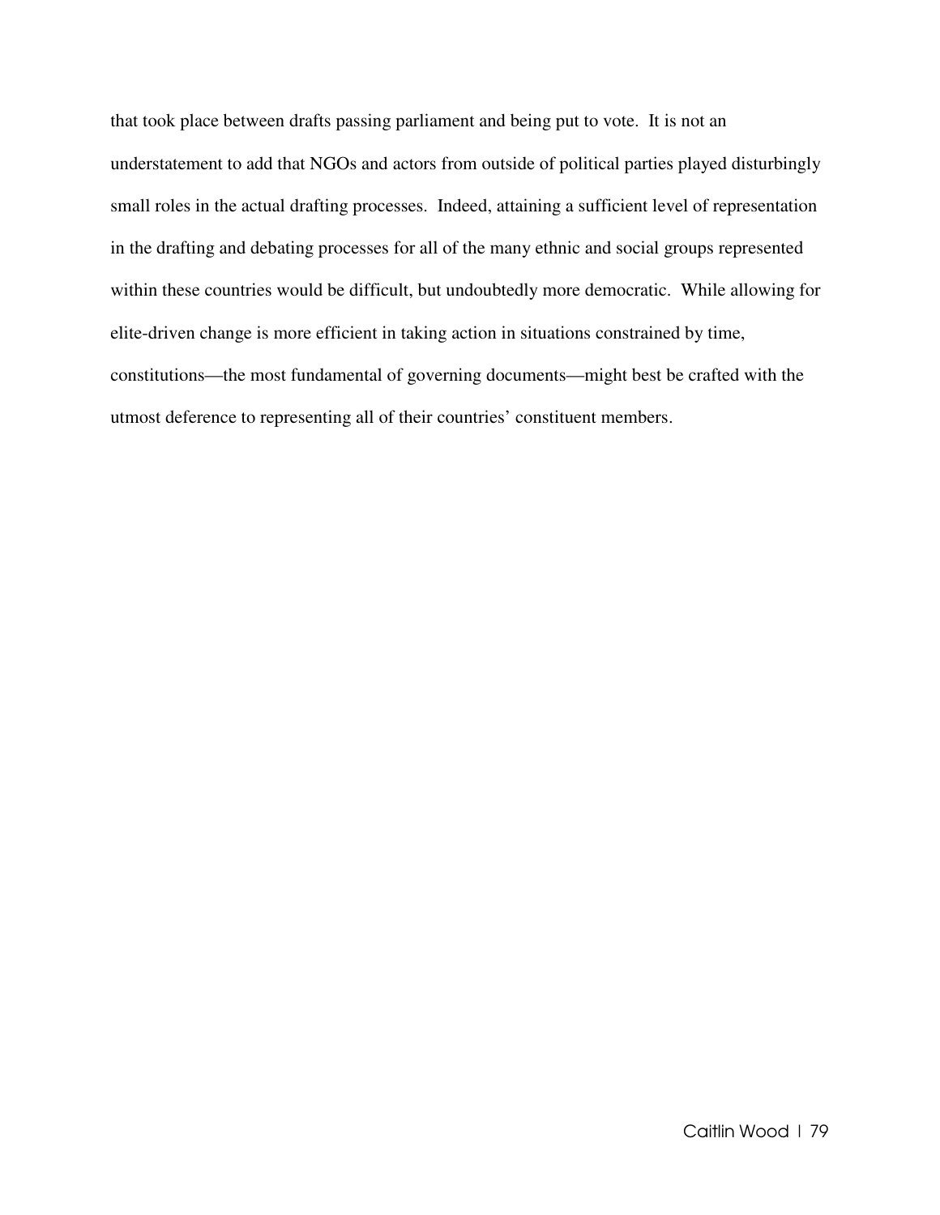that took place between drafts passing parliament and being put to vote. It is not an understatement to add that NGOs and actors from outside of political parties played disturbingly small roles in the actual drafting processes. Indeed, attaining a sufficient level of representation in the drafting and debating processes for all of the many ethnic and social groups represented within these countries would be difficult, but undoubtedly more democratic. While allowing for elite-driven change is more efficient in taking action in situations constrained by time, constitutions—the most fundamental of governing documents—might best be crafted with the utmost deference to representing all of their countries' constituent members.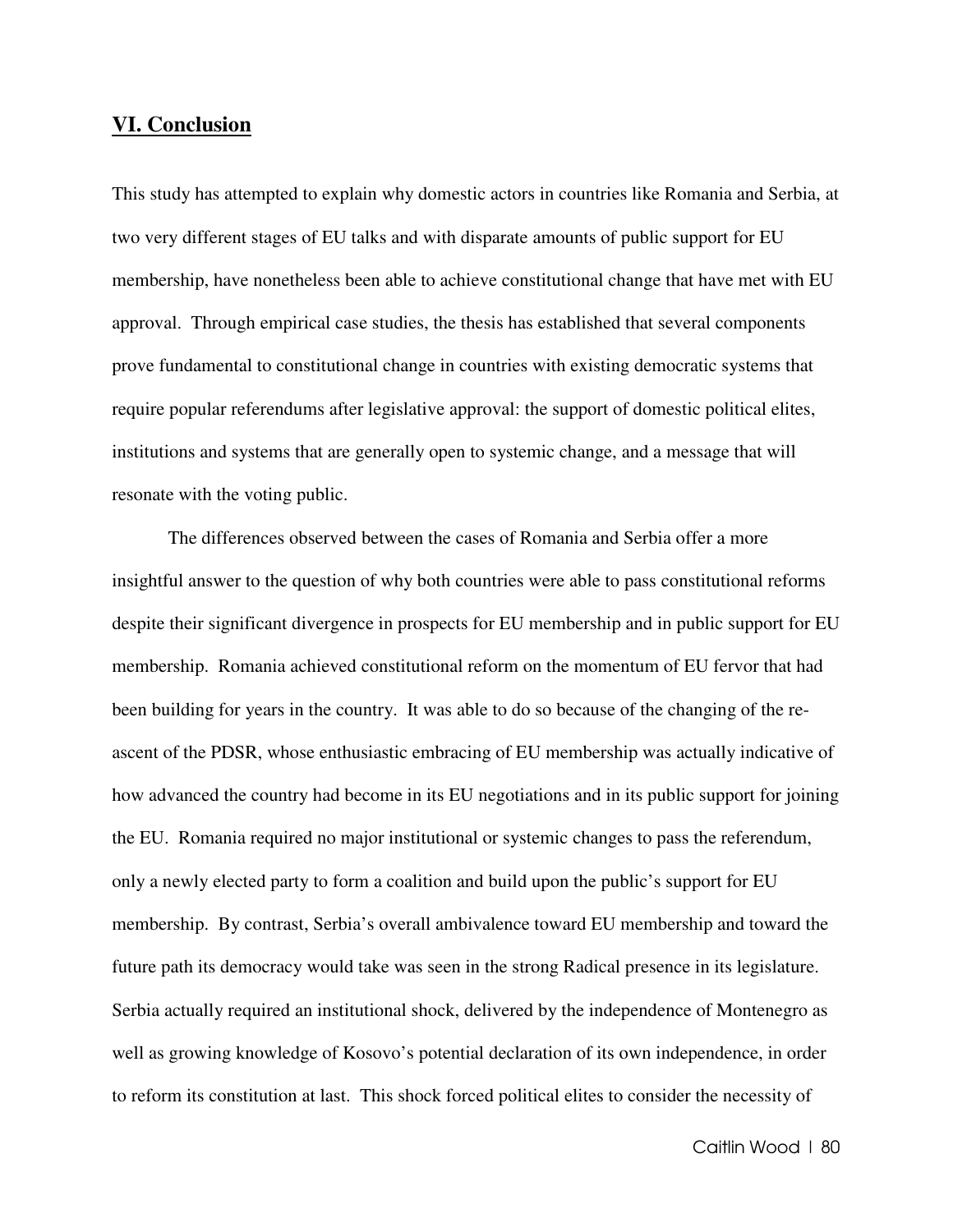## VI. Conclusion

This study has attempted to explain why domestic actors in countries like Romania and Serbia, at two very different stages of EU talks and with disparate amounts of public support for EU membership, have nonetheless been able to achieve constitutional change that have met with EU approval. Through empirical case studies, the thesis has established that several components prove fundamental to constitutional change in countries with existing democratic systems that require popular referendums after legislative approval: the support of domestic political elites, institutions and systems that are generally open to systemic change, and a message that will resonate with the voting public.

The differences observed between the cases of Romania and Serbia offer a more insightful answer to the question of why both countries were able to pass constitutional reforms despite their significant divergence in prospects for EU membership and in public support for EU membership. Romania achieved constitutional reform on the momentum of EU fervor that had been building for years in the country. It was able to do so because of the changing of the re-ascent of the PDSR, whose enthusiastic embracing of EU membership was actually indicative of how advanced the country had become in its EU negotiations and in its public support for joining the EU. Romania required no major institutional or systemic changes to pass the referendum, only a newly elected party to form a coalition and build upon the public's support for EU membership. By contrast, Serbia's overall ambivalence toward EU membership and toward the future path its democracy would take was seen in the strong Radical presence in its legislature. Serbia actually required an institutional shock, delivered by the independence of Montenegro as well as growing knowledge of Kosovo's potential declaration of its own independence, in order to reform its constitution at last. This shock forced political elites to consider the necessity of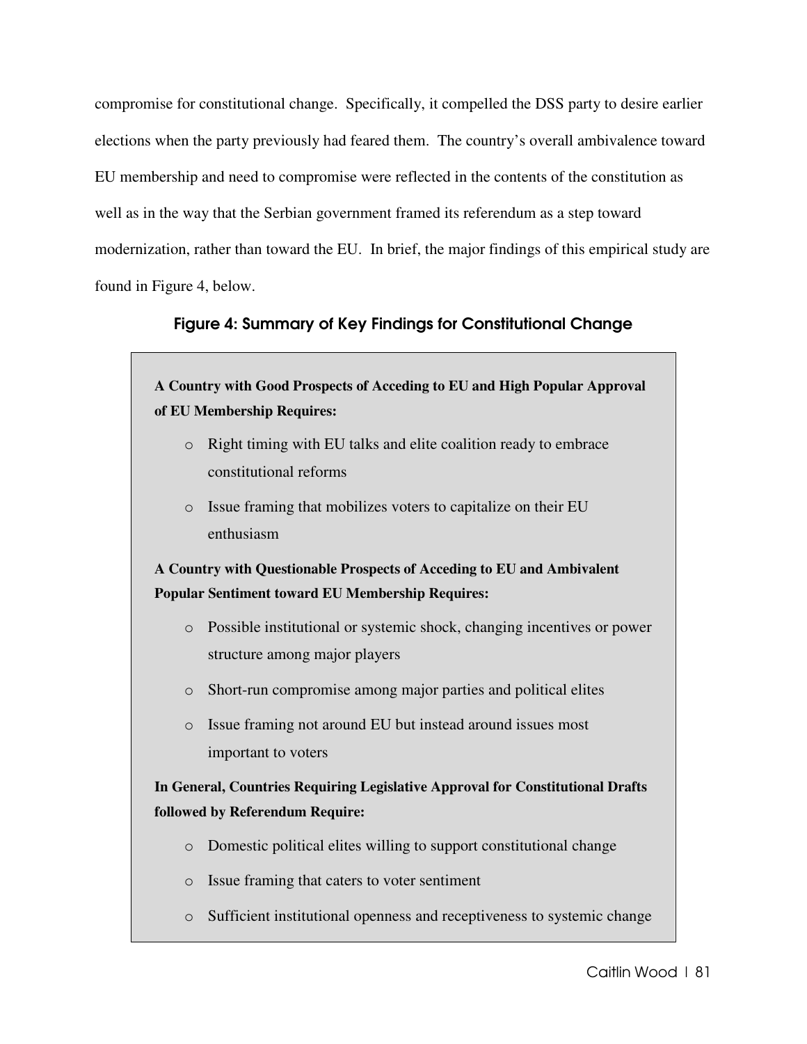compromise for constitutional change. Specifically, it compelled the DSS party to desire earlier elections when the party previously had feared them. The country's overall ambivalence toward EU membership and need to compromise were reflected in the contents of the constitution as well as in the way that the Serbian government framed its referendum as a step toward modernization, rather than toward the EU. In brief, the major findings of this empirical study are found in Figure 4, below.

**Figure 4: Summary of Key Findings for Constitutional Change**

**A Country with Good Prospects of Acceding to EU and High Popular Approval of EU Membership Requires:**

- Right timing with EU talks and elite coalition ready to embrace constitutional reforms
- Issue framing that mobilizes voters to capitalize on their EU enthusiasm

**A Country with Questionable Prospects of Acceding to EU and Ambivalent Popular Sentiment toward EU Membership Requires:**

- Possible institutional or systemic shock, changing incentives or power structure among major players
- Short-run compromise among major parties and political elites
- Issue framing not around EU but instead around issues most important to voters

**In General, Countries Requiring Legislative Approval for Constitutional Drafts followed by Referendum Require:**

- Domestic political elites willing to support constitutional change
- Issue framing that caters to voter sentiment
- Sufficient institutional openness and receptiveness to systemic change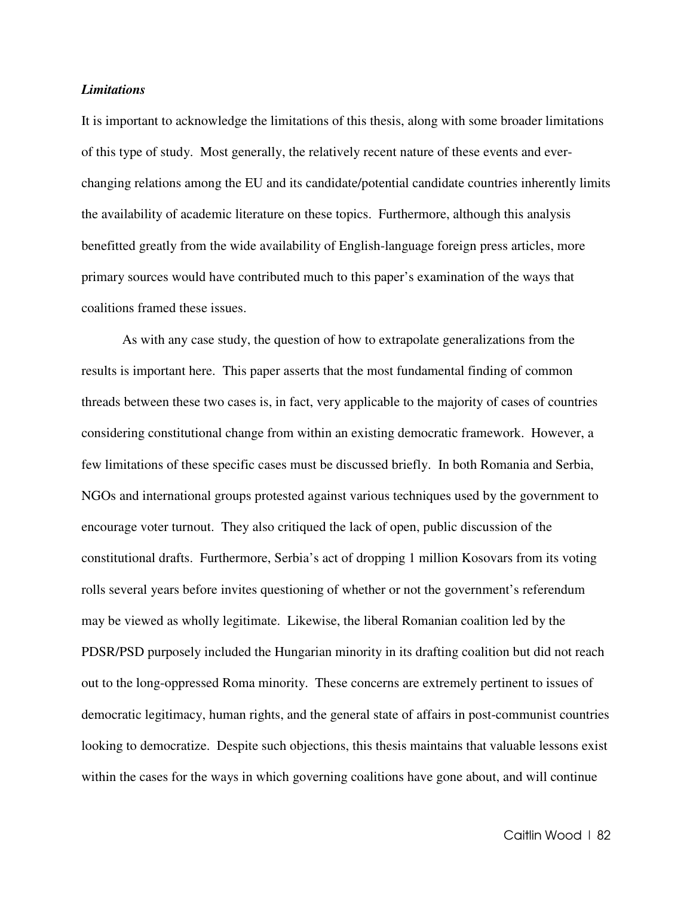### *Limitations*

It is important to acknowledge the limitations of this thesis, along with some broader limitations of this type of study. Most generally, the relatively recent nature of these events and ever-changing relations among the EU and its candidate/potential candidate countries inherently limits the availability of academic literature on these topics. Furthermore, although this analysis benefitted greatly from the wide availability of English-language foreign press articles, more primary sources would have contributed much to this paper's examination of the ways that coalitions framed these issues.

As with any case study, the question of how to extrapolate generalizations from the results is important here. This paper asserts that the most fundamental finding of common threads between these two cases is, in fact, very applicable to the majority of cases of countries considering constitutional change from within an existing democratic framework. However, a few limitations of these specific cases must be discussed briefly. In both Romania and Serbia, NGOs and international groups protested against various techniques used by the government to encourage voter turnout. They also critiqued the lack of open, public discussion of the constitutional drafts. Furthermore, Serbia's act of dropping 1 million Kosovars from its voting rolls several years before invites questioning of whether or not the government's referendum may be viewed as wholly legitimate. Likewise, the liberal Romanian coalition led by the PDSR/PSD purposely included the Hungarian minority in its drafting coalition but did not reach out to the long-oppressed Roma minority. These concerns are extremely pertinent to issues of democratic legitimacy, human rights, and the general state of affairs in post-communist countries looking to democratize. Despite such objections, this thesis maintains that valuable lessons exist within the cases for the ways in which governing coalitions have gone about, and will continue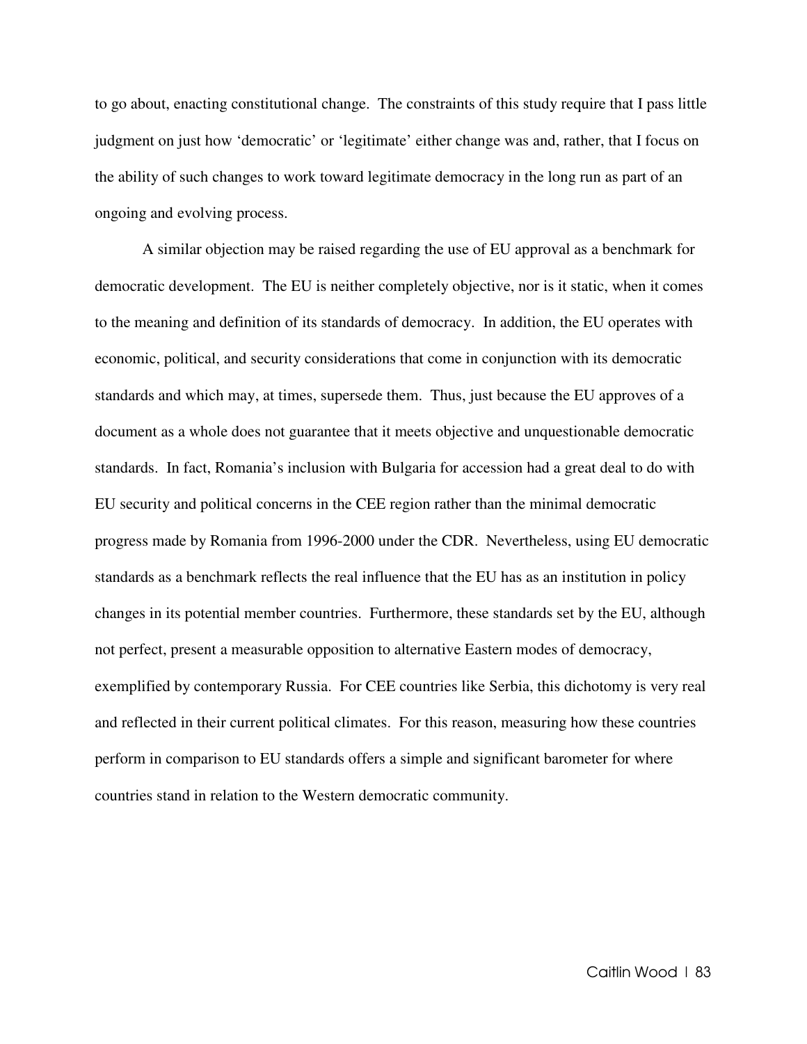to go about, enacting constitutional change. The constraints of this study require that I pass little judgment on just how 'democratic' or 'legitimate' either change was and, rather, that I focus on the ability of such changes to work toward legitimate democracy in the long run as part of an ongoing and evolving process.

A similar objection may be raised regarding the use of EU approval as a benchmark for democratic development. The EU is neither completely objective, nor is it static, when it comes to the meaning and definition of its standards of democracy. In addition, the EU operates with economic, political, and security considerations that come in conjunction with its democratic standards and which may, at times, supersede them. Thus, just because the EU approves of a document as a whole does not guarantee that it meets objective and unquestionable democratic standards. In fact, Romania's inclusion with Bulgaria for accession had a great deal to do with EU security and political concerns in the CEE region rather than the minimal democratic progress made by Romania from 1996-2000 under the CDR. Nevertheless, using EU democratic standards as a benchmark reflects the real influence that the EU has as an institution in policy changes in its potential member countries. Furthermore, these standards set by the EU, although not perfect, present a measurable opposition to alternative Eastern modes of democracy, exemplified by contemporary Russia. For CEE countries like Serbia, this dichotomy is very real and reflected in their current political climates. For this reason, measuring how these countries perform in comparison to EU standards offers a simple and significant barometer for where countries stand in relation to the Western democratic community.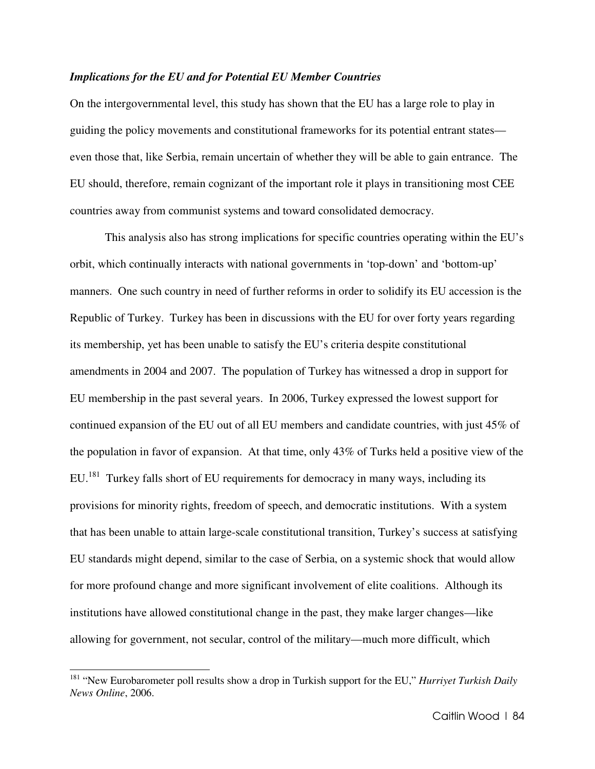### *Implications for the EU and for Potential EU Member Countries*

On the intergovernmental level, this study has shown that the EU has a large role to play in guiding the policy movements and constitutional frameworks for its potential entrant states—even those that, like Serbia, remain uncertain of whether they will be able to gain entrance. The EU should, therefore, remain cognizant of the important role it plays in transitioning most CEE countries away from communist systems and toward consolidated democracy.

This analysis also has strong implications for specific countries operating within the EU's orbit, which continually interacts with national governments in 'top-down' and 'bottom-up' manners. One such country in need of further reforms in order to solidify its EU accession is the Republic of Turkey. Turkey has been in discussions with the EU for over forty years regarding its membership, yet has been unable to satisfy the EU's criteria despite constitutional amendments in 2004 and 2007. The population of Turkey has witnessed a drop in support for EU membership in the past several years. In 2006, Turkey expressed the lowest support for continued expansion of the EU out of all EU members and candidate countries, with just 45% of the population in favor of expansion. At that time, only 43% of Turks held a positive view of the EU.[181] Turkey falls short of EU requirements for democracy in many ways, including its provisions for minority rights, freedom of speech, and democratic institutions. With a system that has been unable to attain large-scale constitutional transition, Turkey's success at satisfying EU standards might depend, similar to the case of Serbia, on a systemic shock that would allow for more profound change and more significant involvement of elite coalitions. Although its institutions have allowed constitutional change in the past, they make larger changes—like allowing for government, not secular, control of the military—much more difficult, which

---

[181] "New Eurobarometer poll results show a drop in Turkish support for the EU," *Hurriyet Turkish Daily News Online*, 2006.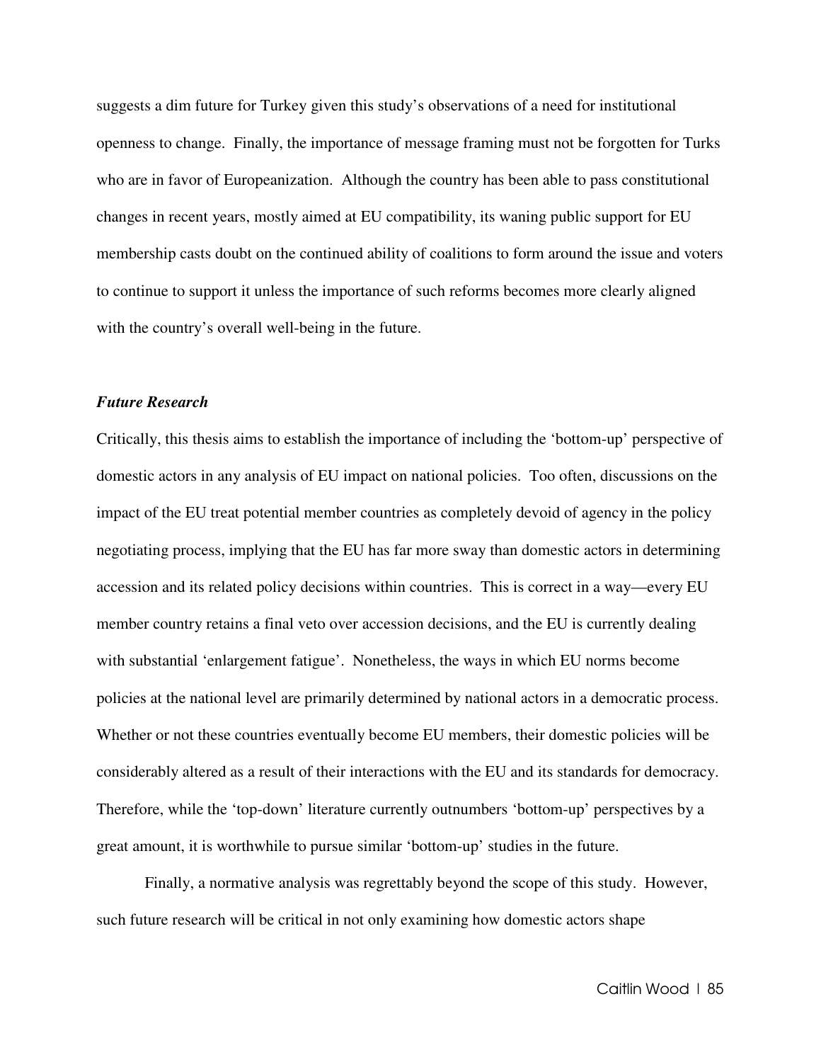suggests a dim future for Turkey given this study's observations of a need for institutional openness to change. Finally, the importance of message framing must not be forgotten for Turks who are in favor of Europeanization. Although the country has been able to pass constitutional changes in recent years, mostly aimed at EU compatibility, its waning public support for EU membership casts doubt on the continued ability of coalitions to form around the issue and voters to continue to support it unless the importance of such reforms becomes more clearly aligned with the country's overall well-being in the future.

### *Future Research*

Critically, this thesis aims to establish the importance of including the 'bottom-up' perspective of domestic actors in any analysis of EU impact on national policies. Too often, discussions on the impact of the EU treat potential member countries as completely devoid of agency in the policy negotiating process, implying that the EU has far more sway than domestic actors in determining accession and its related policy decisions within countries. This is correct in a way—every EU member country retains a final veto over accession decisions, and the EU is currently dealing with substantial 'enlargement fatigue'. Nonetheless, the ways in which EU norms become policies at the national level are primarily determined by national actors in a democratic process. Whether or not these countries eventually become EU members, their domestic policies will be considerably altered as a result of their interactions with the EU and its standards for democracy. Therefore, while the 'top-down' literature currently outnumbers 'bottom-up' perspectives by a great amount, it is worthwhile to pursue similar 'bottom-up' studies in the future.

Finally, a normative analysis was regrettably beyond the scope of this study. However, such future research will be critical in not only examining how domestic actors shape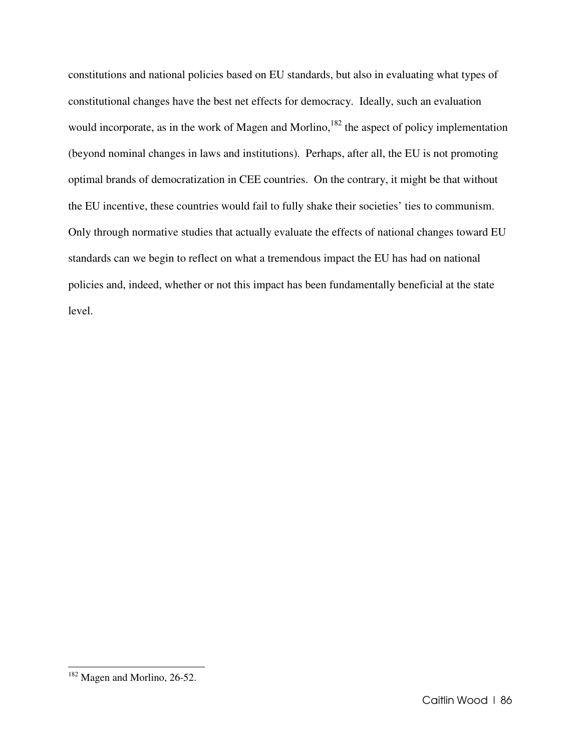constitutions and national policies based on EU standards, but also in evaluating what types of constitutional changes have the best net effects for democracy. Ideally, such an evaluation would incorporate, as in the work of Magen and Morlino,[182] the aspect of policy implementation (beyond nominal changes in laws and institutions). Perhaps, after all, the EU is not promoting optimal brands of democratization in CEE countries. On the contrary, it might be that without the EU incentive, these countries would fail to fully shake their societies' ties to communism. Only through normative studies that actually evaluate the effects of national changes toward EU standards can we begin to reflect on what a tremendous impact the EU has had on national policies and, indeed, whether or not this impact has been fundamentally beneficial at the state level.

---

[182] Magen and Morlino, 26-52.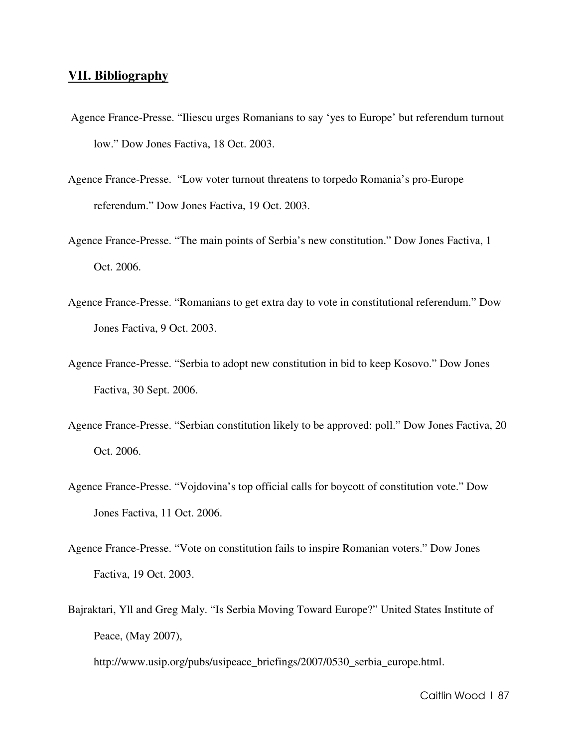## VII. Bibliography

Agence France-Presse. "Iliescu urges Romanians to say 'yes to Europe' but referendum turnout low." Dow Jones Factiva, 18 Oct. 2003.

Agence France-Presse. "Low voter turnout threatens to torpedo Romania's pro-Europe referendum." Dow Jones Factiva, 19 Oct. 2003.

Agence France-Presse. "The main points of Serbia's new constitution." Dow Jones Factiva, 1 Oct. 2006.

Agence France-Presse. "Romanians to get extra day to vote in constitutional referendum." Dow Jones Factiva, 9 Oct. 2003.

Agence France-Presse. "Serbia to adopt new constitution in bid to keep Kosovo." Dow Jones Factiva, 30 Sept. 2006.

Agence France-Presse. "Serbian constitution likely to be approved: poll." Dow Jones Factiva, 20 Oct. 2006.

Agence France-Presse. "Vojdovina's top official calls for boycott of constitution vote." Dow Jones Factiva, 11 Oct. 2006.

Agence France-Presse. "Vote on constitution fails to inspire Romanian voters." Dow Jones Factiva, 19 Oct. 2003.

Bajraktari, Yll and Greg Maly. "Is Serbia Moving Toward Europe?" United States Institute of Peace, (May 2007), http://www.usip.org/pubs/usipeace_briefings/2007/0530_serbia_europe.html.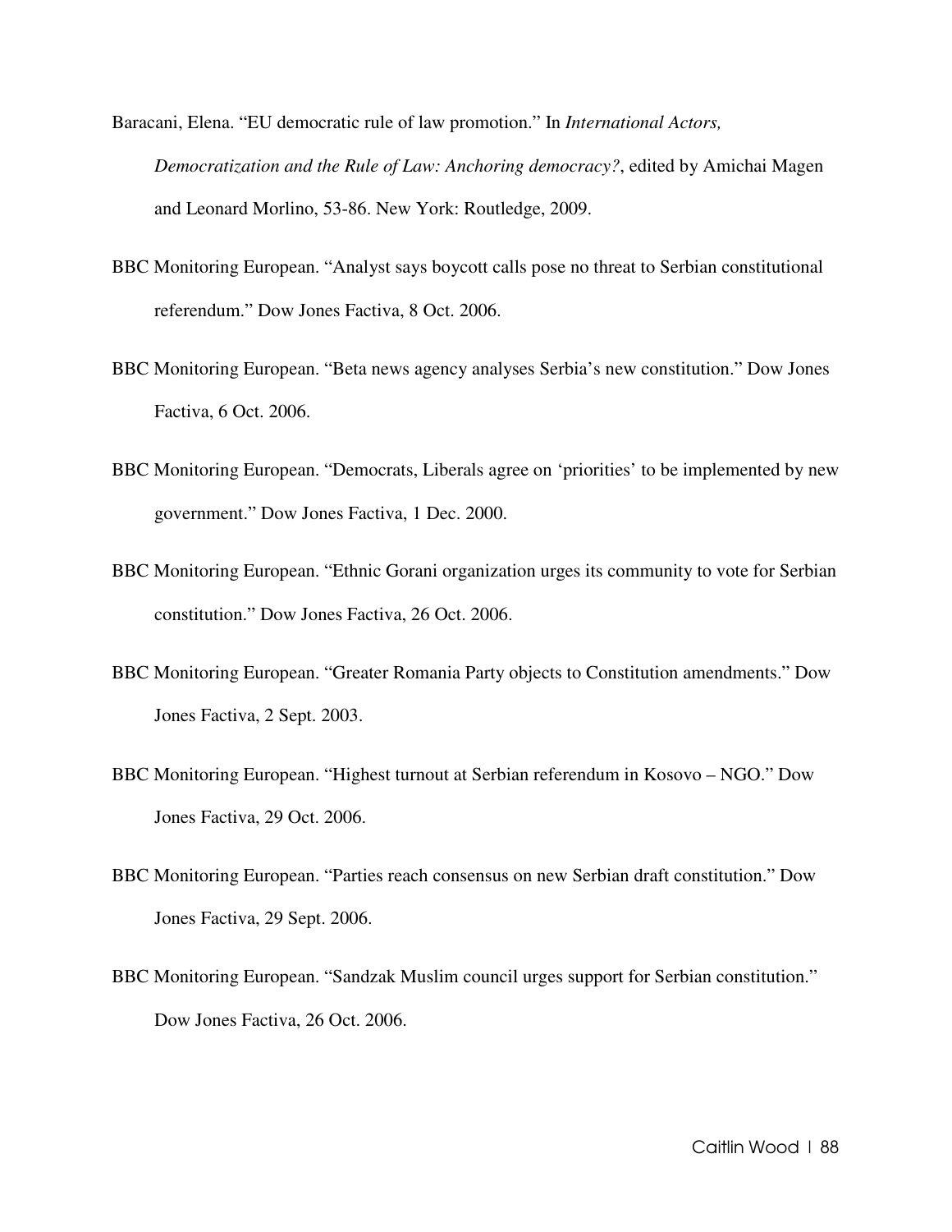Baracani, Elena. "EU democratic rule of law promotion." In *International Actors, Democratization and the Rule of Law: Anchoring democracy?*, edited by Amichai Magen and Leonard Morlino, 53-86. New York: Routledge, 2009.

BBC Monitoring European. "Analyst says boycott calls pose no threat to Serbian constitutional referendum." Dow Jones Factiva, 8 Oct. 2006.

BBC Monitoring European. "Beta news agency analyses Serbia's new constitution." Dow Jones Factiva, 6 Oct. 2006.

BBC Monitoring European. "Democrats, Liberals agree on 'priorities' to be implemented by new government." Dow Jones Factiva, 1 Dec. 2000.

BBC Monitoring European. "Ethnic Gorani organization urges its community to vote for Serbian constitution." Dow Jones Factiva, 26 Oct. 2006.

BBC Monitoring European. "Greater Romania Party objects to Constitution amendments." Dow Jones Factiva, 2 Sept. 2003.

BBC Monitoring European. "Highest turnout at Serbian referendum in Kosovo – NGO." Dow Jones Factiva, 29 Oct. 2006.

BBC Monitoring European. "Parties reach consensus on new Serbian draft constitution." Dow Jones Factiva, 29 Sept. 2006.

BBC Monitoring European. "Sandzak Muslim council urges support for Serbian constitution." Dow Jones Factiva, 26 Oct. 2006.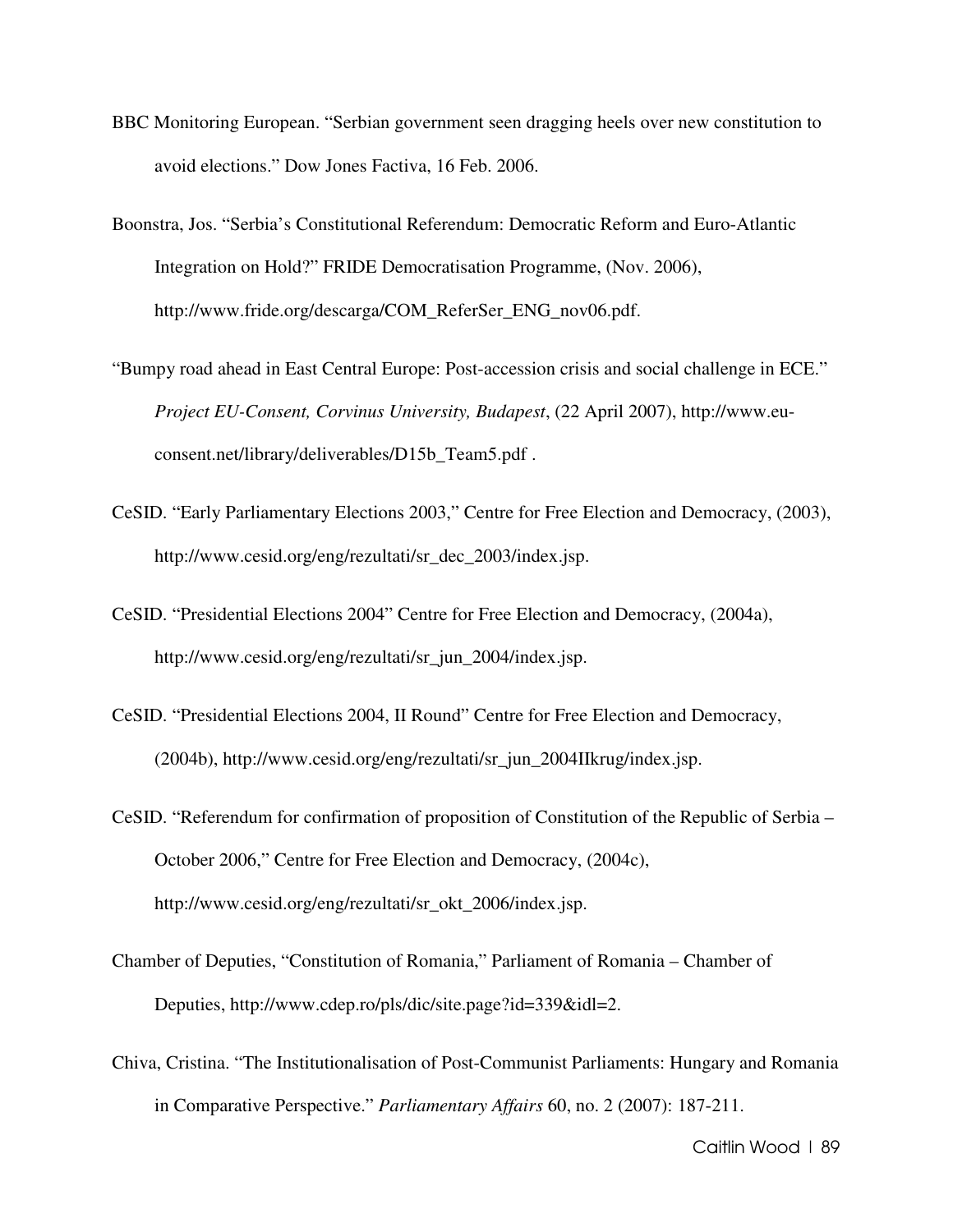BBC Monitoring European. "Serbian government seen dragging heels over new constitution to avoid elections." Dow Jones Factiva, 16 Feb. 2006.

Boonstra, Jos. "Serbia's Constitutional Referendum: Democratic Reform and Euro-Atlantic Integration on Hold?" FRIDE Democratisation Programme, (Nov. 2006), http://www.fride.org/descarga/COM_ReferSer_ENG_nov06.pdf.

"Bumpy road ahead in East Central Europe: Post-accession crisis and social challenge in ECE." *Project EU-Consent, Corvinus University, Budapest*, (22 April 2007), http://www.eu-consent.net/library/deliverables/D15b_Team5.pdf .

CeSID. "Early Parliamentary Elections 2003," Centre for Free Election and Democracy, (2003), http://www.cesid.org/eng/rezultati/sr_dec_2003/index.jsp.

CeSID. "Presidential Elections 2004" Centre for Free Election and Democracy, (2004a), http://www.cesid.org/eng/rezultati/sr_jun_2004/index.jsp.

CeSID. "Presidential Elections 2004, II Round" Centre for Free Election and Democracy, (2004b), http://www.cesid.org/eng/rezultati/sr_jun_2004IIkrug/index.jsp.

CeSID. "Referendum for confirmation of proposition of Constitution of the Republic of Serbia – October 2006," Centre for Free Election and Democracy, (2004c), http://www.cesid.org/eng/rezultati/sr_okt_2006/index.jsp.

Chamber of Deputies, "Constitution of Romania," Parliament of Romania – Chamber of Deputies, http://www.cdep.ro/pls/dic/site.page?id=339&idl=2.

Chiva, Cristina. "The Institutionalisation of Post-Communist Parliaments: Hungary and Romania in Comparative Perspective." *Parliamentary Affairs* 60, no. 2 (2007): 187-211.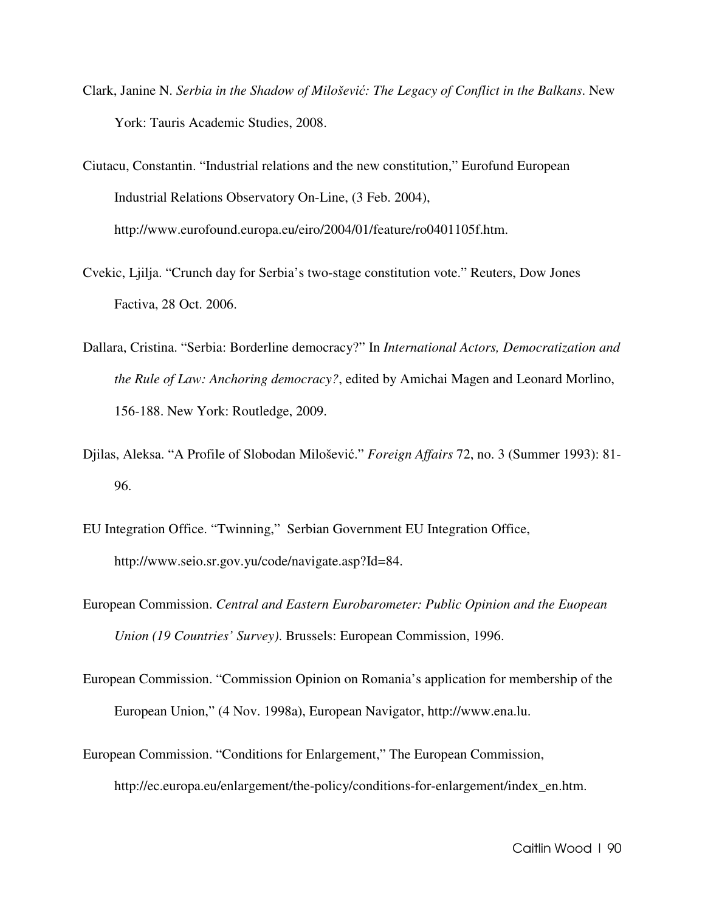Clark, Janine N. *Serbia in the Shadow of Milošević: The Legacy of Conflict in the Balkans*. New York: Tauris Academic Studies, 2008.

Ciutacu, Constantin. "Industrial relations and the new constitution," Eurofund European Industrial Relations Observatory On-Line, (3 Feb. 2004), http://www.eurofound.europa.eu/eiro/2004/01/feature/ro0401105f.htm.

Cvekic, Ljilja. "Crunch day for Serbia's two-stage constitution vote." Reuters, Dow Jones Factiva, 28 Oct. 2006.

Dallara, Cristina. "Serbia: Borderline democracy?" In *International Actors, Democratization and the Rule of Law: Anchoring democracy?*, edited by Amichai Magen and Leonard Morlino, 156-188. New York: Routledge, 2009.

Djilas, Aleksa. "A Profile of Slobodan Milošević." *Foreign Affairs* 72, no. 3 (Summer 1993): 81-96.

EU Integration Office. "Twinning," Serbian Government EU Integration Office, http://www.seio.sr.gov.yu/code/navigate.asp?Id=84.

European Commission. *Central and Eastern Eurobarometer: Public Opinion and the Euopean Union (19 Countries' Survey)*. Brussels: European Commission, 1996.

European Commission. "Commission Opinion on Romania's application for membership of the European Union," (4 Nov. 1998a), European Navigator, http://www.ena.lu.

European Commission. "Conditions for Enlargement," The European Commission, http://ec.europa.eu/enlargement/the-policy/conditions-for-enlargement/index_en.htm.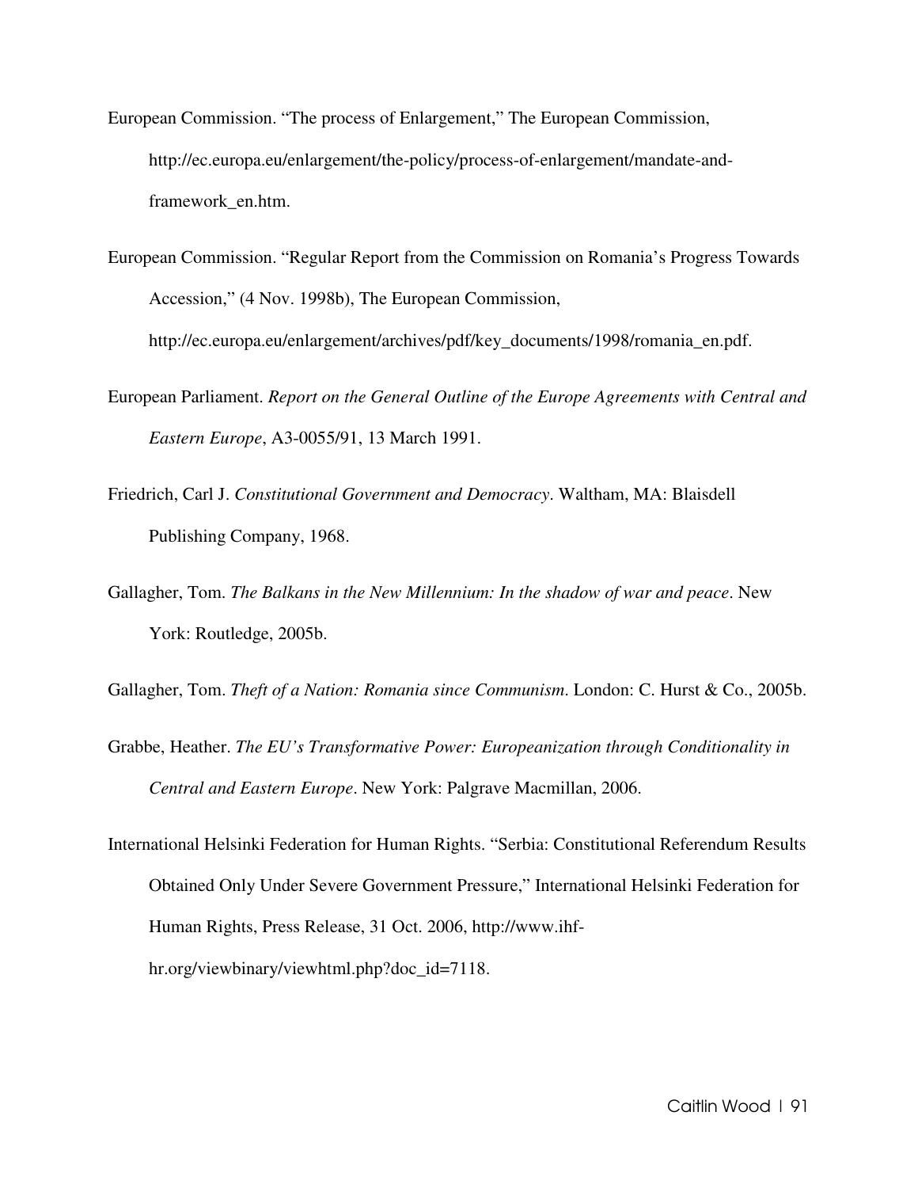European Commission. "The process of Enlargement," The European Commission, http://ec.europa.eu/enlargement/the-policy/process-of-enlargement/mandate-and-framework_en.htm.

European Commission. "Regular Report from the Commission on Romania's Progress Towards Accession," (4 Nov. 1998b), The European Commission, http://ec.europa.eu/enlargement/archives/pdf/key_documents/1998/romania_en.pdf.

European Parliament. *Report on the General Outline of the Europe Agreements with Central and Eastern Europe*, A3-0055/91, 13 March 1991.

Friedrich, Carl J. *Constitutional Government and Democracy*. Waltham, MA: Blaisdell Publishing Company, 1968.

Gallagher, Tom. *The Balkans in the New Millennium: In the shadow of war and peace*. New York: Routledge, 2005b.

Gallagher, Tom. *Theft of a Nation: Romania since Communism*. London: C. Hurst & Co., 2005b.

Grabbe, Heather. *The EU's Transformative Power: Europeanization through Conditionality in Central and Eastern Europe*. New York: Palgrave Macmillan, 2006.

International Helsinki Federation for Human Rights. "Serbia: Constitutional Referendum Results Obtained Only Under Severe Government Pressure," International Helsinki Federation for Human Rights, Press Release, 31 Oct. 2006, http://www.ihf-hr.org/viewbinary/viewhtml.php?doc_id=7118.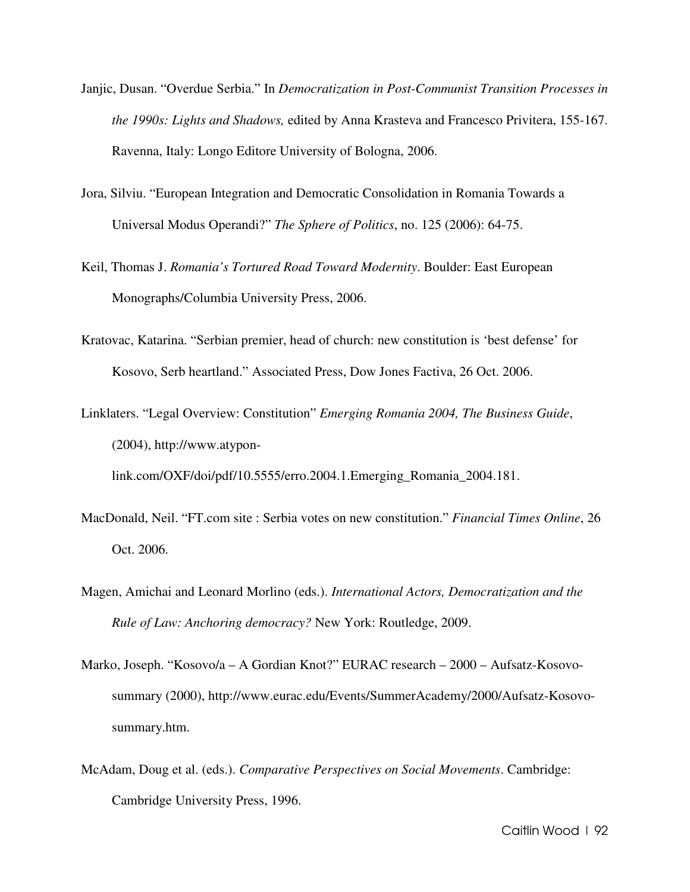Janjic, Dusan. "Overdue Serbia." In *Democratization in Post-Communist Transition Processes in the 1990s: Lights and Shadows,* edited by Anna Krasteva and Francesco Privitera, 155-167. Ravenna, Italy: Longo Editore University of Bologna, 2006.

Jora, Silviu. "European Integration and Democratic Consolidation in Romania Towards a Universal Modus Operandi?" *The Sphere of Politics*, no. 125 (2006): 64-75.

Keil, Thomas J. *Romania's Tortured Road Toward Modernity*. Boulder: East European Monographs/Columbia University Press, 2006.

Kratovac, Katarina. "Serbian premier, head of church: new constitution is 'best defense' for Kosovo, Serb heartland." Associated Press, Dow Jones Factiva, 26 Oct. 2006.

Linklaters. "Legal Overview: Constitution" *Emerging Romania 2004, The Business Guide*, (2004), http://www.atypon-link.com/OXF/doi/pdf/10.5555/erro.2004.1.Emerging_Romania_2004.181.

MacDonald, Neil. "FT.com site : Serbia votes on new constitution." *Financial Times Online*, 26 Oct. 2006.

Magen, Amichai and Leonard Morlino (eds.). *International Actors, Democratization and the Rule of Law: Anchoring democracy?* New York: Routledge, 2009.

Marko, Joseph. "Kosovo/a – A Gordian Knot?" EURAC research – 2000 – Aufsatz-Kosovo-summary (2000), http://www.eurac.edu/Events/SummerAcademy/2000/Aufsatz-Kosovo-summary.htm.

McAdam, Doug et al. (eds.). *Comparative Perspectives on Social Movements*. Cambridge: Cambridge University Press, 1996.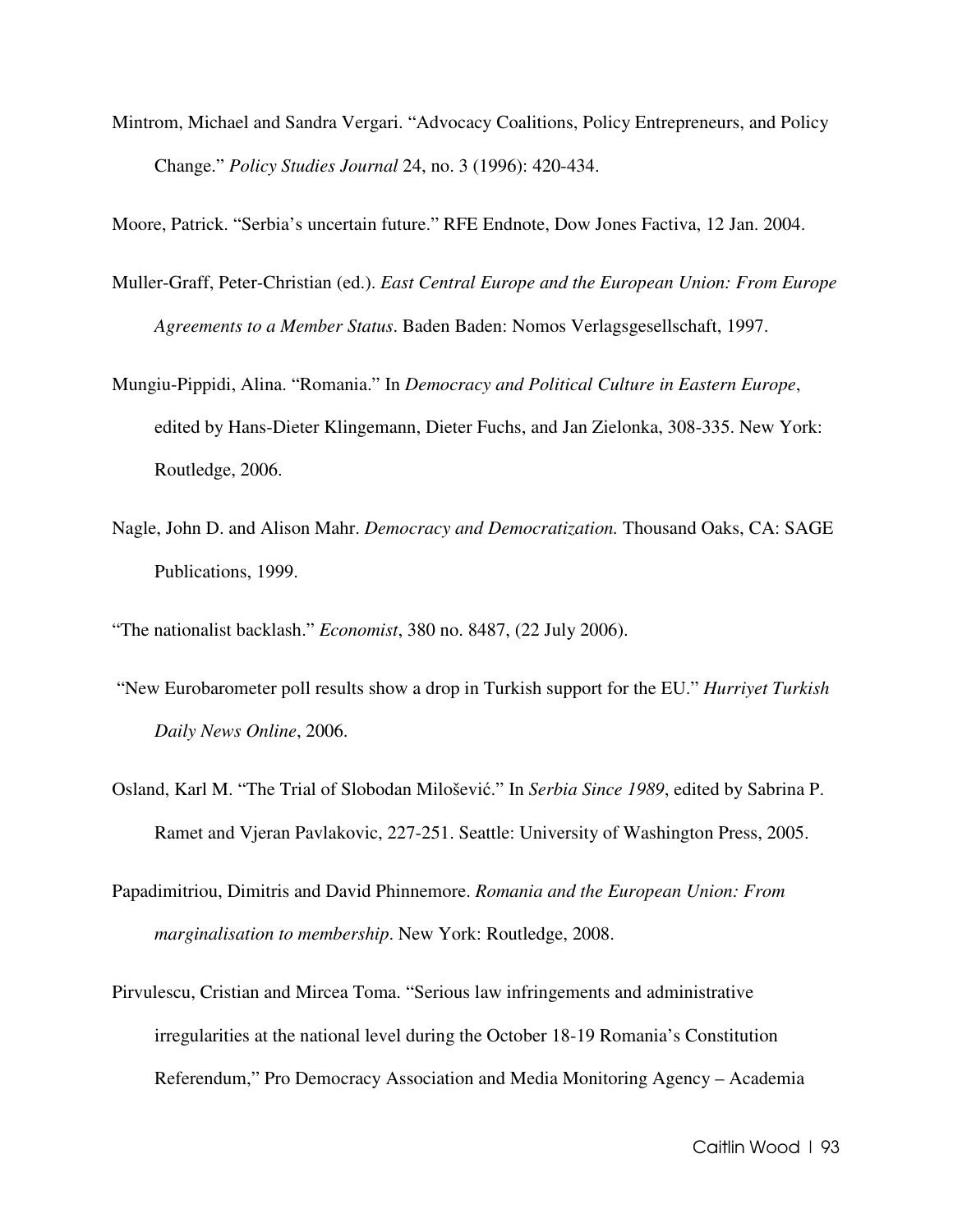Mintrom, Michael and Sandra Vergari. "Advocacy Coalitions, Policy Entrepreneurs, and Policy Change." *Policy Studies Journal* 24, no. 3 (1996): 420-434.

Moore, Patrick. "Serbia's uncertain future." RFE Endnote, Dow Jones Factiva, 12 Jan. 2004.

Muller-Graff, Peter-Christian (ed.). *East Central Europe and the European Union: From Europe Agreements to a Member Status*. Baden Baden: Nomos Verlagsgesellschaft, 1997.

Mungiu-Pippidi, Alina. "Romania." In *Democracy and Political Culture in Eastern Europe*, edited by Hans-Dieter Klingemann, Dieter Fuchs, and Jan Zielonka, 308-335. New York: Routledge, 2006.

Nagle, John D. and Alison Mahr. *Democracy and Democratization.* Thousand Oaks, CA: SAGE Publications, 1999.

"The nationalist backlash." *Economist*, 380 no. 8487, (22 July 2006).

"New Eurobarometer poll results show a drop in Turkish support for the EU." *Hurriyet Turkish Daily News Online*, 2006.

Osland, Karl M. "The Trial of Slobodan Milošević." In *Serbia Since 1989*, edited by Sabrina P. Ramet and Vjeran Pavlakovic, 227-251. Seattle: University of Washington Press, 2005.

Papadimitriou, Dimitris and David Phinnemore. *Romania and the European Union: From marginalisation to membership*. New York: Routledge, 2008.

Pirvulescu, Cristian and Mircea Toma. "Serious law infringements and administrative irregularities at the national level during the October 18-19 Romania's Constitution Referendum," Pro Democracy Association and Media Monitoring Agency – Academia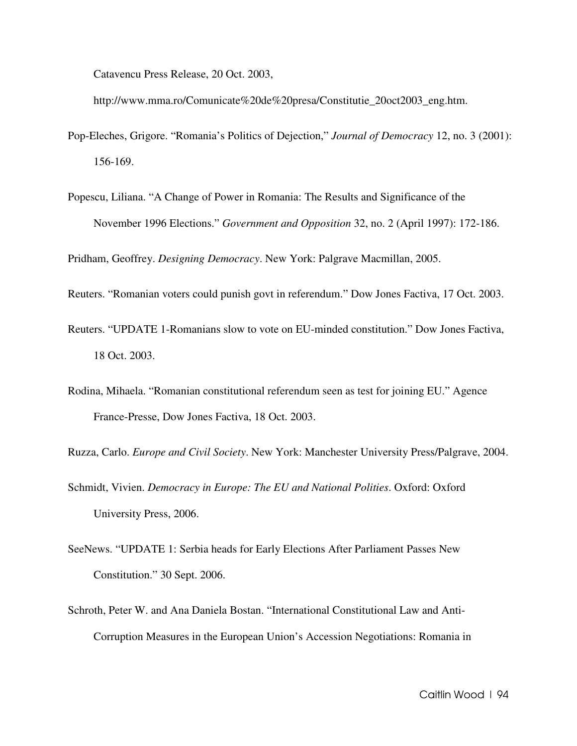Catavencu Press Release, 20 Oct. 2003, http://www.mma.ro/Comunicate%20de%20presa/Constitutie_20oct2003_eng.htm.

Pop-Eleches, Grigore. "Romania's Politics of Dejection," *Journal of Democracy* 12, no. 3 (2001): 156-169.

Popescu, Liliana. "A Change of Power in Romania: The Results and Significance of the November 1996 Elections." *Government and Opposition* 32, no. 2 (April 1997): 172-186.

Pridham, Geoffrey. *Designing Democracy*. New York: Palgrave Macmillan, 2005.

Reuters. "Romanian voters could punish govt in referendum." Dow Jones Factiva, 17 Oct. 2003.

Reuters. "UPDATE 1-Romanians slow to vote on EU-minded constitution." Dow Jones Factiva, 18 Oct. 2003.

Rodina, Mihaela. "Romanian constitutional referendum seen as test for joining EU." Agence France-Presse, Dow Jones Factiva, 18 Oct. 2003.

Ruzza, Carlo. *Europe and Civil Society*. New York: Manchester University Press/Palgrave, 2004.

Schmidt, Vivien. *Democracy in Europe: The EU and National Polities*. Oxford: Oxford University Press, 2006.

SeeNews. "UPDATE 1: Serbia heads for Early Elections After Parliament Passes New Constitution." 30 Sept. 2006.

Schroth, Peter W. and Ana Daniela Bostan. "International Constitutional Law and Anti-Corruption Measures in the European Union's Accession Negotiations: Romania in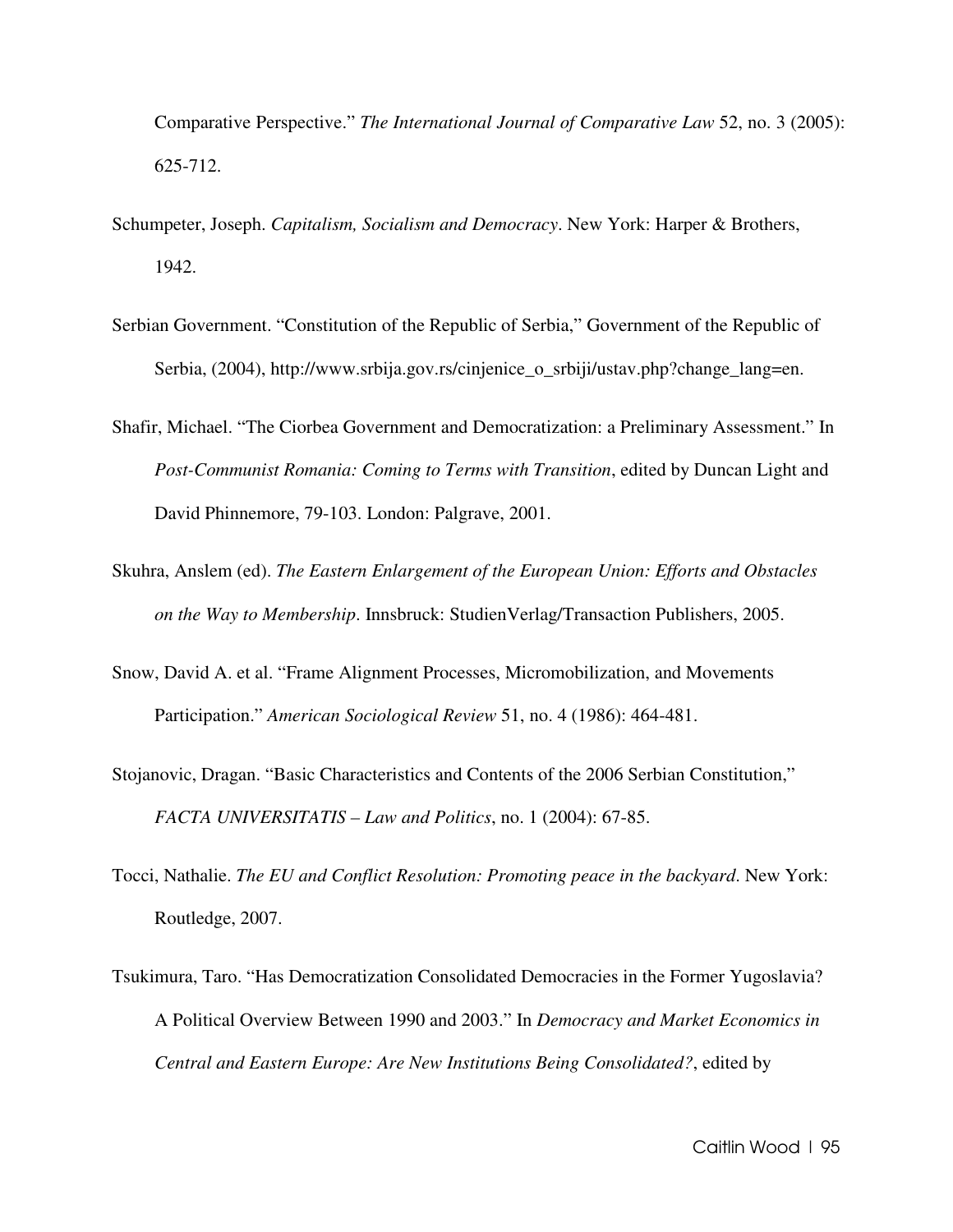Comparative Perspective." *The International Journal of Comparative Law* 52, no. 3 (2005): 625-712.

Schumpeter, Joseph. *Capitalism, Socialism and Democracy*. New York: Harper & Brothers, 1942.

Serbian Government. "Constitution of the Republic of Serbia," Government of the Republic of Serbia, (2004), http://www.srbija.gov.rs/cinjenice_o_srbiji/ustav.php?change_lang=en.

Shafir, Michael. "The Ciorbea Government and Democratization: a Preliminary Assessment." In *Post-Communist Romania: Coming to Terms with Transition*, edited by Duncan Light and David Phinnemore, 79-103. London: Palgrave, 2001.

Skuhra, Anslem (ed). *The Eastern Enlargement of the European Union: Efforts and Obstacles on the Way to Membership*. Innsbruck: StudienVerlag/Transaction Publishers, 2005.

Snow, David A. et al. "Frame Alignment Processes, Micromobilization, and Movements Participation." *American Sociological Review* 51, no. 4 (1986): 464-481.

Stojanovic, Dragan. "Basic Characteristics and Contents of the 2006 Serbian Constitution," *FACTA UNIVERSITATIS – Law and Politics*, no. 1 (2004): 67-85.

Tocci, Nathalie. *The EU and Conflict Resolution: Promoting peace in the backyard*. New York: Routledge, 2007.

Tsukimura, Taro. "Has Democratization Consolidated Democracies in the Former Yugoslavia? A Political Overview Between 1990 and 2003." In *Democracy and Market Economics in Central and Eastern Europe: Are New Institutions Being Consolidated?*, edited by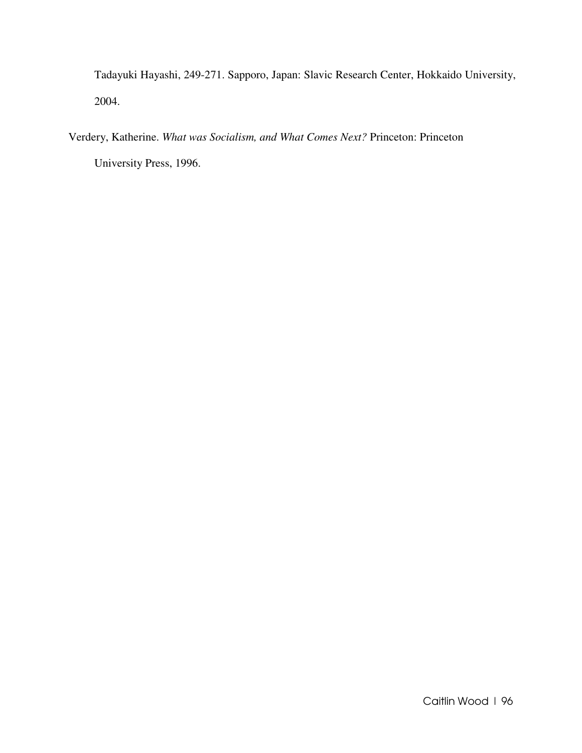Tadayuki Hayashi, 249-271. Sapporo, Japan: Slavic Research Center, Hokkaido University, 2004.

Verdery, Katherine. *What was Socialism, and What Comes Next?* Princeton: Princeton University Press, 1996.